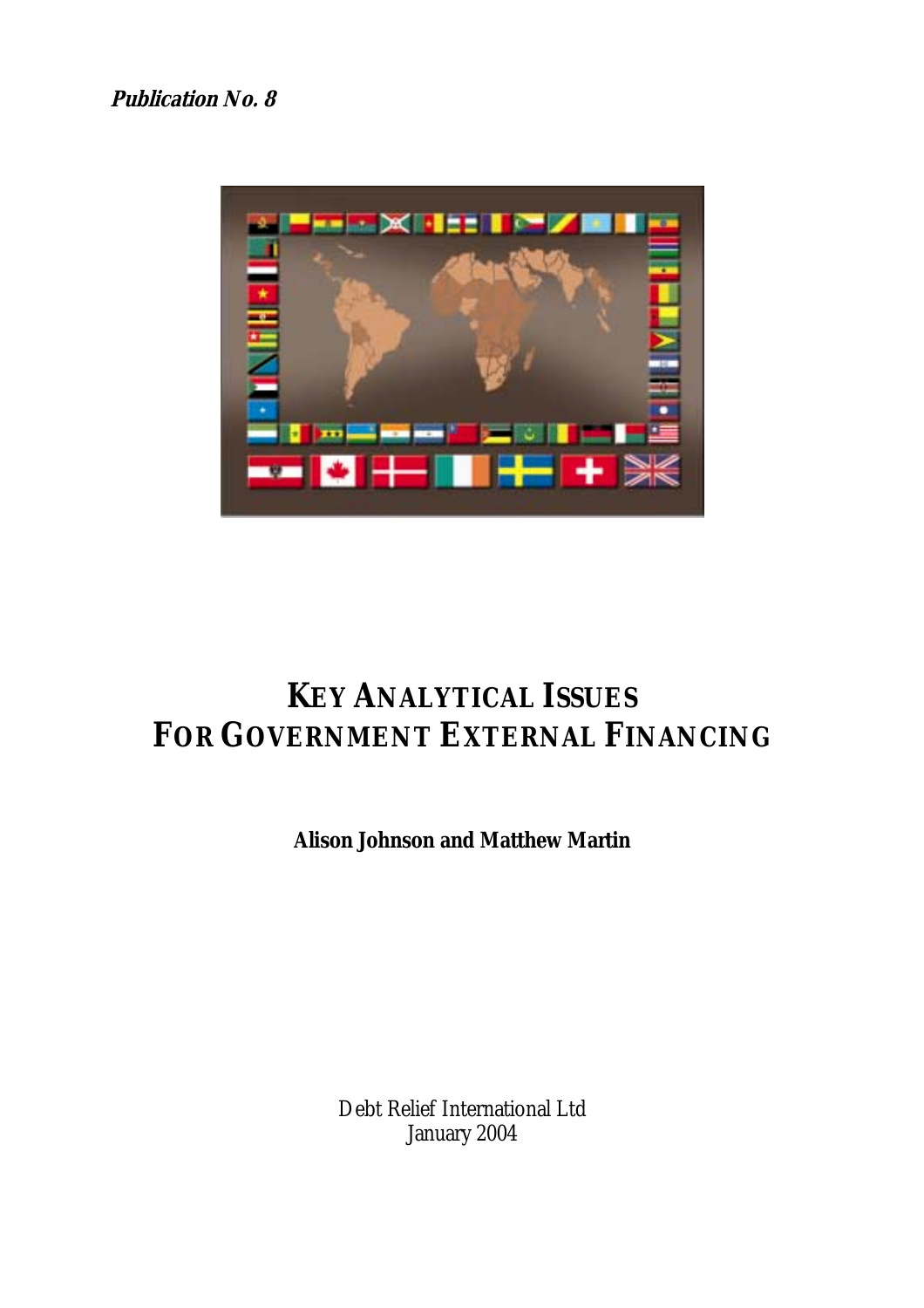***Publication No. 8***

# KEY ANALYTICAL ISSUES FOR GOVERNMENT EXTERNAL FINANCING

**Alison Johnson and Matthew Martin**

Debt Relief International Ltd
January 2004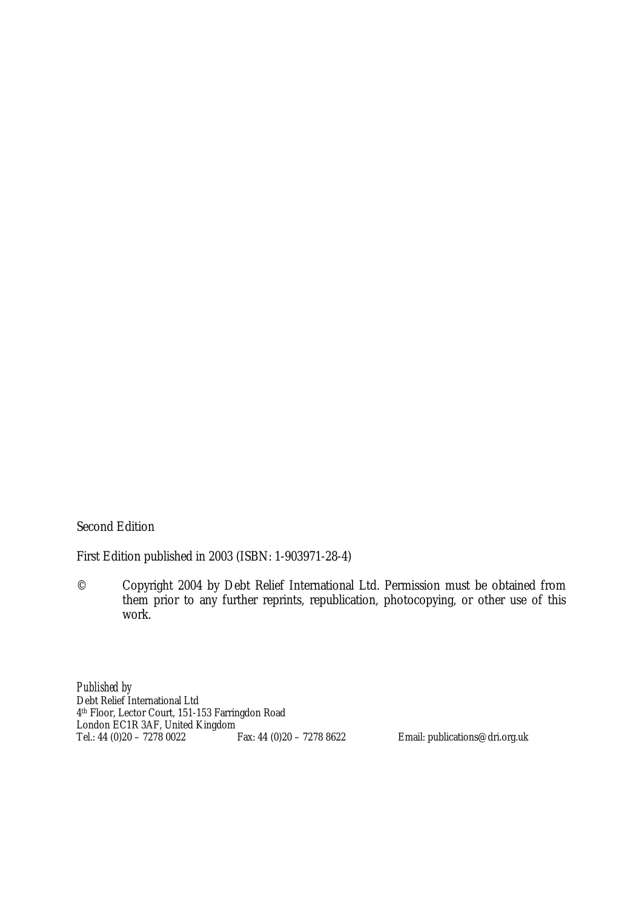Second Edition

First Edition published in 2003 (ISBN: 1-903971-28-4)

© Copyright 2004 by Debt Relief International Ltd. Permission must be obtained from them prior to any further reprints, republication, photocopying, or other use of this work.

*Published by*
Debt Relief International Ltd
4th Floor, Lector Court, 151-153 Farringdon Road
London EC1R 3AF, United Kingdom
Tel.: 44 (0)20 – 7278 0022 Fax: 44 (0)20 – 7278 8622 Email: publications@dri.org.uk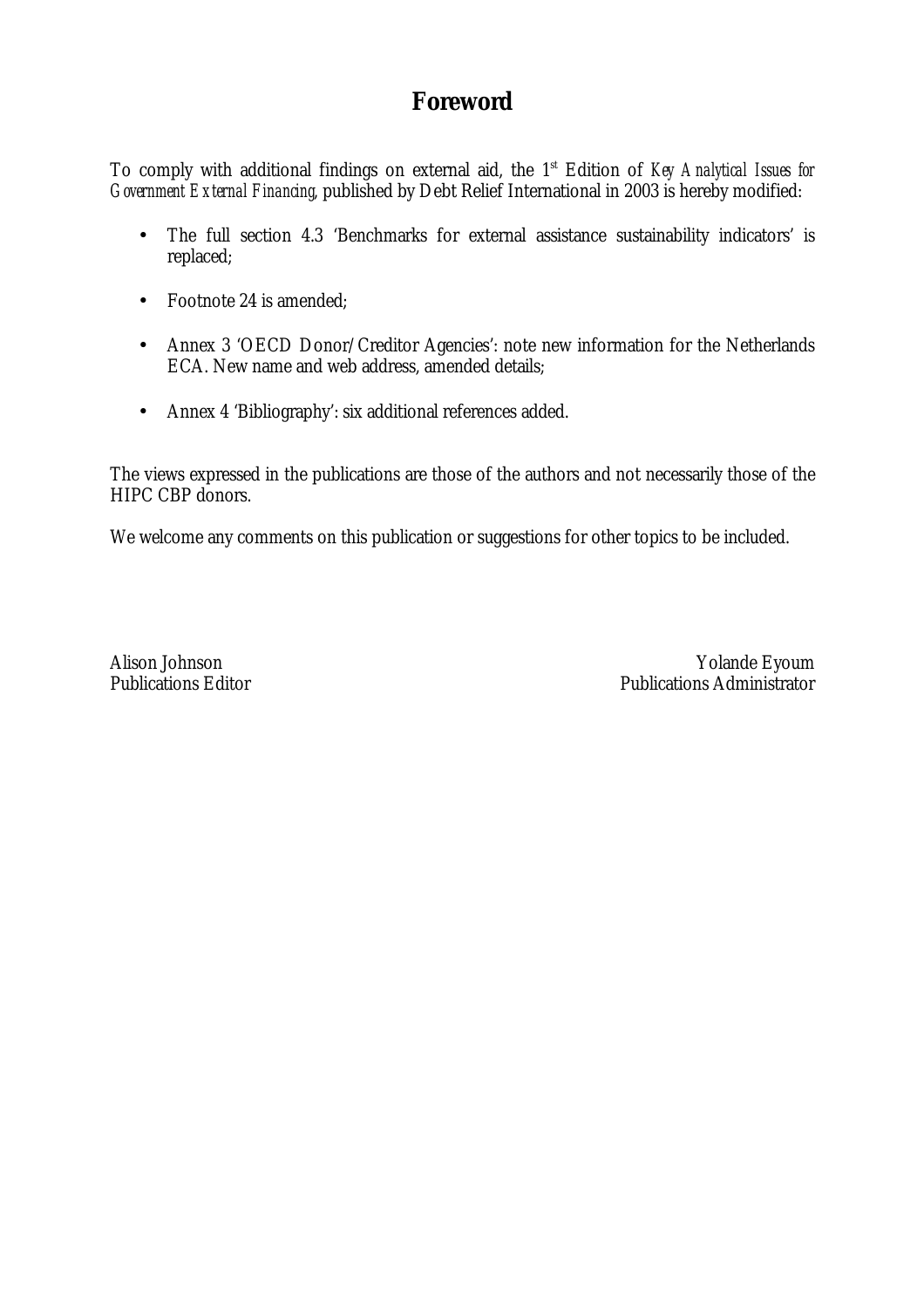# Foreword

To comply with additional findings on external aid, the 1st Edition of *Key Analytical Issues for Government External Financing*, published by Debt Relief International in 2003 is hereby modified:

- The full section 4.3 'Benchmarks for external assistance sustainability indicators' is replaced;
- Footnote 24 is amended;
- Annex 3 'OECD Donor/Creditor Agencies': note new information for the Netherlands ECA. New name and web address, amended details;
- Annex 4 'Bibliography': six additional references added.

The views expressed in the publications are those of the authors and not necessarily those of the HIPC CBP donors.

We welcome any comments on this publication or suggestions for other topics to be included.

Alison Johnson
Publications Editor

Yolande Eyoum
Publications Administrator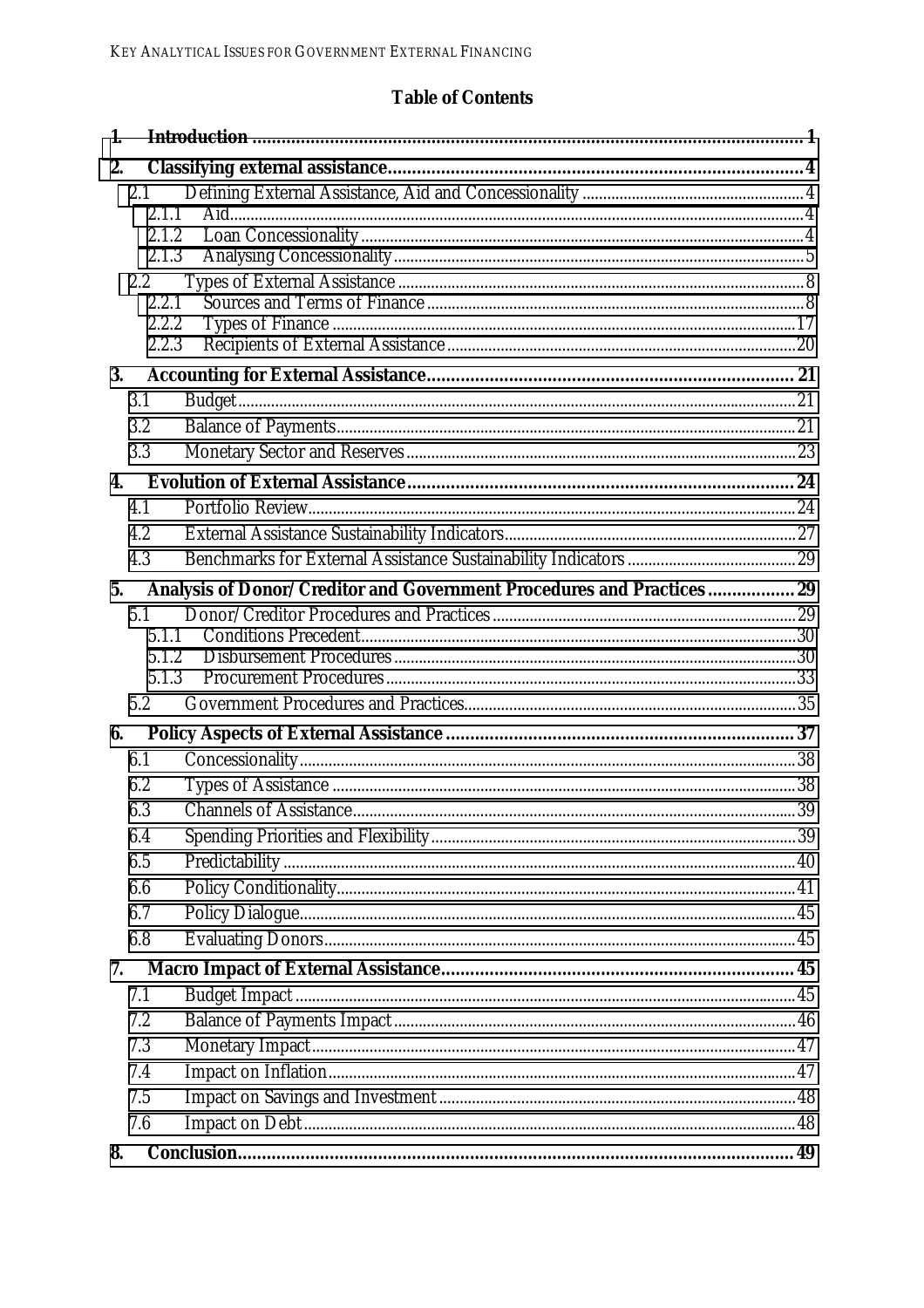## Table of Contents

| | | |
|---|---|---|
| **1.** | **Introduction** | **1** |
| **2.** | **Classifying external assistance** | **4** |
| 2.1 | Defining External Assistance, Aid and Concessionality | 4 |
| 2.1.1 | Aid | 4 |
| 2.1.2 | Loan Concessionality | 4 |
| 2.1.3 | Analysing Concessionality | 5 |
| 2.2 | Types of External Assistance | 8 |
| 2.2.1 | Sources and Terms of Finance | 8 |
| 2.2.2 | Types of Finance | 17 |
| 2.2.3 | Recipients of External Assistance | 20 |
| **3.** | **Accounting for External Assistance** | **21** |
| 3.1 | Budget | 21 |
| 3.2 | Balance of Payments | 21 |
| 3.3 | Monetary Sector and Reserves | 23 |
| **4.** | **Evolution of External Assistance** | **24** |
| 4.1 | Portfolio Review | 24 |
| 4.2 | External Assistance Sustainability Indicators | 27 |
| 4.3 | Benchmarks for External Assistance Sustainability Indicators | 29 |
| **5.** | **Analysis of Donor/Creditor and Government Procedures and Practices** | **29** |
| 5.1 | Donor/Creditor Procedures and Practices | 29 |
| 5.1.1 | Conditions Precedent | 30 |
| 5.1.2 | Disbursement Procedures | 30 |
| 5.1.3 | Procurement Procedures | 33 |
| 5.2 | Government Procedures and Practices | 35 |
| **6.** | **Policy Aspects of External Assistance** | **37** |
| 6.1 | Concessionality | 38 |
| 6.2 | Types of Assistance | 38 |
| 6.3 | Channels of Assistance | 39 |
| 6.4 | Spending Priorities and Flexibility | 39 |
| 6.5 | Predictability | 40 |
| 6.6 | Policy Conditionality | 41 |
| 6.7 | Policy Dialogue | 45 |
| 6.8 | Evaluating Donors | 45 |
| **7.** | **Macro Impact of External Assistance** | **45** |
| 7.1 | Budget Impact | 45 |
| 7.2 | Balance of Payments Impact | 46 |
| 7.3 | Monetary Impact | 47 |
| 7.4 | Impact on Inflation | 47 |
| 7.5 | Impact on Savings and Investment | 48 |
| 7.6 | Impact on Debt | 48 |
| **8.** | **Conclusion** | **49** |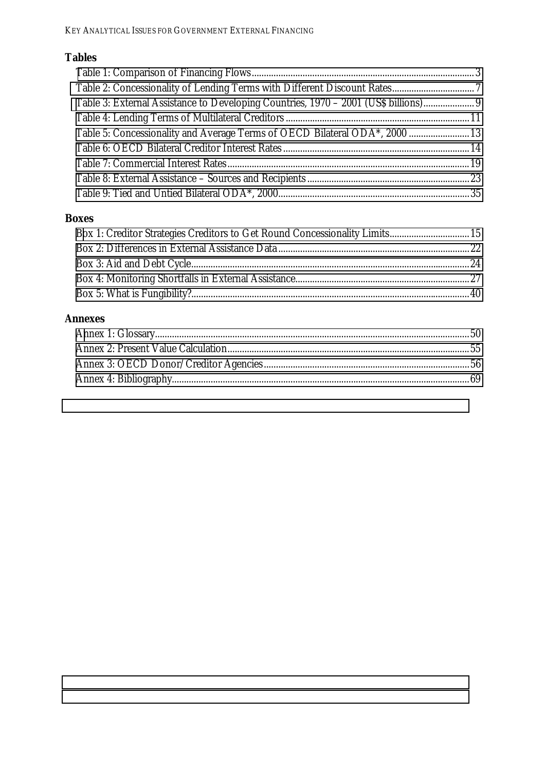## Tables

- Table 1: Comparison of Financing Flows ... 3
- Table 2: Concessionality of Lending Terms with Different Discount Rates ... 7
- Table 3: External Assistance to Developing Countries, 1970 – 2001 (US$ billions) ... 9
- Table 4: Lending Terms of Multilateral Creditors ... 11
- Table 5: Concessionality and Average Terms of OECD Bilateral ODA*, 2000 ... 13
- Table 6: OECD Bilateral Creditor Interest Rates ... 14
- Table 7: Commercial Interest Rates ... 19
- Table 8: External Assistance – Sources and Recipients ... 23
- Table 9: Tied and Untied Bilateral ODA*, 2000 ... 35

## Boxes

- Box 1: Creditor Strategies Creditors to Get Round Concessionality Limits ... 15
- Box 2: Differences in External Assistance Data ... 22
- Box 3: Aid and Debt Cycle ... 24
- Box 4: Monitoring Shortfalls in External Assistance ... 27
- Box 5: What is Fungibility? ... 40

## Annexes

- Annex 1: Glossary ... 50
- Annex 2: Present Value Calculation ... 55
- Annex 3: OECD Donor/Creditor Agencies ... 56
- Annex 4: Bibliography ... 69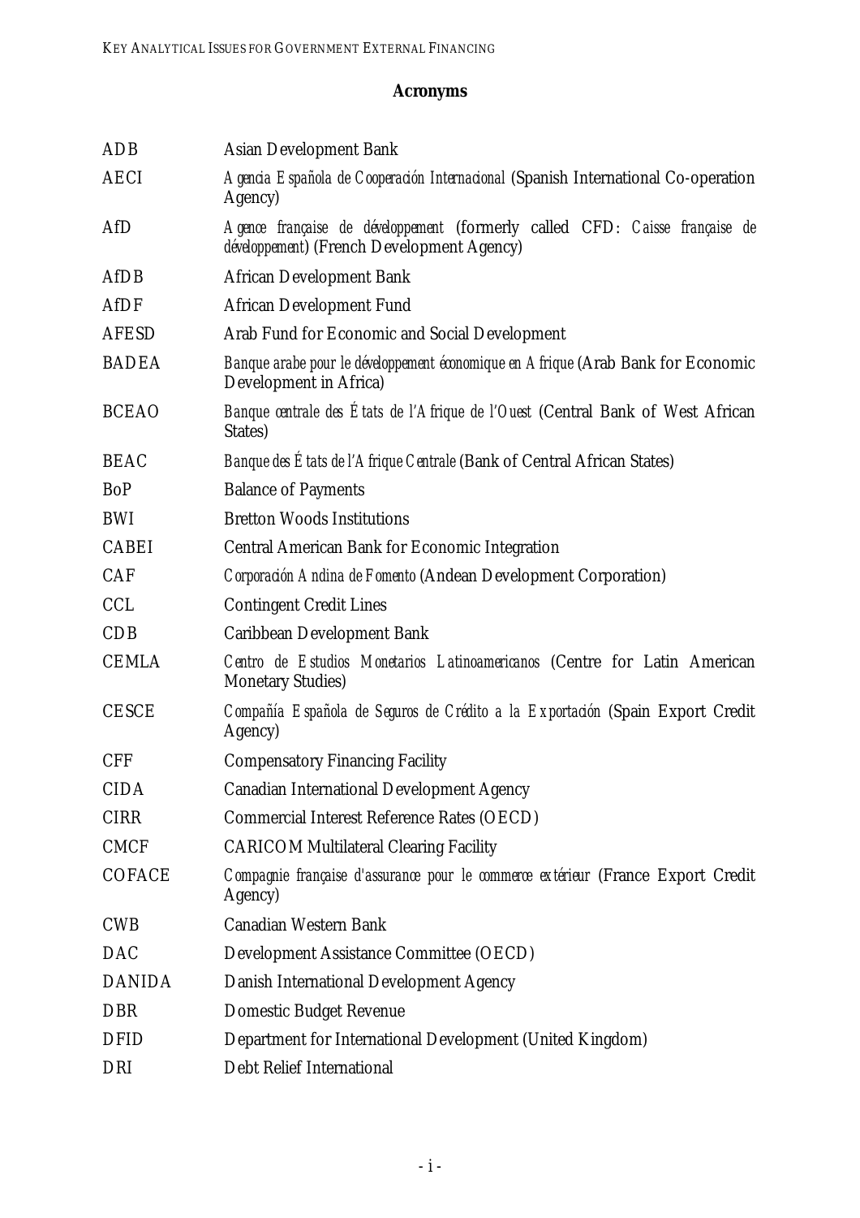## Acronyms

| | |
|---|---|
| ADB | Asian Development Bank |
| AECI | *Agencia Española de Cooperación Internacional* (Spanish International Co-operation Agency) |
| AfD | *Agence française de développement* (formerly called CFD: *Caisse française de développement*) (French Development Agency) |
| AfDB | African Development Bank |
| AfDF | African Development Fund |
| AFESD | Arab Fund for Economic and Social Development |
| BADEA | *Banque arabe pour le développement économique en Afrique* (Arab Bank for Economic Development in Africa) |
| BCEAO | *Banque centrale des États de l'Afrique de l'Ouest* (Central Bank of West African States) |
| BEAC | *Banque des États de l'Afrique Centrale* (Bank of Central African States) |
| BoP | Balance of Payments |
| BWI | Bretton Woods Institutions |
| CABEI | Central American Bank for Economic Integration |
| CAF | *Corporación Andina de Fomento* (Andean Development Corporation) |
| CCL | Contingent Credit Lines |
| CDB | Caribbean Development Bank |
| CEMLA | *Centro de Estudios Monetarios Latinoamericanos* (Centre for Latin American Monetary Studies) |
| CESCE | *Compañía Española de Seguros de Crédito a la Exportación* (Spain Export Credit Agency) |
| CFF | Compensatory Financing Facility |
| CIDA | Canadian International Development Agency |
| CIRR | Commercial Interest Reference Rates (OECD) |
| CMCF | CARICOM Multilateral Clearing Facility |
| COFACE | *Compagnie française d'assurance pour le commerce extérieur* (France Export Credit Agency) |
| CWB | Canadian Western Bank |
| DAC | Development Assistance Committee (OECD) |
| DANIDA | Danish International Development Agency |
| DBR | Domestic Budget Revenue |
| DFID | Department for International Development (United Kingdom) |
| DRI | Debt Relief International |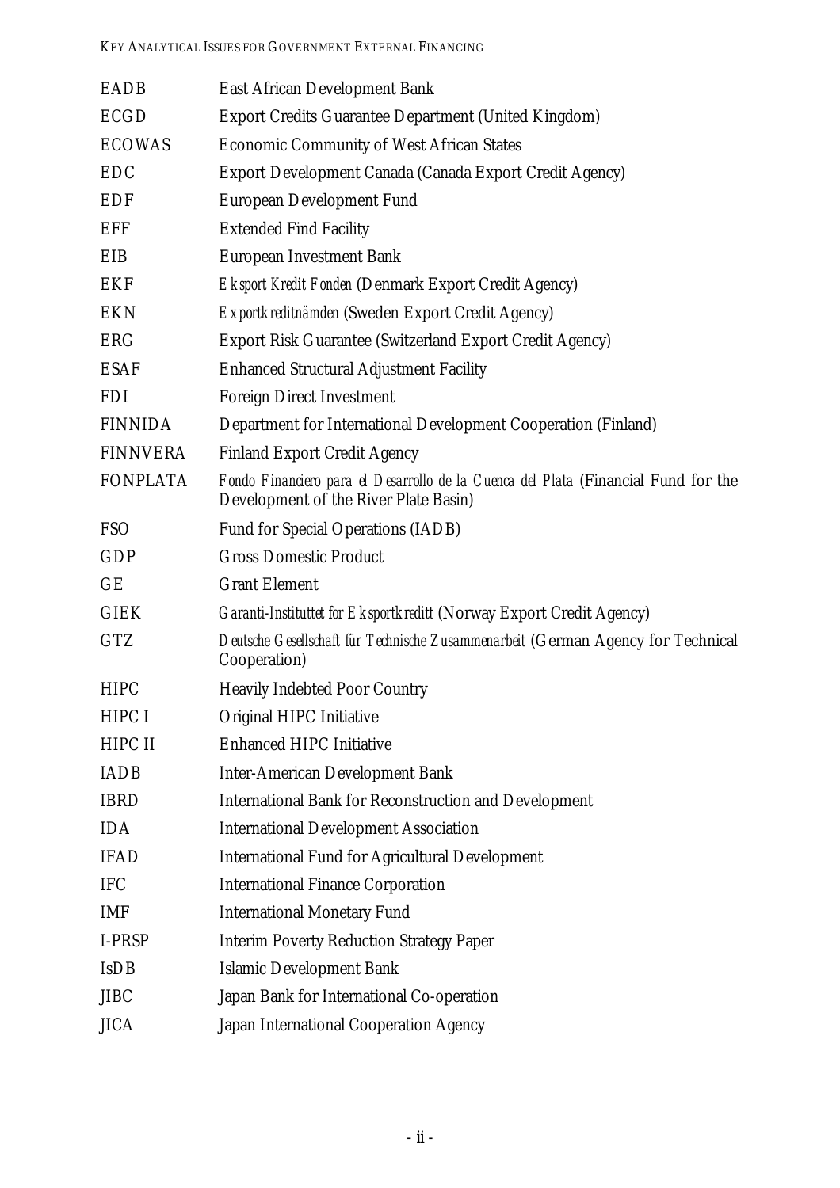| | |
|---|---|
| EADB | East African Development Bank |
| ECGD | Export Credits Guarantee Department (United Kingdom) |
| ECOWAS | Economic Community of West African States |
| EDC | Export Development Canada (Canada Export Credit Agency) |
| EDF | European Development Fund |
| EFF | Extended Find Facility |
| EIB | European Investment Bank |
| EKF | *Eksport Kredit Fonden* (Denmark Export Credit Agency) |
| EKN | *Exportkreditnämden* (Sweden Export Credit Agency) |
| ERG | Export Risk Guarantee (Switzerland Export Credit Agency) |
| ESAF | Enhanced Structural Adjustment Facility |
| FDI | Foreign Direct Investment |
| FINNIDA | Department for International Development Cooperation (Finland) |
| FINNVERA | Finland Export Credit Agency |
| FONPLATA | *Fondo Financiero para el Desarrollo de la Cuenca del Plata* (Financial Fund for the Development of the River Plate Basin) |
| FSO | Fund for Special Operations (IADB) |
| GDP | Gross Domestic Product |
| GE | Grant Element |
| GIEK | *Garanti-Instituttet for Eksportkreditt* (Norway Export Credit Agency) |
| GTZ | *Deutsche Gesellschaft für Technische Zusammenarbeit* (German Agency for Technical Cooperation) |
| HIPC | Heavily Indebted Poor Country |
| HIPC I | Original HIPC Initiative |
| HIPC II | Enhanced HIPC Initiative |
| IADB | Inter-American Development Bank |
| IBRD | International Bank for Reconstruction and Development |
| IDA | International Development Association |
| IFAD | International Fund for Agricultural Development |
| IFC | International Finance Corporation |
| IMF | International Monetary Fund |
| I-PRSP | Interim Poverty Reduction Strategy Paper |
| IsDB | Islamic Development Bank |
| JIBC | Japan Bank for International Co-operation |
| JICA | Japan International Cooperation Agency |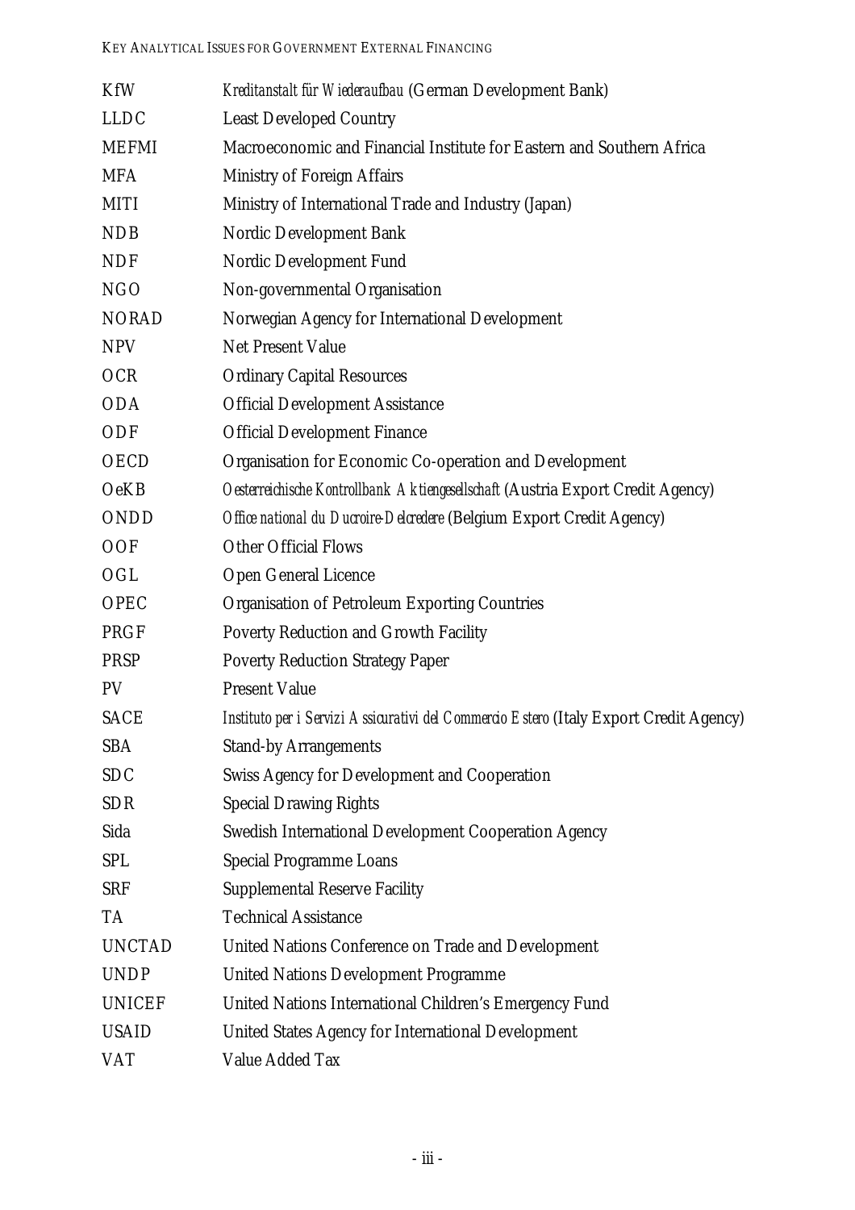| | |
|---|---|
| KfW | *Kreditanstalt für Wiederaufbau* (German Development Bank) |
| LLDC | Least Developed Country |
| MEFMI | Macroeconomic and Financial Institute for Eastern and Southern Africa |
| MFA | Ministry of Foreign Affairs |
| MITI | Ministry of International Trade and Industry (Japan) |
| NDB | Nordic Development Bank |
| NDF | Nordic Development Fund |
| NGO | Non-governmental Organisation |
| NORAD | Norwegian Agency for International Development |
| NPV | Net Present Value |
| OCR | Ordinary Capital Resources |
| ODA | Official Development Assistance |
| ODF | Official Development Finance |
| OECD | Organisation for Economic Co-operation and Development |
| OeKB | *Oesterreichische Kontrollbank Aktiengesellschaft* (Austria Export Credit Agency) |
| ONDD | *Office national du Ducroire-Delcredere* (Belgium Export Credit Agency) |
| OOF | Other Official Flows |
| OGL | Open General Licence |
| OPEC | Organisation of Petroleum Exporting Countries |
| PRGF | Poverty Reduction and Growth Facility |
| PRSP | Poverty Reduction Strategy Paper |
| PV | Present Value |
| SACE | *Instituto per i Servizi Assicurativi del Commercio Estero* (Italy Export Credit Agency) |
| SBA | Stand-by Arrangements |
| SDC | Swiss Agency for Development and Cooperation |
| SDR | Special Drawing Rights |
| Sida | Swedish International Development Cooperation Agency |
| SPL | Special Programme Loans |
| SRF | Supplemental Reserve Facility |
| TA | Technical Assistance |
| UNCTAD | United Nations Conference on Trade and Development |
| UNDP | United Nations Development Programme |
| UNICEF | United Nations International Children's Emergency Fund |
| USAID | United States Agency for International Development |
| VAT | Value Added Tax |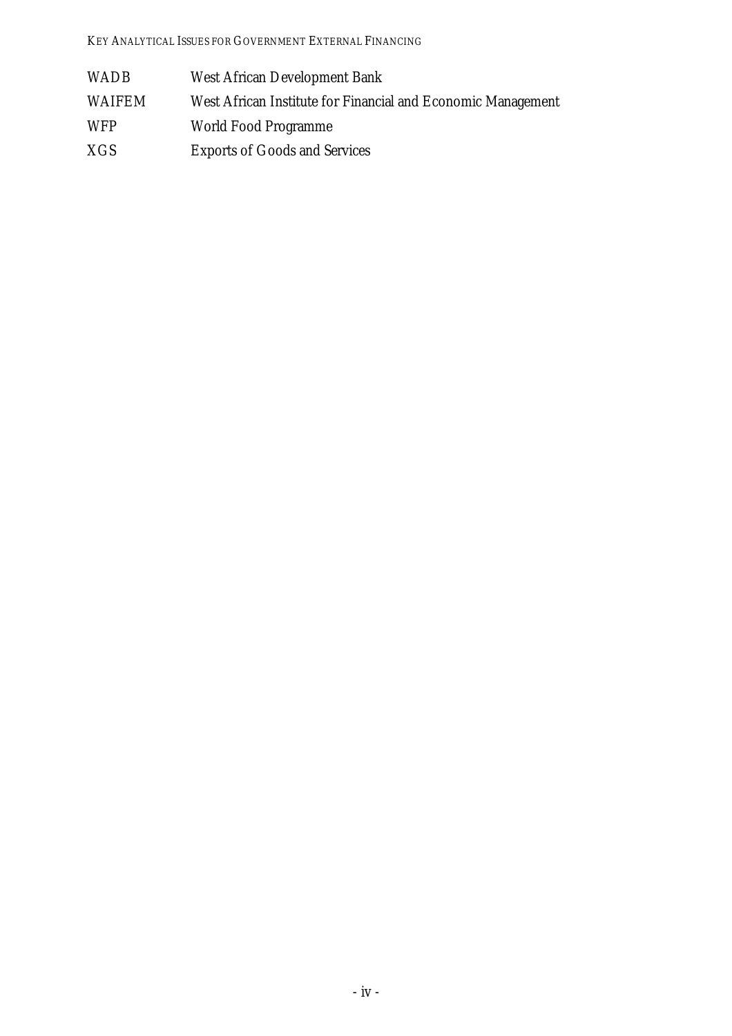| | |
|---|---|
| WADB | West African Development Bank |
| WAIFEM | West African Institute for Financial and Economic Management |
| WFP | World Food Programme |
| XGS | Exports of Goods and Services |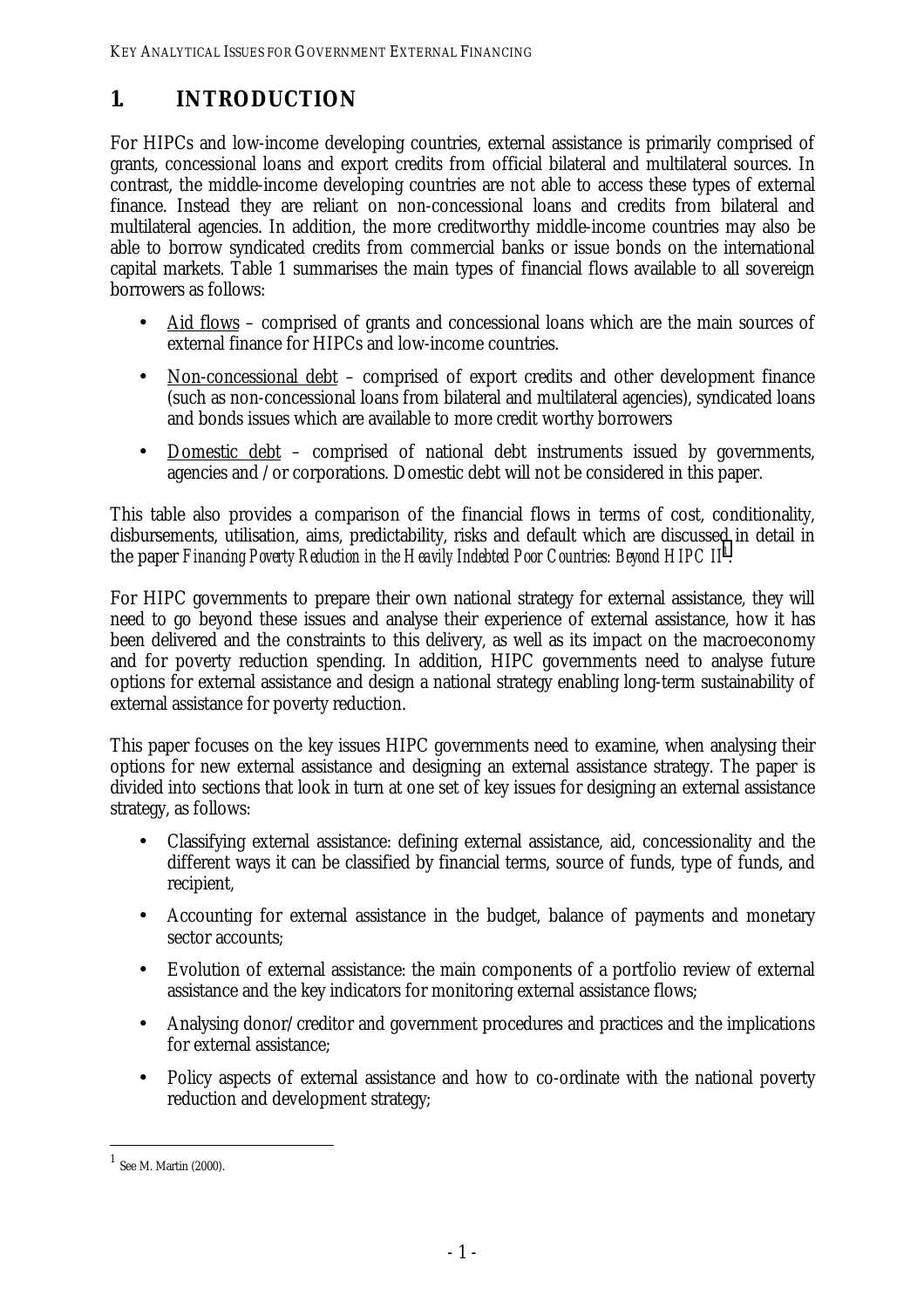# 1. INTRODUCTION

For HIPCs and low-income developing countries, external assistance is primarily comprised of grants, concessional loans and export credits from official bilateral and multilateral sources. In contrast, the middle-income developing countries are not able to access these types of external finance. Instead they are reliant on non-concessional loans and credits from bilateral and multilateral agencies. In addition, the more creditworthy middle-income countries may also be able to borrow syndicated credits from commercial banks or issue bonds on the international capital markets. Table 1 summarises the main types of financial flows available to all sovereign borrowers as follows:

- Aid flows – comprised of grants and concessional loans which are the main sources of external finance for HIPCs and low-income countries.
- Non-concessional debt – comprised of export credits and other development finance (such as non-concessional loans from bilateral and multilateral agencies), syndicated loans and bonds issues which are available to more credit worthy borrowers
- Domestic debt – comprised of national debt instruments issued by governments, agencies and /or corporations. Domestic debt will not be considered in this paper.

This table also provides a comparison of the financial flows in terms of cost, conditionality, disbursements, utilisation, aims, predictability, risks and default which are discussed in detail in the paper *Financing Poverty Reduction in the Heavily Indebted Poor Countries: Beyond HIPC II*[1].

For HIPC governments to prepare their own national strategy for external assistance, they will need to go beyond these issues and analyse their experience of external assistance, how it has been delivered and the constraints to this delivery, as well as its impact on the macroeconomy and for poverty reduction spending. In addition, HIPC governments need to analyse future options for external assistance and design a national strategy enabling long-term sustainability of external assistance for poverty reduction.

This paper focuses on the key issues HIPC governments need to examine, when analysing their options for new external assistance and designing an external assistance strategy. The paper is divided into sections that look in turn at one set of key issues for designing an external assistance strategy, as follows:

- Classifying external assistance: defining external assistance, aid, concessionality and the different ways it can be classified by financial terms, source of funds, type of funds, and recipient,
- Accounting for external assistance in the budget, balance of payments and monetary sector accounts;
- Evolution of external assistance: the main components of a portfolio review of external assistance and the key indicators for monitoring external assistance flows;
- Analysing donor/creditor and government procedures and practices and the implications for external assistance;
- Policy aspects of external assistance and how to co-ordinate with the national poverty reduction and development strategy;

[1] See M. Martin (2000).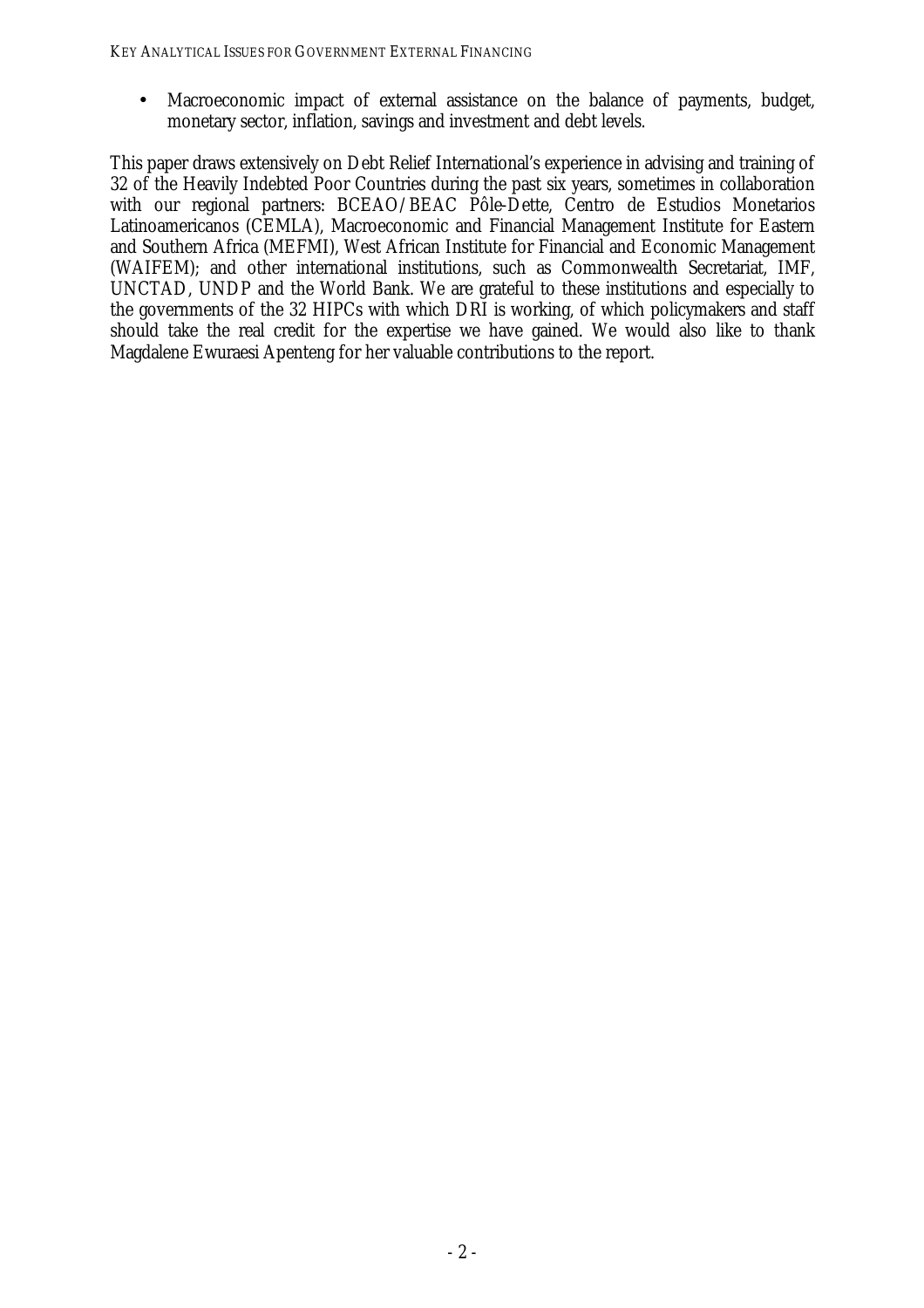- Macroeconomic impact of external assistance on the balance of payments, budget, monetary sector, inflation, savings and investment and debt levels.

This paper draws extensively on Debt Relief International's experience in advising and training of 32 of the Heavily Indebted Poor Countries during the past six years, sometimes in collaboration with our regional partners: BCEAO/BEAC Pôle-Dette, Centro de Estudios Monetarios Latinoamericanos (CEMLA), Macroeconomic and Financial Management Institute for Eastern and Southern Africa (MEFMI), West African Institute for Financial and Economic Management (WAIFEM); and other international institutions, such as Commonwealth Secretariat, IMF, UNCTAD, UNDP and the World Bank. We are grateful to these institutions and especially to the governments of the 32 HIPCs with which DRI is working, of which policymakers and staff should take the real credit for the expertise we have gained. We would also like to thank Magdalene Ewuraesi Apenteng for her valuable contributions to the report.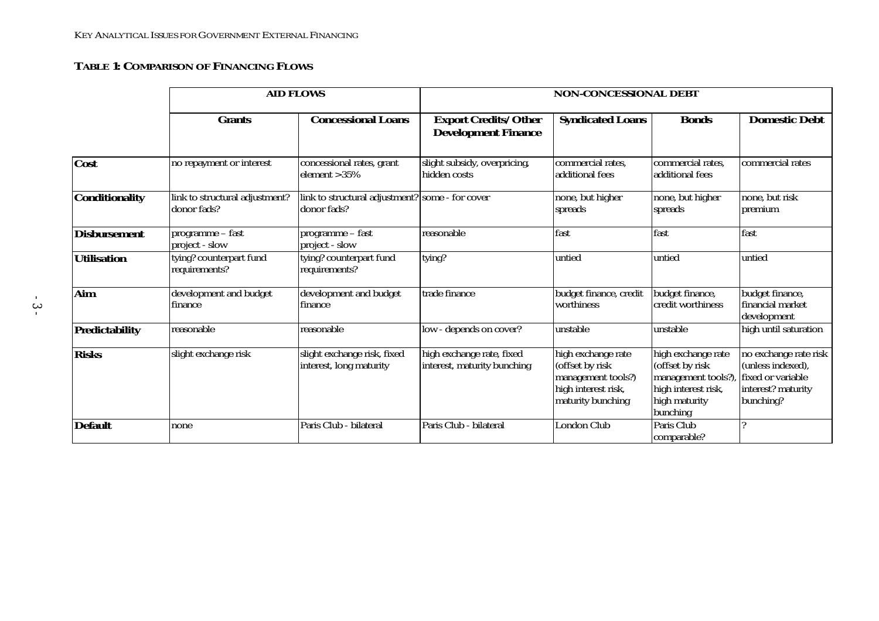**TABLE 1: COMPARISON OF FINANCING FLOWS**

| | AID FLOWS | | NON-CONCESSIONAL DEBT | | | |
|---|---|---|---|---|---|---|
| | **Grants** | **Concessional Loans** | **Export Credits/Other Development Finance** | **Syndicated Loans** | **Bonds** | **Domestic Debt** |
| **Cost** | no repayment or interest | concessional rates, grant element >35% | slight subsidy, overpricing, hidden costs | commercial rates, additional fees | commercial rates, additional fees | commercial rates |
| **Conditionality** | link to structural adjustment? donor fads? | link to structural adjustment? donor fads? | some - for cover | none, but higher spreads | none, but higher spreads | none, but risk premium |
| **Disbursement** | programme – fast project - slow | programme – fast project - slow | reasonable | fast | fast | fast |
| **Utilisation** | tying? counterpart fund requirements? | tying? counterpart fund requirements? | tying? | untied | untied | untied |
| **Aim** | development and budget finance | development and budget finance | trade finance | budget finance, credit worthiness | budget finance, credit worthiness | budget finance, financial market development |
| **Predictability** | reasonable | reasonable | low - depends on cover? | unstable | unstable | high until saturation |
| **Risks** | slight exchange risk | slight exchange risk, fixed interest, long maturity | high exchange rate, fixed interest, maturity bunching | high exchange rate (offset by risk management tools?) high interest risk, maturity bunching | high exchange rate (offset by risk management tools?), high interest risk, high maturity bunching | no exchange rate risk (unless indexed), fixed or variable interest? maturity bunching? |
| **Default** | none | Paris Club - bilateral | Paris Club - bilateral | London Club | Paris Club comparable? | ? |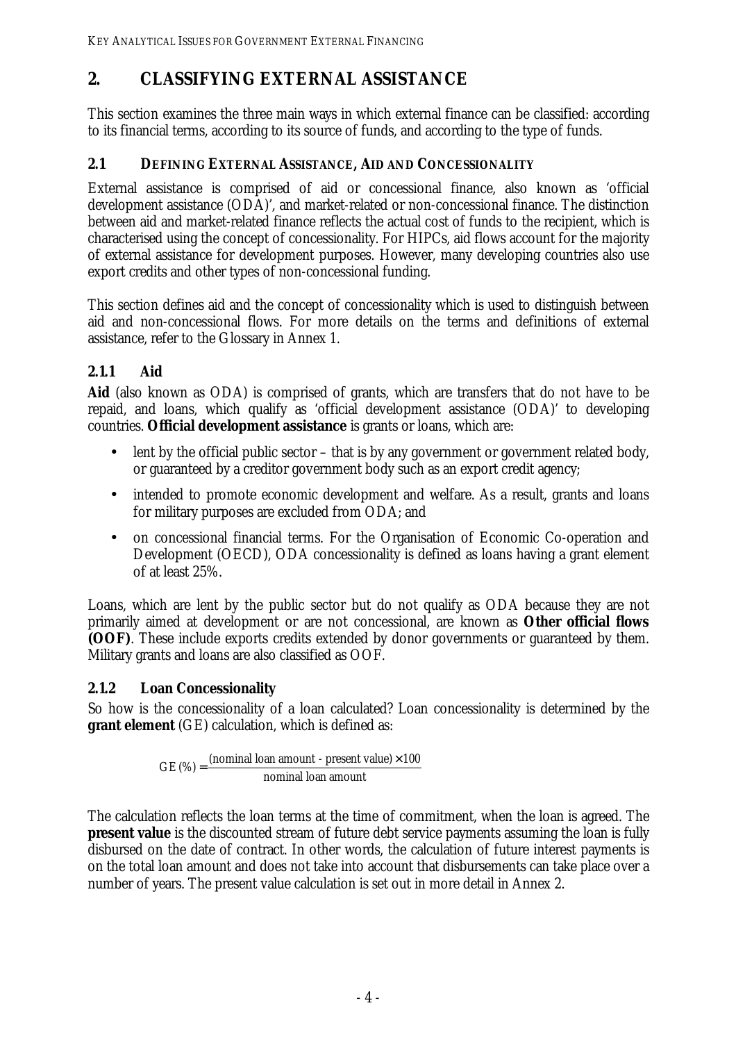## 2. CLASSIFYING EXTERNAL ASSISTANCE

This section examines the three main ways in which external finance can be classified: according to its financial terms, according to its source of funds, and according to the type of funds.

### 2.1 DEFINING EXTERNAL ASSISTANCE, AID AND CONCESSIONALITY

External assistance is comprised of aid or concessional finance, also known as 'official development assistance (ODA)', and market-related or non-concessional finance. The distinction between aid and market-related finance reflects the actual cost of funds to the recipient, which is characterised using the concept of concessionality. For HIPCs, aid flows account for the majority of external assistance for development purposes. However, many developing countries also use export credits and other types of non-concessional funding.

This section defines aid and the concept of concessionality which is used to distinguish between aid and non-concessional flows. For more details on the terms and definitions of external assistance, refer to the Glossary in Annex 1.

#### 2.1.1 Aid

**Aid** (also known as ODA) is comprised of grants, which are transfers that do not have to be repaid, and loans, which qualify as 'official development assistance (ODA)' to developing countries. **Official development assistance** is grants or loans, which are:

- lent by the official public sector – that is by any government or government related body, or guaranteed by a creditor government body such as an export credit agency;
- intended to promote economic development and welfare. As a result, grants and loans for military purposes are excluded from ODA; and
- on concessional financial terms. For the Organisation of Economic Co-operation and Development (OECD), ODA concessionality is defined as loans having a grant element of at least 25%.

Loans, which are lent by the public sector but do not qualify as ODA because they are not primarily aimed at development or are not concessional, are known as **Other official flows (OOF)**. These include exports credits extended by donor governments or guaranteed by them. Military grants and loans are also classified as OOF.

#### 2.1.2 Loan Concessionality

So how is the concessionality of a loan calculated? Loan concessionality is determined by the **grant element** (GE) calculation, which is defined as:

$$GE\,(\%) = \frac{(\text{nominal loan amount - present value}) \times 100}{\text{nominal loan amount}}$$

The calculation reflects the loan terms at the time of commitment, when the loan is agreed. The **present value** is the discounted stream of future debt service payments assuming the loan is fully disbursed on the date of contract. In other words, the calculation of future interest payments is on the total loan amount and does not take into account that disbursements can take place over a number of years. The present value calculation is set out in more detail in Annex 2.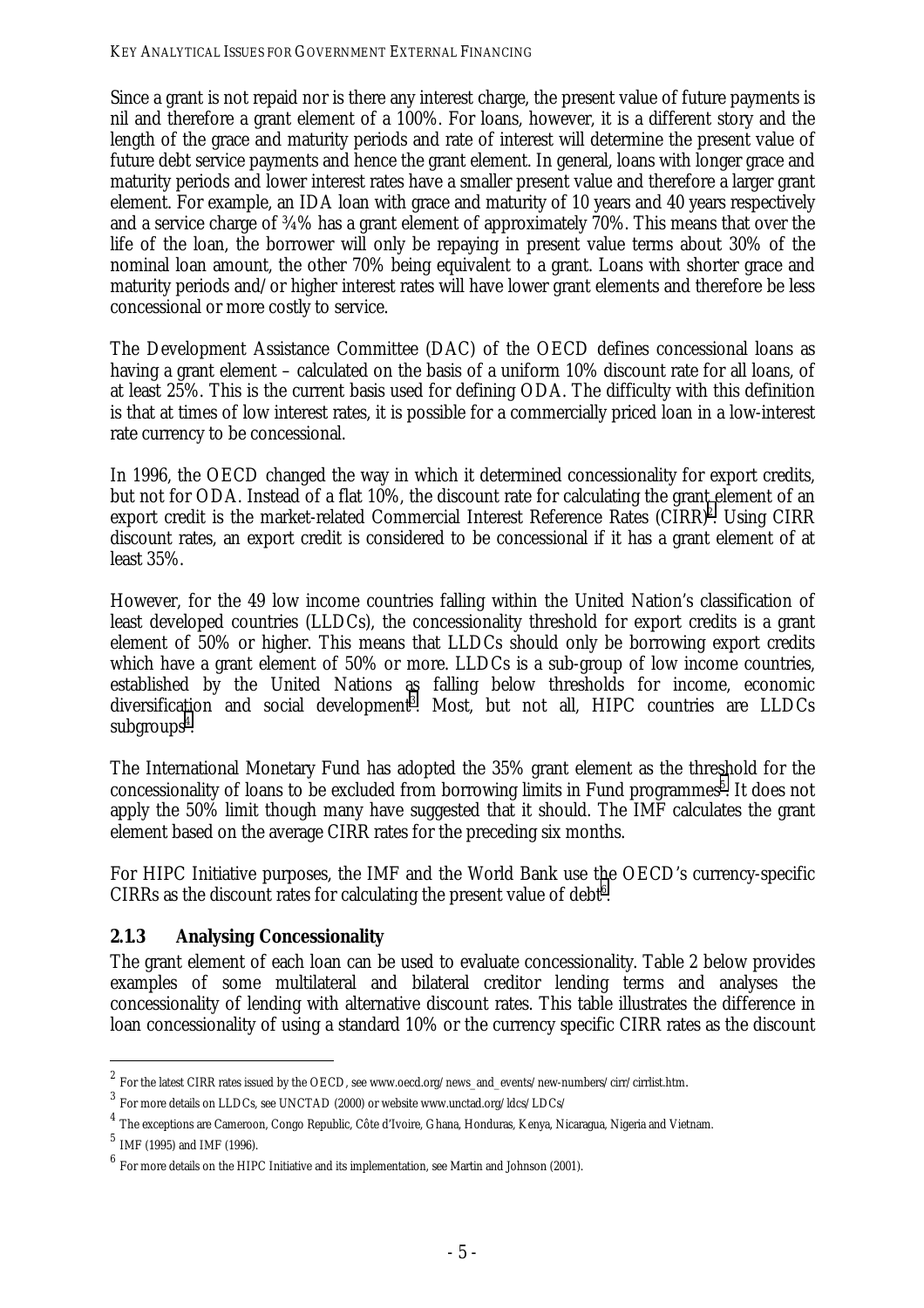Since a grant is not repaid nor is there any interest charge, the present value of future payments is nil and therefore a grant element of a 100%. For loans, however, it is a different story and the length of the grace and maturity periods and rate of interest will determine the present value of future debt service payments and hence the grant element. In general, loans with longer grace and maturity periods and lower interest rates have a smaller present value and therefore a larger grant element. For example, an IDA loan with grace and maturity of 10 years and 40 years respectively and a service charge of ¾% has a grant element of approximately 70%. This means that over the life of the loan, the borrower will only be repaying in present value terms about 30% of the nominal loan amount, the other 70% being equivalent to a grant. Loans with shorter grace and maturity periods and/or higher interest rates will have lower grant elements and therefore be less concessional or more costly to service.

The Development Assistance Committee (DAC) of the OECD defines concessional loans as having a grant element – calculated on the basis of a uniform 10% discount rate for all loans, of at least 25%. This is the current basis used for defining ODA. The difficulty with this definition is that at times of low interest rates, it is possible for a commercially priced loan in a low-interest rate currency to be concessional.

In 1996, the OECD changed the way in which it determined concessionality for export credits, but not for ODA. Instead of a flat 10%, the discount rate for calculating the grant element of an export credit is the market-related Commercial Interest Reference Rates (CIRR)[2]. Using CIRR discount rates, an export credit is considered to be concessional if it has a grant element of at least 35%.

However, for the 49 low income countries falling within the United Nation's classification of least developed countries (LLDCs), the concessionality threshold for export credits is a grant element of 50% or higher. This means that LLDCs should only be borrowing export credits which have a grant element of 50% or more. LLDCs is a sub-group of low income countries, established by the United Nations as falling below thresholds for income, economic diversification and social development[3]. Most, but not all, HIPC countries are LLDCs subgroups[4].

The International Monetary Fund has adopted the 35% grant element as the threshold for the concessionality of loans to be excluded from borrowing limits in Fund programmes[5]. It does not apply the 50% limit though many have suggested that it should. The IMF calculates the grant element based on the average CIRR rates for the preceding six months.

For HIPC Initiative purposes, the IMF and the World Bank use the OECD's currency-specific CIRRs as the discount rates for calculating the present value of debt[6].

### 2.1.3 Analysing Concessionality

The grant element of each loan can be used to evaluate concessionality. Table 2 below provides examples of some multilateral and bilateral creditor lending terms and analyses the concessionality of lending with alternative discount rates. This table illustrates the difference in loan concessionality of using a standard 10% or the currency specific CIRR rates as the discount

---

[2] For the latest CIRR rates issued by the OECD, see www.oecd.org/news_and_events/new-numbers/cirr/cirrlist.htm.

[3] For more details on LLDCs, see UNCTAD (2000) or website www.unctad.org/ldcs/LDCs/

[4] The exceptions are Cameroon, Congo Republic, Côte d'Ivoire, Ghana, Honduras, Kenya, Nicaragua, Nigeria and Vietnam.

[5] IMF (1995) and IMF (1996).

[6] For more details on the HIPC Initiative and its implementation, see Martin and Johnson (2001).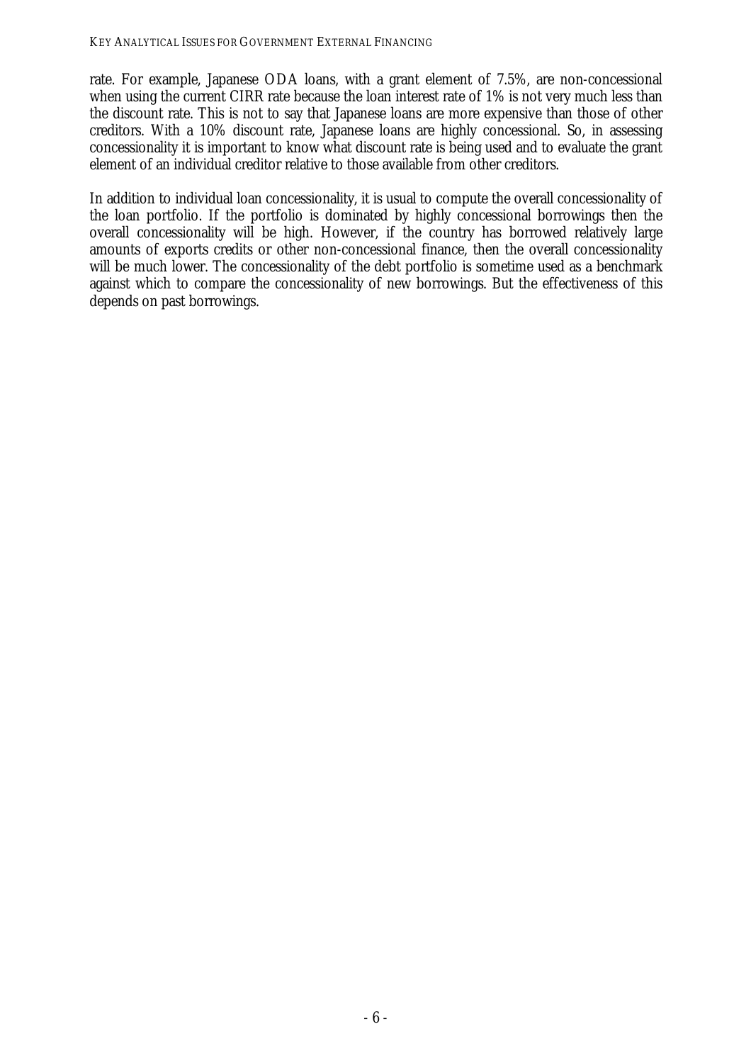rate. For example, Japanese ODA loans, with a grant element of 7.5%, are non-concessional when using the current CIRR rate because the loan interest rate of 1% is not very much less than the discount rate. This is not to say that Japanese loans are more expensive than those of other creditors. With a 10% discount rate, Japanese loans are highly concessional. So, in assessing concessionality it is important to know what discount rate is being used and to evaluate the grant element of an individual creditor relative to those available from other creditors.

In addition to individual loan concessionality, it is usual to compute the overall concessionality of the loan portfolio. If the portfolio is dominated by highly concessional borrowings then the overall concessionality will be high. However, if the country has borrowed relatively large amounts of exports credits or other non-concessional finance, then the overall concessionality will be much lower. The concessionality of the debt portfolio is sometime used as a benchmark against which to compare the concessionality of new borrowings. But the effectiveness of this depends on past borrowings.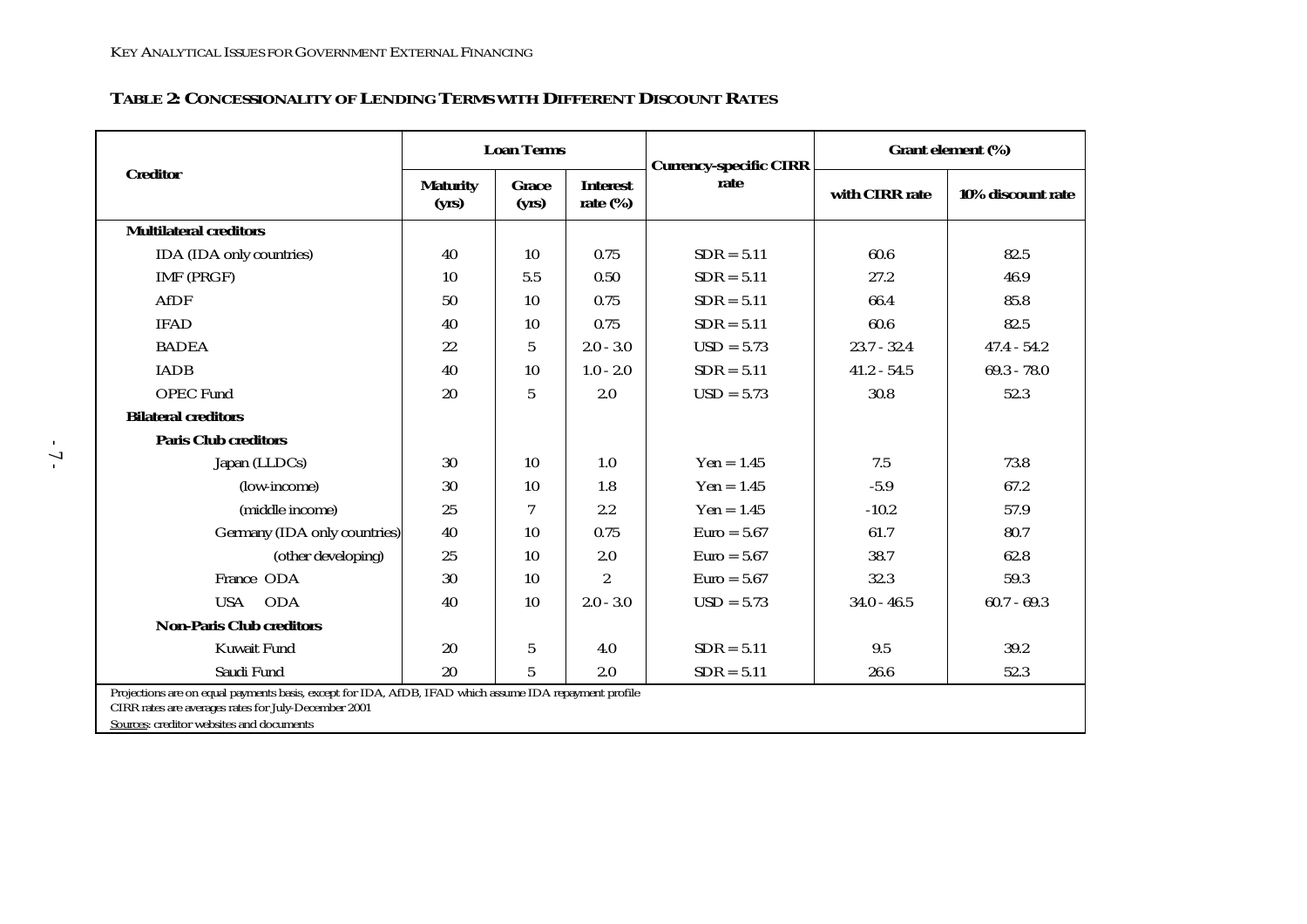**TABLE 2: CONCESSIONALITY OF LENDING TERMS WITH DIFFERENT DISCOUNT RATES**

| Creditor | Loan Terms | | | Currency-specific CIRR rate | Grant element (%) | |
|---|---|---|---|---|---|---|
| | Maturity (yrs) | Grace (yrs) | Interest rate (%) | | with CIRR rate | 10% discount rate |
| **Multilateral creditors** | | | | | | |
| IDA (IDA only countries) | 40 | 10 | 0.75 | SDR = 5.11 | 60.6 | 82.5 |
| IMF (PRGF) | 10 | 5.5 | 0.50 | SDR = 5.11 | 27.2 | 46.9 |
| AfDF | 50 | 10 | 0.75 | SDR = 5.11 | 66.4 | 85.8 |
| IFAD | 40 | 10 | 0.75 | SDR = 5.11 | 60.6 | 82.5 |
| BADEA | 22 | 5 | 2.0 - 3.0 | USD = 5.73 | 23.7 - 32.4 | 47.4 - 54.2 |
| IADB | 40 | 10 | 1.0 - 2.0 | SDR = 5.11 | 41.2 - 54.5 | 69.3 - 78.0 |
| OPEC Fund | 20 | 5 | 2.0 | USD = 5.73 | 30.8 | 52.3 |
| **Bilateral creditors** | | | | | | |
| **Paris Club creditors** | | | | | | |
| Japan (LLDCs) | 30 | 10 | 1.0 | Yen = 1.45 | 7.5 | 73.8 |
| (low-income) | 30 | 10 | 1.8 | Yen = 1.45 | -5.9 | 67.2 |
| (middle income) | 25 | 7 | 2.2 | Yen = 1.45 | -10.2 | 57.9 |
| Germany (IDA only countries) | 40 | 10 | 0.75 | Euro = 5.67 | 61.7 | 80.7 |
| (other developing) | 25 | 10 | 2.0 | Euro = 5.67 | 38.7 | 62.8 |
| France ODA | 30 | 10 | 2 | Euro = 5.67 | 32.3 | 59.3 |
| USA ODA | 40 | 10 | 2.0 - 3.0 | USD = 5.73 | 34.0 - 46.5 | 60.7 - 69.3 |
| **Non-Paris Club creditors** | | | | | | |
| Kuwait Fund | 20 | 5 | 4.0 | SDR = 5.11 | 9.5 | 39.2 |
| Saudi Fund | 20 | 5 | 2.0 | SDR = 5.11 | 26.6 | 52.3 |

Projections are on equal payments basis, except for IDA, AfDB, IFAD which assume IDA repayment profile
CIRR rates are averages rates for July-December 2001
Sources: creditor websites and documents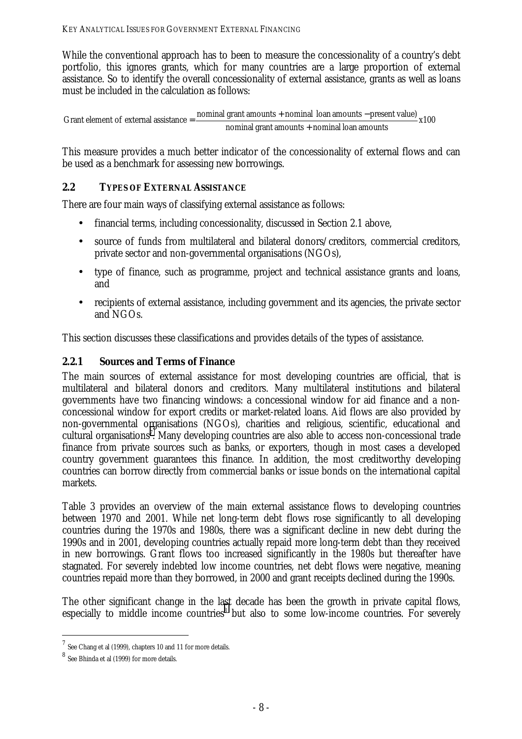While the conventional approach has to been to measure the concessionality of a country's debt portfolio, this ignores grants, which for many countries are a large proportion of external assistance. So to identify the overall concessionality of external assistance, grants as well as loans must be included in the calculation as follows:

$$\text{Grant element of external assistance} = \frac{\text{nominal grant amounts} + \text{nominal loan amounts} - \text{present value)}}{\text{nominal grant amounts} + \text{nominal loan amounts}} \text{x}100$$

This measure provides a much better indicator of the concessionality of external flows and can be used as a benchmark for assessing new borrowings.

## 2.2 TYPES OF EXTERNAL ASSISTANCE

There are four main ways of classifying external assistance as follows:

- financial terms, including concessionality, discussed in Section 2.1 above,
- source of funds from multilateral and bilateral donors/creditors, commercial creditors, private sector and non-governmental organisations (NGOs),
- type of finance, such as programme, project and technical assistance grants and loans, and
- recipients of external assistance, including government and its agencies, the private sector and NGOs.

This section discusses these classifications and provides details of the types of assistance.

### 2.2.1 Sources and Terms of Finance

The main sources of external assistance for most developing countries are official, that is multilateral and bilateral donors and creditors. Many multilateral institutions and bilateral governments have two financing windows: a concessional window for aid finance and a non-concessional window for export credits or market-related loans. Aid flows are also provided by non-governmental organisations (NGOs), charities and religious, scientific, educational and cultural organisations[7]. Many developing countries are also able to access non-concessional trade finance from private sources such as banks, or exporters, though in most cases a developed country government guarantees this finance. In addition, the most creditworthy developing countries can borrow directly from commercial banks or issue bonds on the international capital markets.

Table 3 provides an overview of the main external assistance flows to developing countries between 1970 and 2001. While net long-term debt flows rose significantly to all developing countries during the 1970s and 1980s, there was a significant decline in new debt during the 1990s and in 2001, developing countries actually repaid more long-term debt than they received in new borrowings. Grant flows too increased significantly in the 1980s but thereafter have stagnated. For severely indebted low income countries, net debt flows were negative, meaning countries repaid more than they borrowed, in 2000 and grant receipts declined during the 1990s.

The other significant change in the last decade has been the growth in private capital flows, especially to middle income countries[8] but also to some low-income countries. For severely

---

[7] See Chang et al (1999), chapters 10 and 11 for more details.

[8] See Bhinda et al (1999) for more details.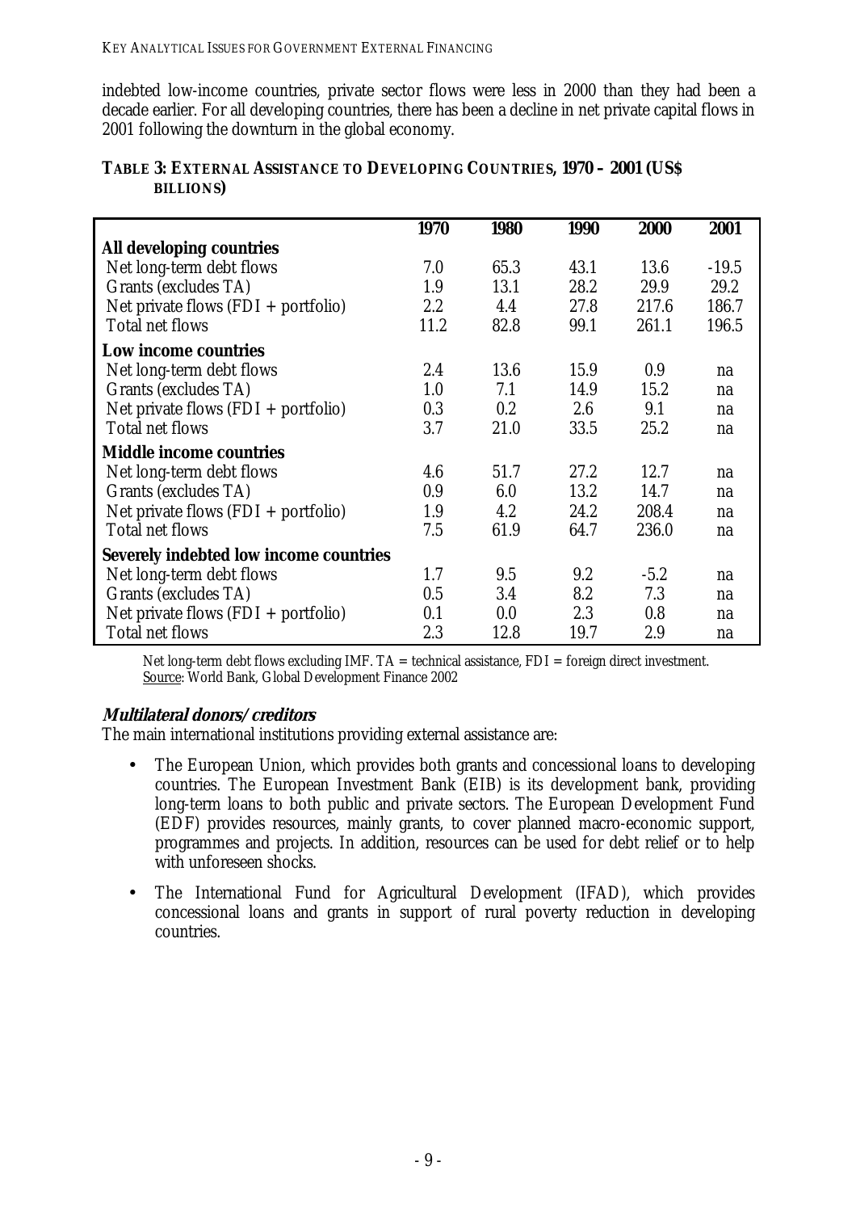indebted low-income countries, private sector flows were less in 2000 than they had been a decade earlier. For all developing countries, there has been a decline in net private capital flows in 2001 following the downturn in the global economy.

**TABLE 3: EXTERNAL ASSISTANCE TO DEVELOPING COUNTRIES, 1970 – 2001 (US$ BILLIONS)**

| | 1970 | 1980 | 1990 | 2000 | 2001 |
|---|---|---|---|---|---|
| **All developing countries** | | | | | |
| Net long-term debt flows | 7.0 | 65.3 | 43.1 | 13.6 | -19.5 |
| Grants (excludes TA) | 1.9 | 13.1 | 28.2 | 29.9 | 29.2 |
| Net private flows (FDI + portfolio) | 2.2 | 4.4 | 27.8 | 217.6 | 186.7 |
| Total net flows | 11.2 | 82.8 | 99.1 | 261.1 | 196.5 |
| **Low income countries** | | | | | |
| Net long-term debt flows | 2.4 | 13.6 | 15.9 | 0.9 | na |
| Grants (excludes TA) | 1.0 | 7.1 | 14.9 | 15.2 | na |
| Net private flows (FDI + portfolio) | 0.3 | 0.2 | 2.6 | 9.1 | na |
| Total net flows | 3.7 | 21.0 | 33.5 | 25.2 | na |
| **Middle income countries** | | | | | |
| Net long-term debt flows | 4.6 | 51.7 | 27.2 | 12.7 | na |
| Grants (excludes TA) | 0.9 | 6.0 | 13.2 | 14.7 | na |
| Net private flows (FDI + portfolio) | 1.9 | 4.2 | 24.2 | 208.4 | na |
| Total net flows | 7.5 | 61.9 | 64.7 | 236.0 | na |
| **Severely indebted low income countries** | | | | | |
| Net long-term debt flows | 1.7 | 9.5 | 9.2 | -5.2 | na |
| Grants (excludes TA) | 0.5 | 3.4 | 8.2 | 7.3 | na |
| Net private flows (FDI + portfolio) | 0.1 | 0.0 | 2.3 | 0.8 | na |
| Total net flows | 2.3 | 12.8 | 19.7 | 2.9 | na |

Net long-term debt flows excluding IMF. TA = technical assistance, FDI = foreign direct investment.
Source: World Bank, Global Development Finance 2002

**_Multilateral donors/creditors_**

The main international institutions providing external assistance are:

- The European Union, which provides both grants and concessional loans to developing countries. The European Investment Bank (EIB) is its development bank, providing long-term loans to both public and private sectors. The European Development Fund (EDF) provides resources, mainly grants, to cover planned macro-economic support, programmes and projects. In addition, resources can be used for debt relief or to help with unforeseen shocks.
- The International Fund for Agricultural Development (IFAD), which provides concessional loans and grants in support of rural poverty reduction in developing countries.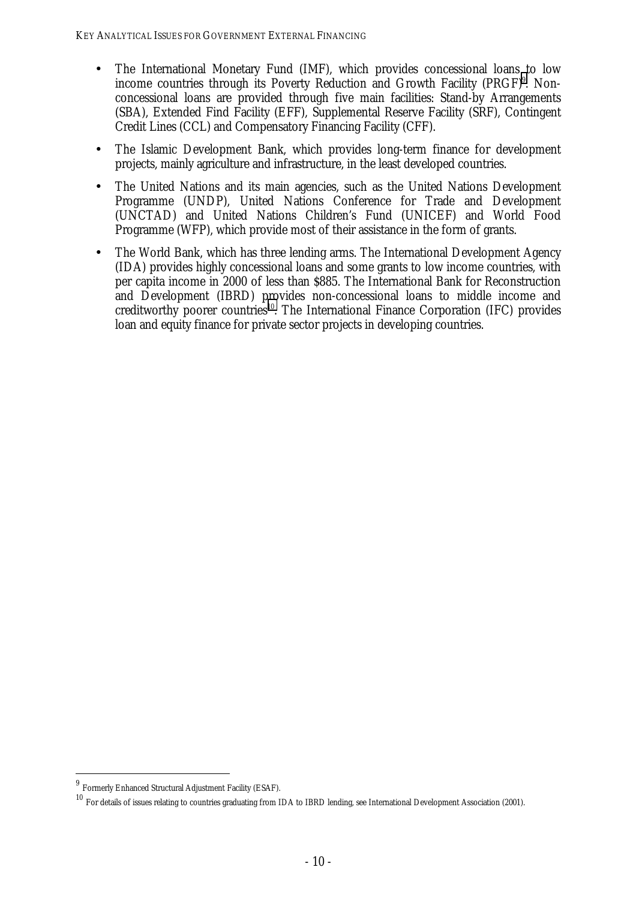- The International Monetary Fund (IMF), which provides concessional loans to low income countries through its Poverty Reduction and Growth Facility (PRGF)[9]. Non-concessional loans are provided through five main facilities: Stand-by Arrangements (SBA), Extended Find Facility (EFF), Supplemental Reserve Facility (SRF), Contingent Credit Lines (CCL) and Compensatory Financing Facility (CFF).
- The Islamic Development Bank, which provides long-term finance for development projects, mainly agriculture and infrastructure, in the least developed countries.
- The United Nations and its main agencies, such as the United Nations Development Programme (UNDP), United Nations Conference for Trade and Development (UNCTAD) and United Nations Children's Fund (UNICEF) and World Food Programme (WFP), which provide most of their assistance in the form of grants.
- The World Bank, which has three lending arms. The International Development Agency (IDA) provides highly concessional loans and some grants to low income countries, with per capita income in 2000 of less than $885. The International Bank for Reconstruction and Development (IBRD) provides non-concessional loans to middle income and creditworthy poorer countries[10]. The International Finance Corporation (IFC) provides loan and equity finance for private sector projects in developing countries.

---

[9] Formerly Enhanced Structural Adjustment Facility (ESAF).

[10] For details of issues relating to countries graduating from IDA to IBRD lending, see International Development Association (2001).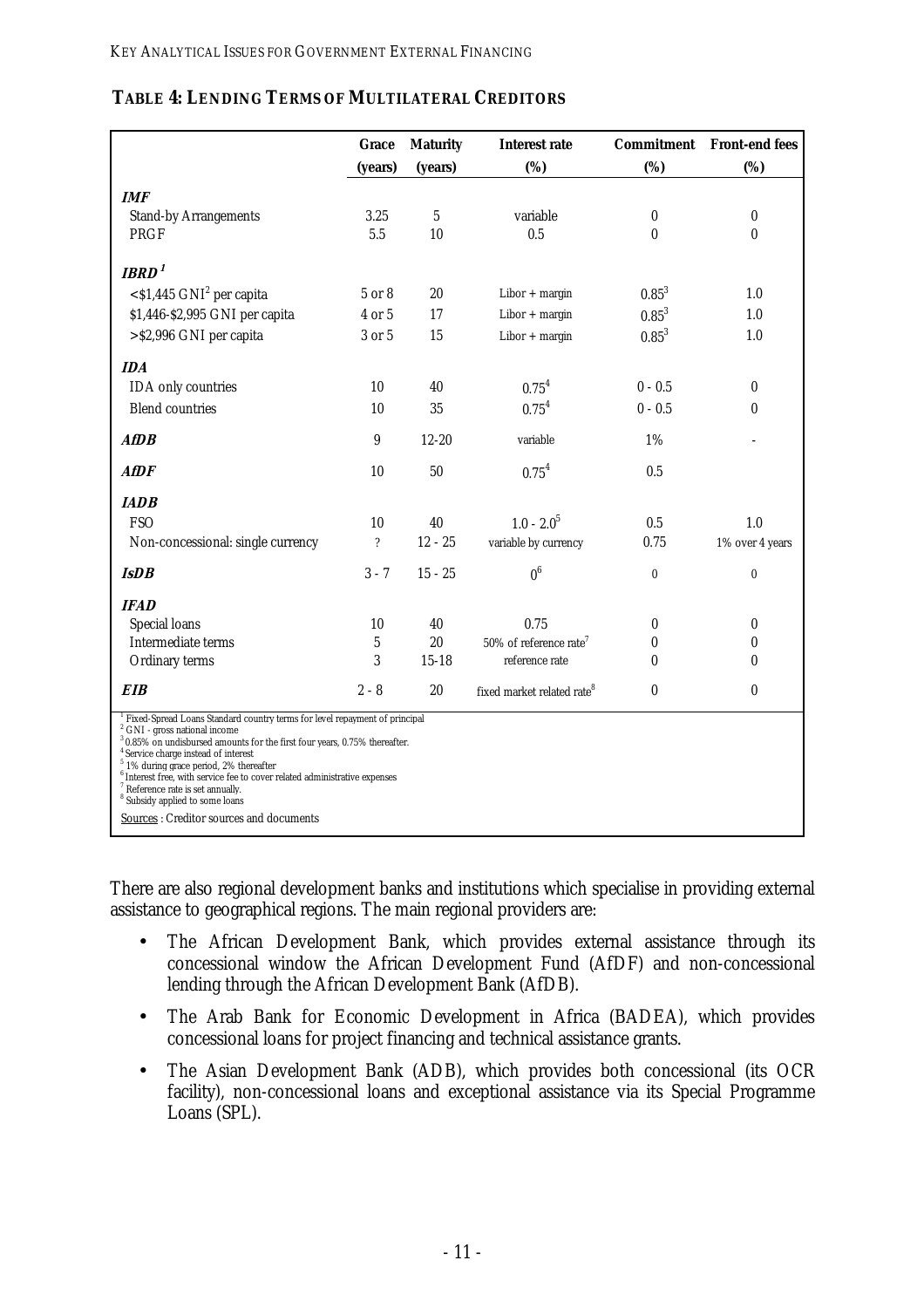**TABLE 4: LENDING TERMS OF MULTILATERAL CREDITORS**

| | Grace (years) | Maturity (years) | Interest rate (%) | Commitment (%) | Front-end fees (%) |
|---|---|---|---|---|---|
| ***IMF*** | | | | | |
| Stand-by Arrangements | 3.25 | 5 | variable | 0 | 0 |
| PRGF | 5.5 | 10 | 0.5 | 0 | 0 |
| ***IBRD*** [1] | | | | | |
| <$1,445 GNI[2] per capita | 5 or 8 | 20 | Libor + margin | 0.85[3] | 1.0 |
| $1,446-$2,995 GNI per capita | 4 or 5 | 17 | Libor + margin | 0.85[3] | 1.0 |
| >$2,996 GNI per capita | 3 or 5 | 15 | Libor + margin | 0.85[3] | 1.0 |
| ***IDA*** | | | | | |
| IDA only countries | 10 | 40 | 0.75[4] | 0 - 0.5 | 0 |
| Blend countries | 10 | 35 | 0.75[4] | 0 - 0.5 | 0 |
| ***AfDB*** | 9 | 12-20 | variable | 1% | - |
| ***AfDF*** | 10 | 50 | 0.75[4] | 0.5 | |
| ***IADB*** | | | | | |
| FSO | 10 | 40 | 1.0 - 2.0[5] | 0.5 | 1.0 |
| Non-concessional: single currency | ? | 12 - 25 | variable by currency | 0.75 | 1% over 4 years |
| ***IsDB*** | 3 - 7 | 15 - 25 | 0[6] | 0 | 0 |
| ***IFAD*** | | | | | |
| Special loans | 10 | 40 | 0.75 | 0 | 0 |
| Intermediate terms | 5 | 20 | 50% of reference rate[7] | 0 | 0 |
| Ordinary terms | 3 | 15-18 | reference rate | 0 | 0 |
| ***EIB*** | 2 - 8 | 20 | fixed market related rate[8] | 0 | 0 |

[1] Fixed-Spread Loans Standard country terms for level repayment of principal
[2] GNI - gross national income
[3] 0.85% on undisbursed amounts for the first four years, 0.75% thereafter.
[4] Service charge instead of interest
[5] 1% during grace period, 2% thereafter
[6] Interest free, with service fee to cover related administrative expenses
[7] Reference rate is set annually.
[8] Subsidy applied to some loans

Sources : Creditor sources and documents

There are also regional development banks and institutions which specialise in providing external assistance to geographical regions. The main regional providers are:

- The African Development Bank, which provides external assistance through its concessional window the African Development Fund (AfDF) and non-concessional lending through the African Development Bank (AfDB).
- The Arab Bank for Economic Development in Africa (BADEA), which provides concessional loans for project financing and technical assistance grants.
- The Asian Development Bank (ADB), which provides both concessional (its OCR facility), non-concessional loans and exceptional assistance via its Special Programme Loans (SPL).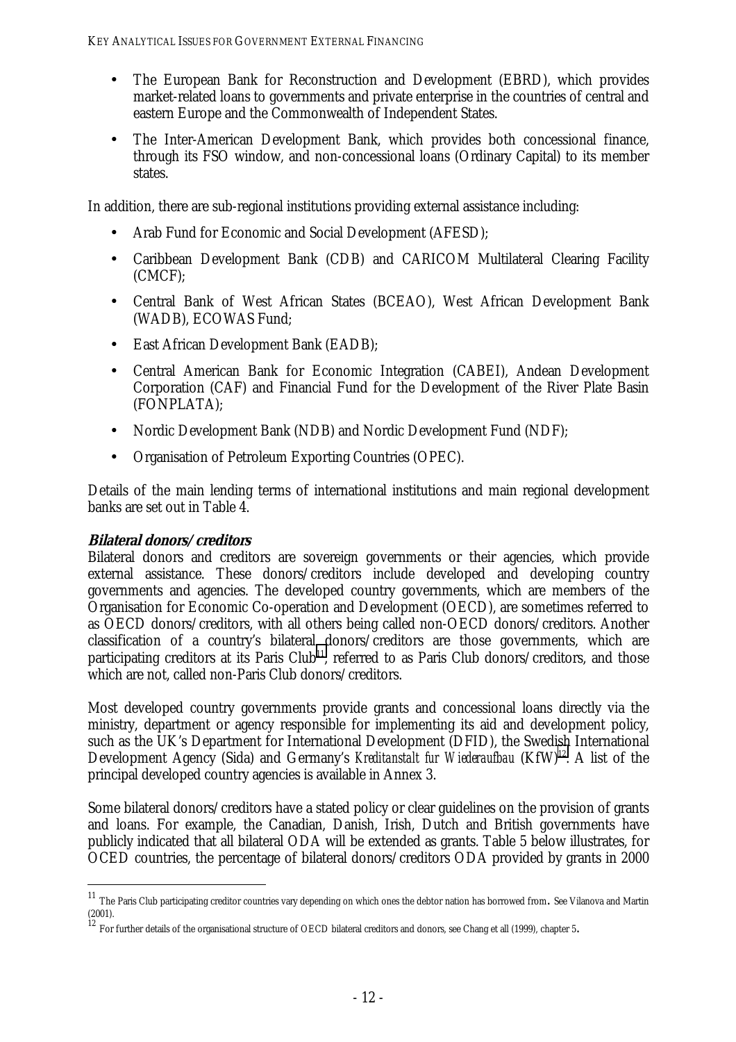- The European Bank for Reconstruction and Development (EBRD), which provides market-related loans to governments and private enterprise in the countries of central and eastern Europe and the Commonwealth of Independent States.
- The Inter-American Development Bank, which provides both concessional finance, through its FSO window, and non-concessional loans (Ordinary Capital) to its member states.

In addition, there are sub-regional institutions providing external assistance including:

- Arab Fund for Economic and Social Development (AFESD);
- Caribbean Development Bank (CDB) and CARICOM Multilateral Clearing Facility (CMCF);
- Central Bank of West African States (BCEAO), West African Development Bank (WADB), ECOWAS Fund;
- East African Development Bank (EADB);
- Central American Bank for Economic Integration (CABEI), Andean Development Corporation (CAF) and Financial Fund for the Development of the River Plate Basin (FONPLATA);
- Nordic Development Bank (NDB) and Nordic Development Fund (NDF);
- Organisation of Petroleum Exporting Countries (OPEC).

Details of the main lending terms of international institutions and main regional development banks are set out in Table 4.

### *Bilateral donors/creditors*

Bilateral donors and creditors are sovereign governments or their agencies, which provide external assistance. These donors/creditors include developed and developing country governments and agencies. The developed country governments, which are members of the Organisation for Economic Co-operation and Development (OECD), are sometimes referred to as OECD donors/creditors, with all others being called non-OECD donors/creditors. Another classification of a country's bilateral donors/creditors are those governments, which are participating creditors at its Paris Club[11], referred to as Paris Club donors/creditors, and those which are not, called non-Paris Club donors/creditors.

Most developed country governments provide grants and concessional loans directly via the ministry, department or agency responsible for implementing its aid and development policy, such as the UK's Department for International Development (DFID), the Swedish International Development Agency (Sida) and Germany's *Kreditanstalt fur Wiederaufbau* (KfW)[12]. A list of the principal developed country agencies is available in Annex 3.

Some bilateral donors/creditors have a stated policy or clear guidelines on the provision of grants and loans. For example, the Canadian, Danish, Irish, Dutch and British governments have publicly indicated that all bilateral ODA will be extended as grants. Table 5 below illustrates, for OCED countries, the percentage of bilateral donors/creditors ODA provided by grants in 2000

---

[11] The Paris Club participating creditor countries vary depending on which ones the debtor nation has borrowed from. See Vilanova and Martin (2001).

[12] For further details of the organisational structure of OECD bilateral creditors and donors, see Chang et all (1999), chapter 5.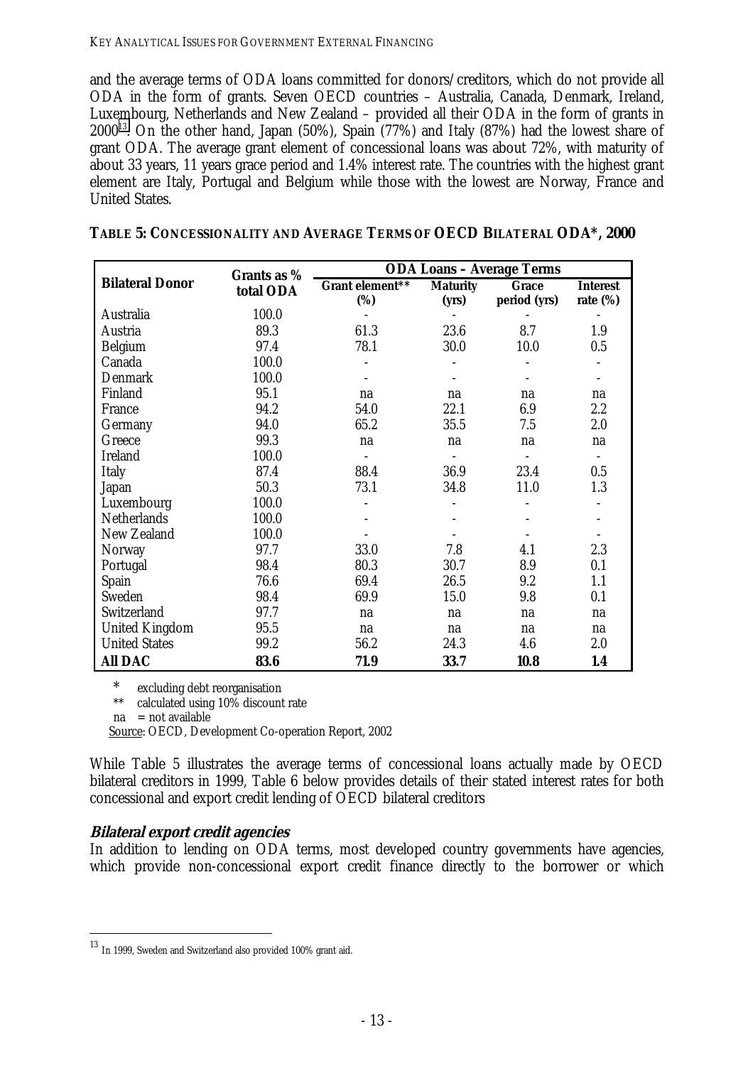and the average terms of ODA loans committed for donors/creditors, which do not provide all ODA in the form of grants. Seven OECD countries – Australia, Canada, Denmark, Ireland, Luxembourg, Netherlands and New Zealand – provided all their ODA in the form of grants in 2000[13]. On the other hand, Japan (50%), Spain (77%) and Italy (87%) had the lowest share of grant ODA. The average grant element of concessional loans was about 72%, with maturity of about 33 years, 11 years grace period and 1.4% interest rate. The countries with the highest grant element are Italy, Portugal and Belgium while those with the lowest are Norway, France and United States.

**TABLE 5: CONCESSIONALITY AND AVERAGE TERMS OF OECD BILATERAL ODA*, 2000**

| Bilateral Donor | Grants as % total ODA | ODA Loans – Average Terms | | | |
|---|---|---|---|---|---|
| | | Grant element** (%) | Maturity (yrs) | Grace period (yrs) | Interest rate (%) |
| Australia | 100.0 | - | - | - | - |
| Austria | 89.3 | 61.3 | 23.6 | 8.7 | 1.9 |
| Belgium | 97.4 | 78.1 | 30.0 | 10.0 | 0.5 |
| Canada | 100.0 | - | - | - | - |
| Denmark | 100.0 | - | - | - | - |
| Finland | 95.1 | na | na | na | na |
| France | 94.2 | 54.0 | 22.1 | 6.9 | 2.2 |
| Germany | 94.0 | 65.2 | 35.5 | 7.5 | 2.0 |
| Greece | 99.3 | na | na | na | na |
| Ireland | 100.0 | - | - | - | - |
| Italy | 87.4 | 88.4 | 36.9 | 23.4 | 0.5 |
| Japan | 50.3 | 73.1 | 34.8 | 11.0 | 1.3 |
| Luxembourg | 100.0 | - | - | - | - |
| Netherlands | 100.0 | - | - | - | - |
| New Zealand | 100.0 | - | - | - | - |
| Norway | 97.7 | 33.0 | 7.8 | 4.1 | 2.3 |
| Portugal | 98.4 | 80.3 | 30.7 | 8.9 | 0.1 |
| Spain | 76.6 | 69.4 | 26.5 | 9.2 | 1.1 |
| Sweden | 98.4 | 69.9 | 15.0 | 9.8 | 0.1 |
| Switzerland | 97.7 | na | na | na | na |
| United Kingdom | 95.5 | na | na | na | na |
| United States | 99.2 | 56.2 | 24.3 | 4.6 | 2.0 |
| **All DAC** | **83.6** | **71.9** | **33.7** | **10.8** | **1.4** |

\* excluding debt reorganisation
** calculated using 10% discount rate
na = not available
Source: OECD, Development Co-operation Report, 2002

While Table 5 illustrates the average terms of concessional loans actually made by OECD bilateral creditors in 1999, Table 6 below provides details of their stated interest rates for both concessional and export credit lending of OECD bilateral creditors

### *Bilateral export credit agencies*

In addition to lending on ODA terms, most developed country governments have agencies, which provide non-concessional export credit finance directly to the borrower or which

[13] In 1999, Sweden and Switzerland also provided 100% grant aid.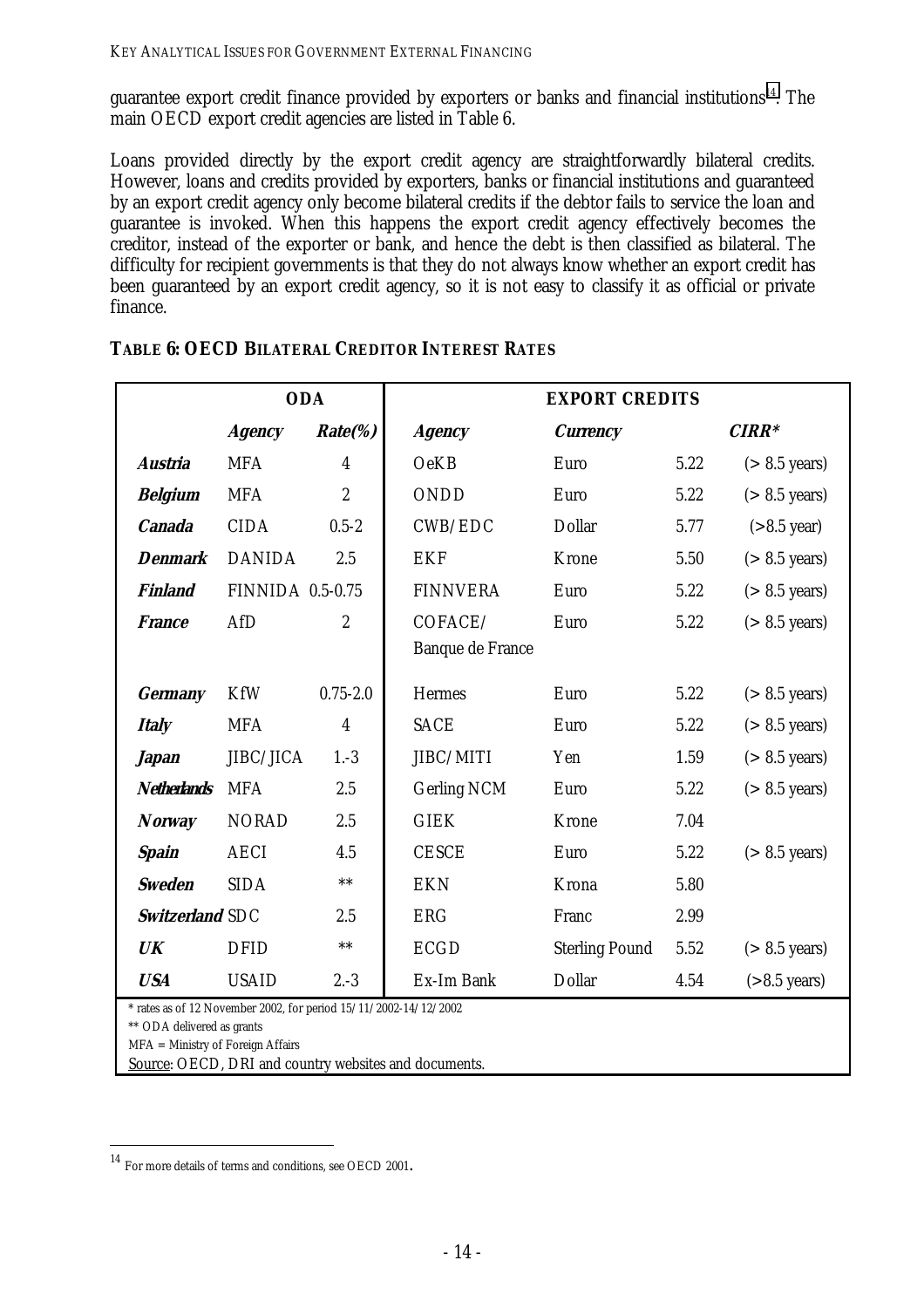guarantee export credit finance provided by exporters or banks and financial institutions[14]. The main OECD export credit agencies are listed in Table 6.

Loans provided directly by the export credit agency are straightforwardly bilateral credits. However, loans and credits provided by exporters, banks or financial institutions and guaranteed by an export credit agency only become bilateral credits if the debtor fails to service the loan and guarantee is invoked. When this happens the export credit agency effectively becomes the creditor, instead of the exporter or bank, and hence the debt is then classified as bilateral. The difficulty for recipient governments is that they do not always know whether an export credit has been guaranteed by an export credit agency, so it is not easy to classify it as official or private finance.

**TABLE 6: OECD BILATERAL CREDITOR INTEREST RATES**

| | **ODA** | | **EXPORT CREDITS** | | | |
|---|---|---|---|---|---|---|
| | ***Agency*** | ***Rate(%)*** | ***Agency*** | ***Currency*** | ***CIRR**** | |
| ***Austria*** | MFA | 4 | OeKB | Euro | 5.22 | (> 8.5 years) |
| ***Belgium*** | MFA | 2 | ONDD | Euro | 5.22 | (> 8.5 years) |
| ***Canada*** | CIDA | 0.5-2 | CWB/EDC | Dollar | 5.77 | (>8.5 year) |
| ***Denmark*** | DANIDA | 2.5 | EKF | Krone | 5.50 | (> 8.5 years) |
| ***Finland*** | FINNIDA | 0.5-0.75 | FINNVERA | Euro | 5.22 | (> 8.5 years) |
| ***France*** | AfD | 2 | COFACE/ Banque de France | Euro | 5.22 | (> 8.5 years) |
| ***Germany*** | KfW | 0.75-2.0 | Hermes | Euro | 5.22 | (> 8.5 years) |
| ***Italy*** | MFA | 4 | SACE | Euro | 5.22 | (> 8.5 years) |
| ***Japan*** | JIBC/JICA | 1.-3 | JIBC/MITI | Yen | 1.59 | (> 8.5 years) |
| ***Netherlands*** | MFA | 2.5 | Gerling NCM | Euro | 5.22 | (> 8.5 years) |
| ***Norway*** | NORAD | 2.5 | GIEK | Krone | 7.04 | |
| ***Spain*** | AECI | 4.5 | CESCE | Euro | 5.22 | (> 8.5 years) |
| ***Sweden*** | SIDA | ** | EKN | Krona | 5.80 | |
| ***Switzerland*** | SDC | 2.5 | ERG | Franc | 2.99 | |
| ***UK*** | DFID | ** | ECGD | Sterling Pound | 5.52 | (> 8.5 years) |
| ***USA*** | USAID | 2.-3 | Ex-Im Bank | Dollar | 4.54 | (>8.5 years) |

\* rates as of 12 November 2002, for period 15/11/2002-14/12/2002
** ODA delivered as grants
MFA = Ministry of Foreign Affairs
Source: OECD, DRI and country websites and documents.

[14] For more details of terms and conditions, see OECD 2001.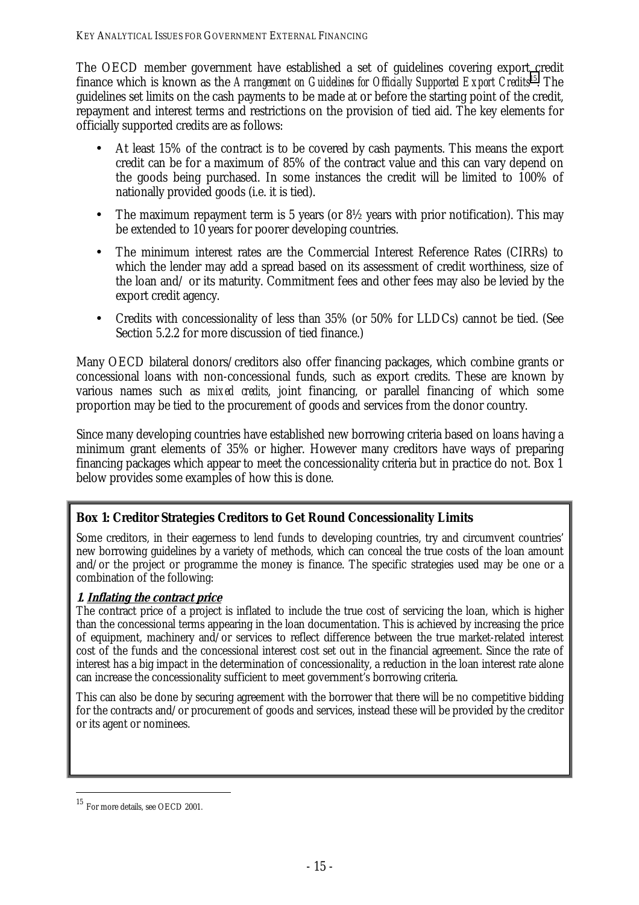The OECD member government have established a set of guidelines covering export credit finance which is known as the *Arrangement on Guidelines for Officially Supported Export Credits*[15]. The guidelines set limits on the cash payments to be made at or before the starting point of the credit, repayment and interest terms and restrictions on the provision of tied aid. The key elements for officially supported credits are as follows:

- At least 15% of the contract is to be covered by cash payments. This means the export credit can be for a maximum of 85% of the contract value and this can vary depend on the goods being purchased. In some instances the credit will be limited to 100% of nationally provided goods (i.e. it is tied).
- The maximum repayment term is 5 years (or 8½ years with prior notification). This may be extended to 10 years for poorer developing countries.
- The minimum interest rates are the Commercial Interest Reference Rates (CIRRs) to which the lender may add a spread based on its assessment of credit worthiness, size of the loan and/ or its maturity. Commitment fees and other fees may also be levied by the export credit agency.
- Credits with concessionality of less than 35% (or 50% for LLDCs) cannot be tied. (See Section 5.2.2 for more discussion of tied finance.)

Many OECD bilateral donors/creditors also offer financing packages, which combine grants or concessional loans with non-concessional funds, such as export credits. These are known by various names such as *mixed credits*, joint financing, or parallel financing of which some proportion may be tied to the procurement of goods and services from the donor country.

Since many developing countries have established new borrowing criteria based on loans having a minimum grant elements of 35% or higher. However many creditors have ways of preparing financing packages which appear to meet the concessionality criteria but in practice do not. Box 1 below provides some examples of how this is done.

**Box 1: Creditor Strategies Creditors to Get Round Concessionality Limits**

Some creditors, in their eagerness to lend funds to developing countries, try and circumvent countries' new borrowing guidelines by a variety of methods, which can conceal the true costs of the loan amount and/or the project or programme the money is finance. The specific strategies used may be one or a combination of the following:

***1. Inflating the contract price***

The contract price of a project is inflated to include the true cost of servicing the loan, which is higher than the concessional terms appearing in the loan documentation. This is achieved by increasing the price of equipment, machinery and/or services to reflect difference between the true market-related interest cost of the funds and the concessional interest cost set out in the financial agreement. Since the rate of interest has a big impact in the determination of concessionality, a reduction in the loan interest rate alone can increase the concessionality sufficient to meet government's borrowing criteria.

This can also be done by securing agreement with the borrower that there will be no competitive bidding for the contracts and/or procurement of goods and services, instead these will be provided by the creditor or its agent or nominees.

---

[15] For more details, see OECD 2001.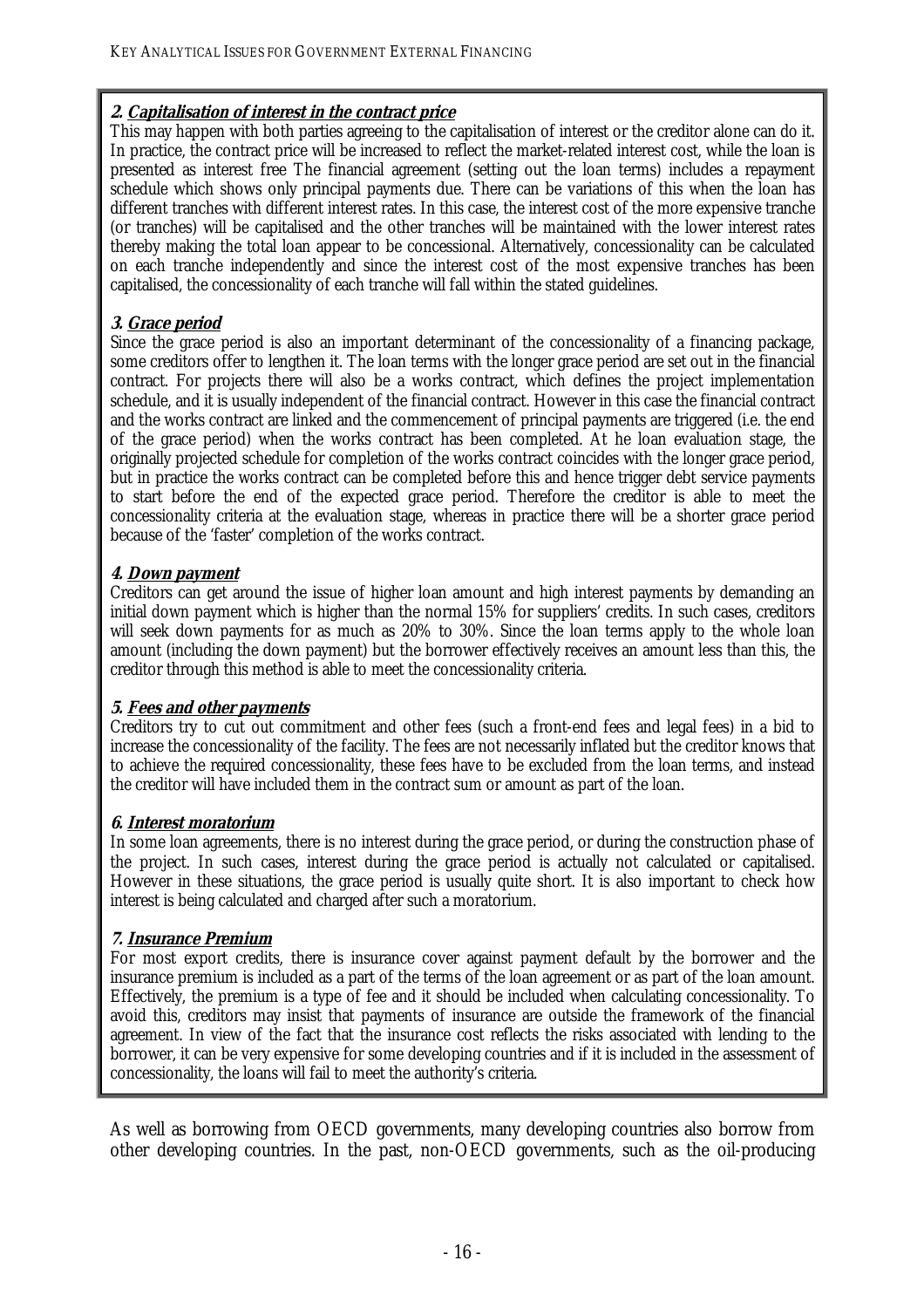**2. Capitalisation of interest in the contract price**

This may happen with both parties agreeing to the capitalisation of interest or the creditor alone can do it. In practice, the contract price will be increased to reflect the market-related interest cost, while the loan is presented as interest free The financial agreement (setting out the loan terms) includes a repayment schedule which shows only principal payments due. There can be variations of this when the loan has different tranches with different interest rates. In this case, the interest cost of the more expensive tranche (or tranches) will be capitalised and the other tranches will be maintained with the lower interest rates thereby making the total loan appear to be concessional. Alternatively, concessionality can be calculated on each tranche independently and since the interest cost of the most expensive tranches has been capitalised, the concessionality of each tranche will fall within the stated guidelines.

**3. Grace period**

Since the grace period is also an important determinant of the concessionality of a financing package, some creditors offer to lengthen it. The loan terms with the longer grace period are set out in the financial contract. For projects there will also be a works contract, which defines the project implementation schedule, and it is usually independent of the financial contract. However in this case the financial contract and the works contract are linked and the commencement of principal payments are triggered (i.e. the end of the grace period) when the works contract has been completed. At he loan evaluation stage, the originally projected schedule for completion of the works contract coincides with the longer grace period, but in practice the works contract can be completed before this and hence trigger debt service payments to start before the end of the expected grace period. Therefore the creditor is able to meet the concessionality criteria at the evaluation stage, whereas in practice there will be a shorter grace period because of the 'faster' completion of the works contract.

**4. Down payment**

Creditors can get around the issue of higher loan amount and high interest payments by demanding an initial down payment which is higher than the normal 15% for suppliers' credits. In such cases, creditors will seek down payments for as much as 20% to 30%. Since the loan terms apply to the whole loan amount (including the down payment) but the borrower effectively receives an amount less than this, the creditor through this method is able to meet the concessionality criteria.

**5. Fees and other payments**

Creditors try to cut out commitment and other fees (such a front-end fees and legal fees) in a bid to increase the concessionality of the facility. The fees are not necessarily inflated but the creditor knows that to achieve the required concessionality, these fees have to be excluded from the loan terms, and instead the creditor will have included them in the contract sum or amount as part of the loan.

**6. Interest moratorium**

In some loan agreements, there is no interest during the grace period, or during the construction phase of the project. In such cases, interest during the grace period is actually not calculated or capitalised. However in these situations, the grace period is usually quite short. It is also important to check how interest is being calculated and charged after such a moratorium.

**7. Insurance Premium**

For most export credits, there is insurance cover against payment default by the borrower and the insurance premium is included as a part of the terms of the loan agreement or as part of the loan amount. Effectively, the premium is a type of fee and it should be included when calculating concessionality. To avoid this, creditors may insist that payments of insurance are outside the framework of the financial agreement. In view of the fact that the insurance cost reflects the risks associated with lending to the borrower, it can be very expensive for some developing countries and if it is included in the assessment of concessionality, the loans will fail to meet the authority's criteria.

As well as borrowing from OECD governments, many developing countries also borrow from other developing countries. In the past, non-OECD governments, such as the oil-producing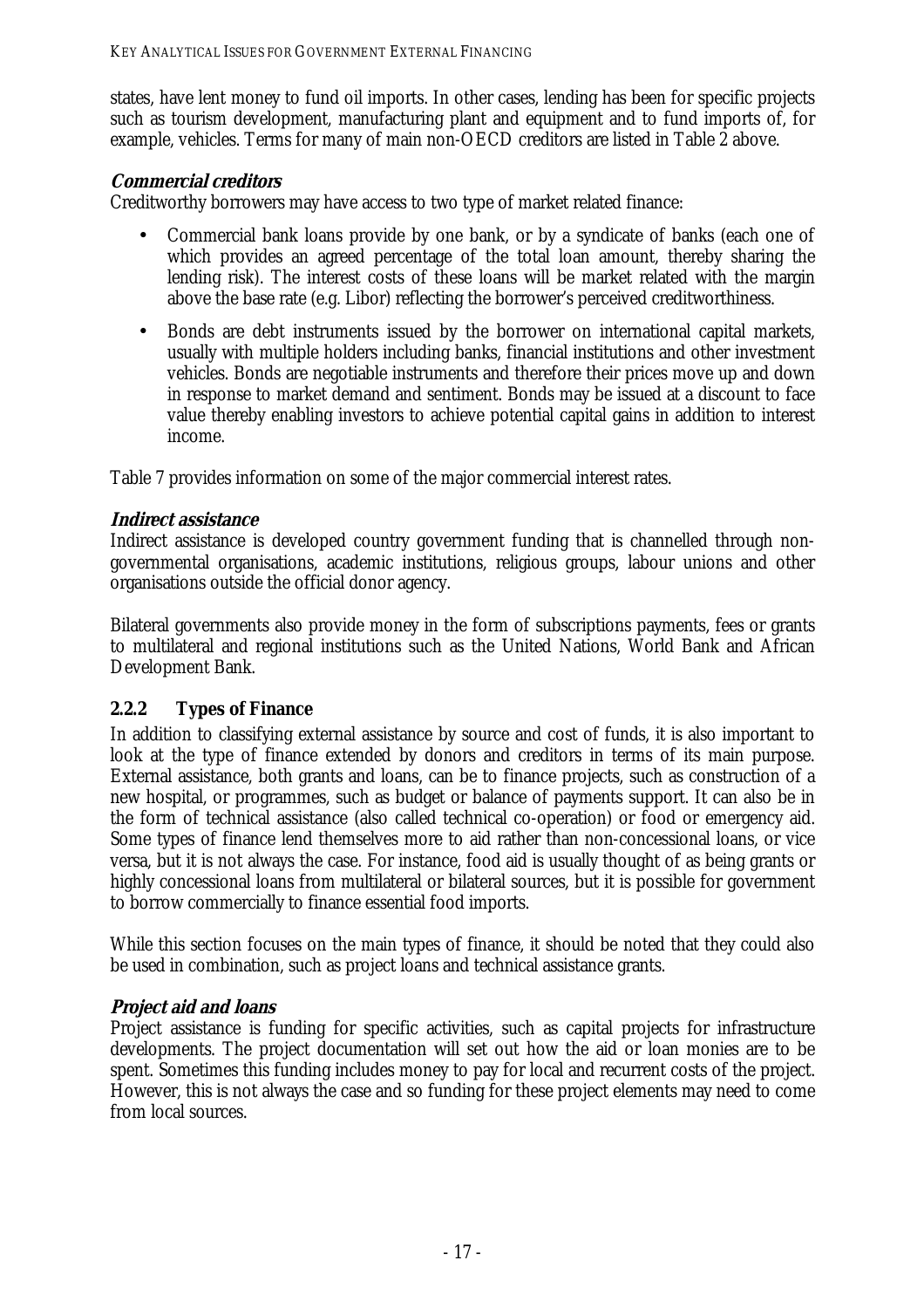states, have lent money to fund oil imports. In other cases, lending has been for specific projects such as tourism development, manufacturing plant and equipment and to fund imports of, for example, vehicles. Terms for many of main non-OECD creditors are listed in Table 2 above.

***Commercial creditors***

Creditworthy borrowers may have access to two type of market related finance:

- Commercial bank loans provide by one bank, or by a syndicate of banks (each one of which provides an agreed percentage of the total loan amount, thereby sharing the lending risk). The interest costs of these loans will be market related with the margin above the base rate (e.g. Libor) reflecting the borrower's perceived creditworthiness.
- Bonds are debt instruments issued by the borrower on international capital markets, usually with multiple holders including banks, financial institutions and other investment vehicles. Bonds are negotiable instruments and therefore their prices move up and down in response to market demand and sentiment. Bonds may be issued at a discount to face value thereby enabling investors to achieve potential capital gains in addition to interest income.

Table 7 provides information on some of the major commercial interest rates.

***Indirect assistance***

Indirect assistance is developed country government funding that is channelled through non-governmental organisations, academic institutions, religious groups, labour unions and other organisations outside the official donor agency.

Bilateral governments also provide money in the form of subscriptions payments, fees or grants to multilateral and regional institutions such as the United Nations, World Bank and African Development Bank.

### 2.2.2 Types of Finance

In addition to classifying external assistance by source and cost of funds, it is also important to look at the type of finance extended by donors and creditors in terms of its main purpose. External assistance, both grants and loans, can be to finance projects, such as construction of a new hospital, or programmes, such as budget or balance of payments support. It can also be in the form of technical assistance (also called technical co-operation) or food or emergency aid. Some types of finance lend themselves more to aid rather than non-concessional loans, or vice versa, but it is not always the case. For instance, food aid is usually thought of as being grants or highly concessional loans from multilateral or bilateral sources, but it is possible for government to borrow commercially to finance essential food imports.

While this section focuses on the main types of finance, it should be noted that they could also be used in combination, such as project loans and technical assistance grants.

***Project aid and loans***

Project assistance is funding for specific activities, such as capital projects for infrastructure developments. The project documentation will set out how the aid or loan monies are to be spent. Sometimes this funding includes money to pay for local and recurrent costs of the project. However, this is not always the case and so funding for these project elements may need to come from local sources.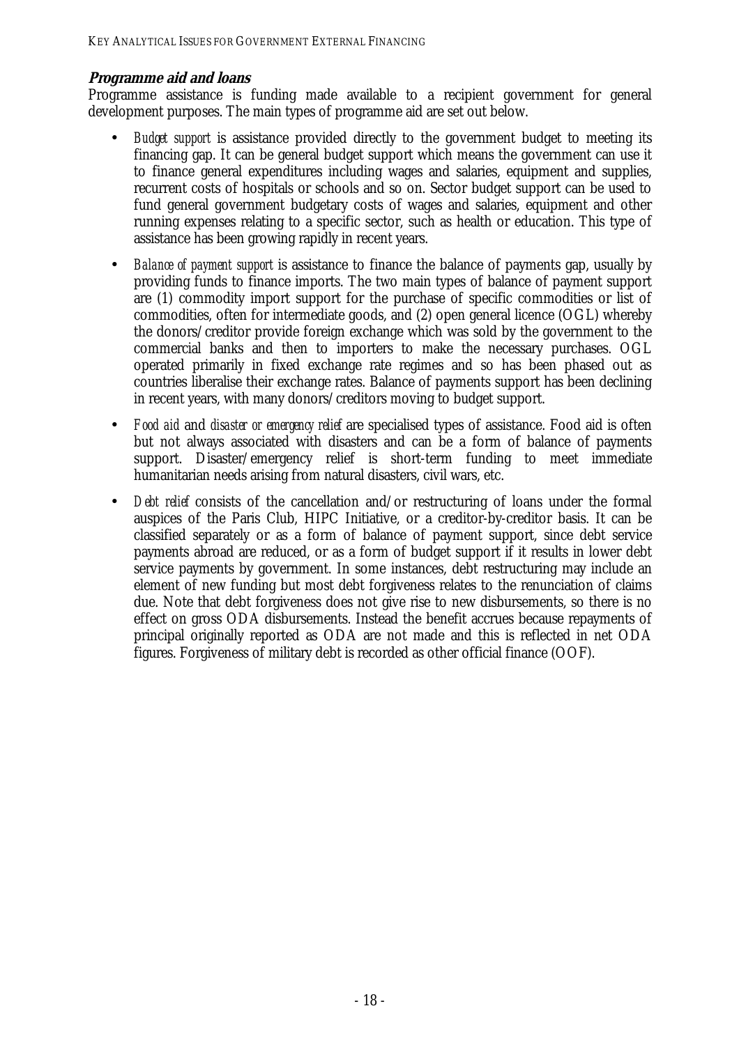### Programme aid and loans

Programme assistance is funding made available to a recipient government for general development purposes. The main types of programme aid are set out below.

- *Budget support* is assistance provided directly to the government budget to meeting its financing gap. It can be general budget support which means the government can use it to finance general expenditures including wages and salaries, equipment and supplies, recurrent costs of hospitals or schools and so on. Sector budget support can be used to fund general government budgetary costs of wages and salaries, equipment and other running expenses relating to a specific sector, such as health or education. This type of assistance has been growing rapidly in recent years.
- *Balance of payment support* is assistance to finance the balance of payments gap, usually by providing funds to finance imports. The two main types of balance of payment support are (1) commodity import support for the purchase of specific commodities or list of commodities, often for intermediate goods, and (2) open general licence (OGL) whereby the donors/creditor provide foreign exchange which was sold by the government to the commercial banks and then to importers to make the necessary purchases. OGL operated primarily in fixed exchange rate regimes and so has been phased out as countries liberalise their exchange rates. Balance of payments support has been declining in recent years, with many donors/creditors moving to budget support.
- *Food aid* and *disaster or emergency relief* are specialised types of assistance. Food aid is often but not always associated with disasters and can be a form of balance of payments support. Disaster/emergency relief is short-term funding to meet immediate humanitarian needs arising from natural disasters, civil wars, etc.
- *Debt relief* consists of the cancellation and/or restructuring of loans under the formal auspices of the Paris Club, HIPC Initiative, or a creditor-by-creditor basis. It can be classified separately or as a form of balance of payment support, since debt service payments abroad are reduced, or as a form of budget support if it results in lower debt service payments by government. In some instances, debt restructuring may include an element of new funding but most debt forgiveness relates to the renunciation of claims due. Note that debt forgiveness does not give rise to new disbursements, so there is no effect on gross ODA disbursements. Instead the benefit accrues because repayments of principal originally reported as ODA are not made and this is reflected in net ODA figures. Forgiveness of military debt is recorded as other official finance (OOF).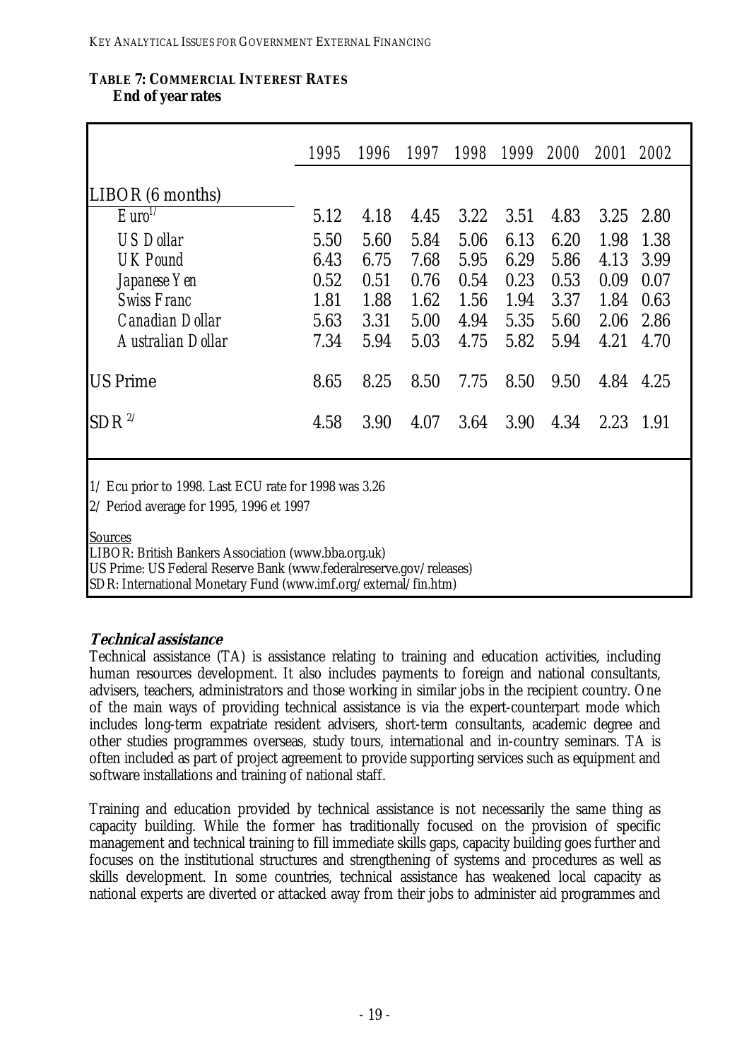**TABLE 7: COMMERCIAL INTEREST RATES**
**End of year rates**

| | 1995 | 1996 | 1997 | 1998 | 1999 | 2000 | 2001 | 2002 |
|---|---|---|---|---|---|---|---|---|
| LIBOR (6 months) | | | | | | | | |
| Euro[1/] | 5.12 | 4.18 | 4.45 | 3.22 | 3.51 | 4.83 | 3.25 | 2.80 |
| US Dollar | 5.50 | 5.60 | 5.84 | 5.06 | 6.13 | 6.20 | 1.98 | 1.38 |
| UK Pound | 6.43 | 6.75 | 7.68 | 5.95 | 6.29 | 5.86 | 4.13 | 3.99 |
| Japanese Yen | 0.52 | 0.51 | 0.76 | 0.54 | 0.23 | 0.53 | 0.09 | 0.07 |
| Swiss Franc | 1.81 | 1.88 | 1.62 | 1.56 | 1.94 | 3.37 | 1.84 | 0.63 |
| Canadian Dollar | 5.63 | 3.31 | 5.00 | 4.94 | 5.35 | 5.60 | 2.06 | 2.86 |
| Australian Dollar | 7.34 | 5.94 | 5.03 | 4.75 | 5.82 | 5.94 | 4.21 | 4.70 |
| US Prime | 8.65 | 8.25 | 8.50 | 7.75 | 8.50 | 9.50 | 4.84 | 4.25 |
| SDR [2/] | 4.58 | 3.90 | 4.07 | 3.64 | 3.90 | 4.34 | 2.23 | 1.91 |

1/ Ecu prior to 1998. Last ECU rate for 1998 was 3.26
2/ Period average for 1995, 1996 et 1997

Sources
LIBOR: British Bankers Association (www.bba.org.uk)
US Prime: US Federal Reserve Bank (www.federalreserve.gov/releases)
SDR: International Monetary Fund (www.imf.org/external/fin.htm)

### Technical assistance

Technical assistance (TA) is assistance relating to training and education activities, including human resources development. It also includes payments to foreign and national consultants, advisers, teachers, administrators and those working in similar jobs in the recipient country. One of the main ways of providing technical assistance is via the expert-counterpart mode which includes long-term expatriate resident advisers, short-term consultants, academic degree and other studies programmes overseas, study tours, international and in-country seminars. TA is often included as part of project agreement to provide supporting services such as equipment and software installations and training of national staff.

Training and education provided by technical assistance is not necessarily the same thing as capacity building. While the former has traditionally focused on the provision of specific management and technical training to fill immediate skills gaps, capacity building goes further and focuses on the institutional structures and strengthening of systems and procedures as well as skills development. In some countries, technical assistance has weakened local capacity as national experts are diverted or attacked away from their jobs to administer aid programmes and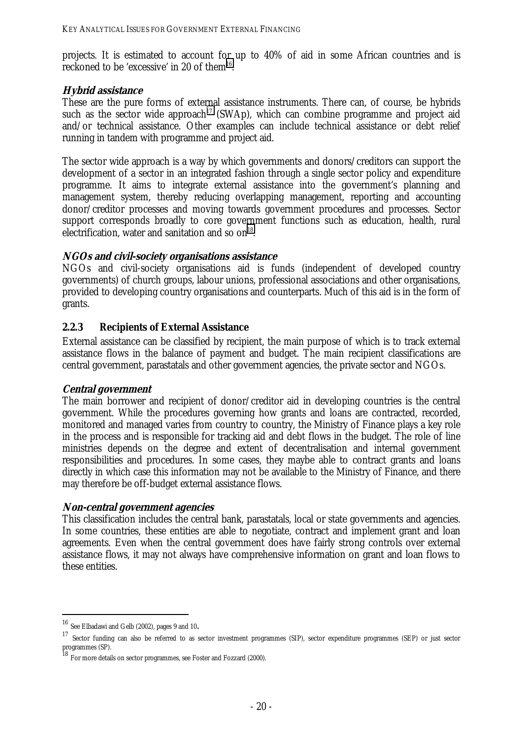projects. It is estimated to account for up to 40% of aid in some African countries and is reckoned to be 'excessive' in 20 of them[16].

***Hybrid assistance***

These are the pure forms of external assistance instruments. There can, of course, be hybrids such as the sector wide approach[17] (SWAp), which can combine programme and project aid and/or technical assistance. Other examples can include technical assistance or debt relief running in tandem with programme and project aid.

The sector wide approach is a way by which governments and donors/creditors can support the development of a sector in an integrated fashion through a single sector policy and expenditure programme. It aims to integrate external assistance into the government's planning and management system, thereby reducing overlapping management, reporting and accounting donor/creditor processes and moving towards government procedures and processes. Sector support corresponds broadly to core government functions such as education, health, rural electrification, water and sanitation and so on[18].

***NGOs and civil-society organisations assistance***

NGOs and civil-society organisations aid is funds (independent of developed country governments) of church groups, labour unions, professional associations and other organisations, provided to developing country organisations and counterparts. Much of this aid is in the form of grants.

### 2.2.3 Recipients of External Assistance

External assistance can be classified by recipient, the main purpose of which is to track external assistance flows in the balance of payment and budget. The main recipient classifications are central government, parastatals and other government agencies, the private sector and NGOs.

***Central government***

The main borrower and recipient of donor/creditor aid in developing countries is the central government. While the procedures governing how grants and loans are contracted, recorded, monitored and managed varies from country to country, the Ministry of Finance plays a key role in the process and is responsible for tracking aid and debt flows in the budget. The role of line ministries depends on the degree and extent of decentralisation and internal government responsibilities and procedures. In some cases, they maybe able to contract grants and loans directly in which case this information may not be available to the Ministry of Finance, and there may therefore be off-budget external assistance flows.

***Non-central government agencies***

This classification includes the central bank, parastatals, local or state governments and agencies. In some countries, these entities are able to negotiate, contract and implement grant and loan agreements. Even when the central government does have fairly strong controls over external assistance flows, it may not always have comprehensive information on grant and loan flows to these entities.

---

[16] See Elbadawi and Gelb (2002), pages 9 and 10.

[17] Sector funding can also be referred to as sector investment programmes (SIP), sector expenditure programmes (SEP) or just sector programmes (SP).

[18] For more details on sector programmes, see Foster and Fozzard (2000).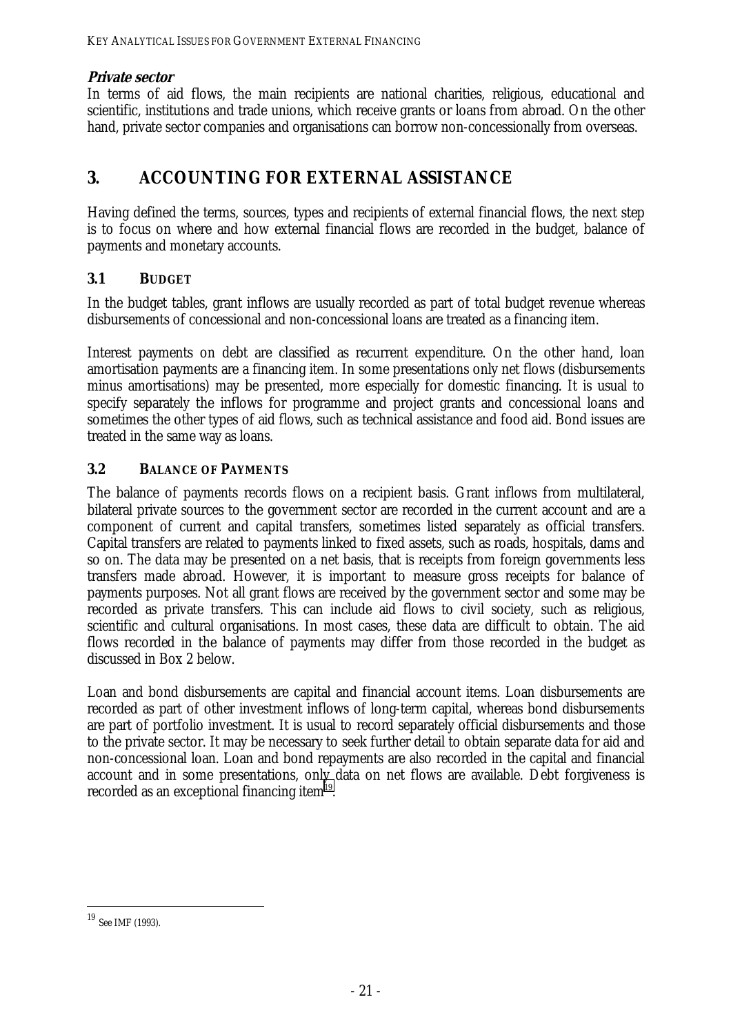***Private sector***

In terms of aid flows, the main recipients are national charities, religious, educational and scientific, institutions and trade unions, which receive grants or loans from abroad. On the other hand, private sector companies and organisations can borrow non-concessionally from overseas.

# 3. ACCOUNTING FOR EXTERNAL ASSISTANCE

Having defined the terms, sources, types and recipients of external financial flows, the next step is to focus on where and how external financial flows are recorded in the budget, balance of payments and monetary accounts.

## 3.1 BUDGET

In the budget tables, grant inflows are usually recorded as part of total budget revenue whereas disbursements of concessional and non-concessional loans are treated as a financing item.

Interest payments on debt are classified as recurrent expenditure. On the other hand, loan amortisation payments are a financing item. In some presentations only net flows (disbursements minus amortisations) may be presented, more especially for domestic financing. It is usual to specify separately the inflows for programme and project grants and concessional loans and sometimes the other types of aid flows, such as technical assistance and food aid. Bond issues are treated in the same way as loans.

## 3.2 BALANCE OF PAYMENTS

The balance of payments records flows on a recipient basis. Grant inflows from multilateral, bilateral private sources to the government sector are recorded in the current account and are a component of current and capital transfers, sometimes listed separately as official transfers. Capital transfers are related to payments linked to fixed assets, such as roads, hospitals, dams and so on. The data may be presented on a net basis, that is receipts from foreign governments less transfers made abroad. However, it is important to measure gross receipts for balance of payments purposes. Not all grant flows are received by the government sector and some may be recorded as private transfers. This can include aid flows to civil society, such as religious, scientific and cultural organisations. In most cases, these data are difficult to obtain. The aid flows recorded in the balance of payments may differ from those recorded in the budget as discussed in Box 2 below.

Loan and bond disbursements are capital and financial account items. Loan disbursements are recorded as part of other investment inflows of long-term capital, whereas bond disbursements are part of portfolio investment. It is usual to record separately official disbursements and those to the private sector. It may be necessary to seek further detail to obtain separate data for aid and non-concessional loan. Loan and bond repayments are also recorded in the capital and financial account and in some presentations, only data on net flows are available. Debt forgiveness is recorded as an exceptional financing item[19].

---

[19] See IMF (1993).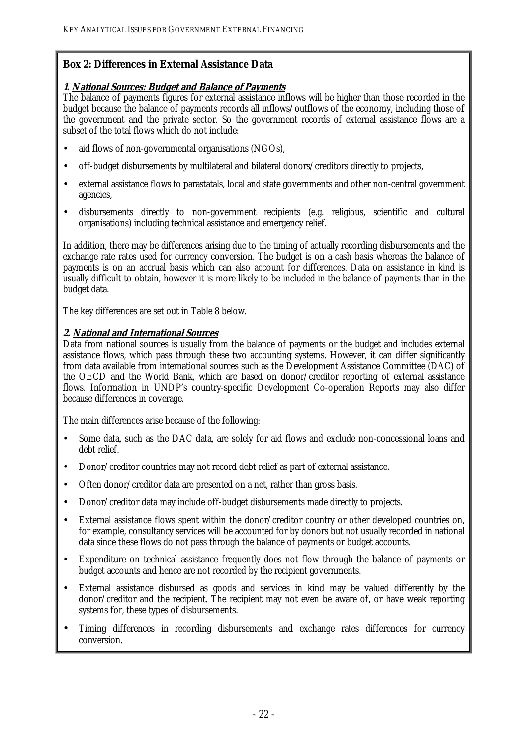**Box 2: Differences in External Assistance Data**

***1. National Sources: Budget and Balance of Payments***

The balance of payments figures for external assistance inflows will be higher than those recorded in the budget because the balance of payments records all inflows/outflows of the economy, including those of the government and the private sector. So the government records of external assistance flows are a subset of the total flows which do not include:

- aid flows of non-governmental organisations (NGOs),
- off-budget disbursements by multilateral and bilateral donors/creditors directly to projects,
- external assistance flows to parastatals, local and state governments and other non-central government agencies,
- disbursements directly to non-government recipients (e.g. religious, scientific and cultural organisations) including technical assistance and emergency relief.

In addition, there may be differences arising due to the timing of actually recording disbursements and the exchange rate rates used for currency conversion. The budget is on a cash basis whereas the balance of payments is on an accrual basis which can also account for differences. Data on assistance in kind is usually difficult to obtain, however it is more likely to be included in the balance of payments than in the budget data.

The key differences are set out in Table 8 below.

***2. National and International Sources***

Data from national sources is usually from the balance of payments or the budget and includes external assistance flows, which pass through these two accounting systems. However, it can differ significantly from data available from international sources such as the Development Assistance Committee (DAC) of the OECD and the World Bank, which are based on donor/creditor reporting of external assistance flows. Information in UNDP's country-specific Development Co-operation Reports may also differ because differences in coverage.

The main differences arise because of the following:

- Some data, such as the DAC data, are solely for aid flows and exclude non-concessional loans and debt relief.
- Donor/creditor countries may not record debt relief as part of external assistance.
- Often donor/creditor data are presented on a net, rather than gross basis.
- Donor/creditor data may include off-budget disbursements made directly to projects.
- External assistance flows spent within the donor/creditor country or other developed countries on, for example, consultancy services will be accounted for by donors but not usually recorded in national data since these flows do not pass through the balance of payments or budget accounts.
- Expenditure on technical assistance frequently does not flow through the balance of payments or budget accounts and hence are not recorded by the recipient governments.
- External assistance disbursed as goods and services in kind may be valued differently by the donor/creditor and the recipient. The recipient may not even be aware of, or have weak reporting systems for, these types of disbursements.
- Timing differences in recording disbursements and exchange rates differences for currency conversion.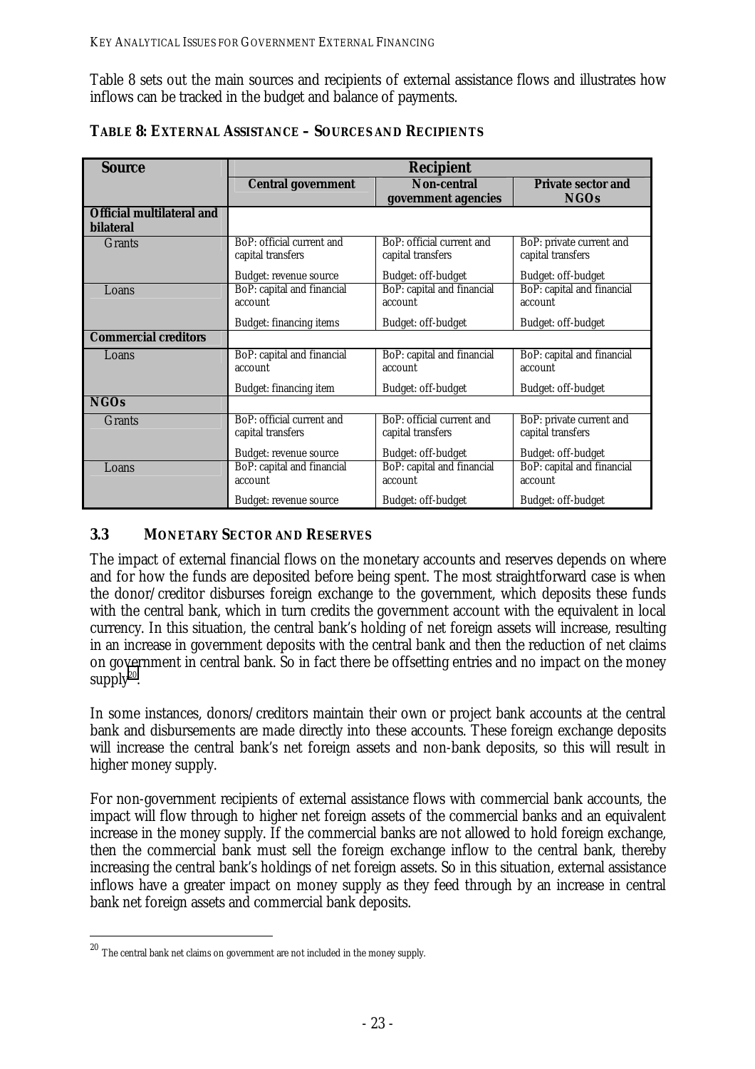Table 8 sets out the main sources and recipients of external assistance flows and illustrates how inflows can be tracked in the budget and balance of payments.

**TABLE 8: EXTERNAL ASSISTANCE – SOURCES AND RECIPIENTS**

| Source | Recipient | | |
|---|---|---|---|
| | **Central government** | **Non-central government agencies** | **Private sector and NGOs** |
| **Official multilateral and bilateral** | | | |
| Grants | BoP: official current and capital transfers<br><br>Budget: revenue source | BoP: official current and capital transfers<br><br>Budget: off-budget | BoP: private current and capital transfers<br><br>Budget: off-budget |
| Loans | BoP: capital and financial account<br><br>Budget: financing items | BoP: capital and financial account<br><br>Budget: off-budget | BoP: capital and financial account<br><br>Budget: off-budget |
| **Commercial creditors** | | | |
| Loans | BoP: capital and financial account<br><br>Budget: financing item | BoP: capital and financial account<br><br>Budget: off-budget | BoP: capital and financial account<br><br>Budget: off-budget |
| **NGOs** | | | |
| Grants | BoP: official current and capital transfers<br><br>Budget: revenue source | BoP: official current and capital transfers<br><br>Budget: off-budget | BoP: private current and capital transfers<br><br>Budget: off-budget |
| Loans | BoP: capital and financial account<br><br>Budget: revenue source | BoP: capital and financial account<br><br>Budget: off-budget | BoP: capital and financial account<br><br>Budget: off-budget |

### 3.3 MONETARY SECTOR AND RESERVES

The impact of external financial flows on the monetary accounts and reserves depends on where and for how the funds are deposited before being spent. The most straightforward case is when the donor/creditor disburses foreign exchange to the government, which deposits these funds with the central bank, which in turn credits the government account with the equivalent in local currency. In this situation, the central bank's holding of net foreign assets will increase, resulting in an increase in government deposits with the central bank and then the reduction of net claims on government in central bank. So in fact there be offsetting entries and no impact on the money supply[20].

In some instances, donors/creditors maintain their own or project bank accounts at the central bank and disbursements are made directly into these accounts. These foreign exchange deposits will increase the central bank's net foreign assets and non-bank deposits, so this will result in higher money supply.

For non-government recipients of external assistance flows with commercial bank accounts, the impact will flow through to higher net foreign assets of the commercial banks and an equivalent increase in the money supply. If the commercial banks are not allowed to hold foreign exchange, then the commercial bank must sell the foreign exchange inflow to the central bank, thereby increasing the central bank's holdings of net foreign assets. So in this situation, external assistance inflows have a greater impact on money supply as they feed through by an increase in central bank net foreign assets and commercial bank deposits.

[20] The central bank net claims on government are not included in the money supply.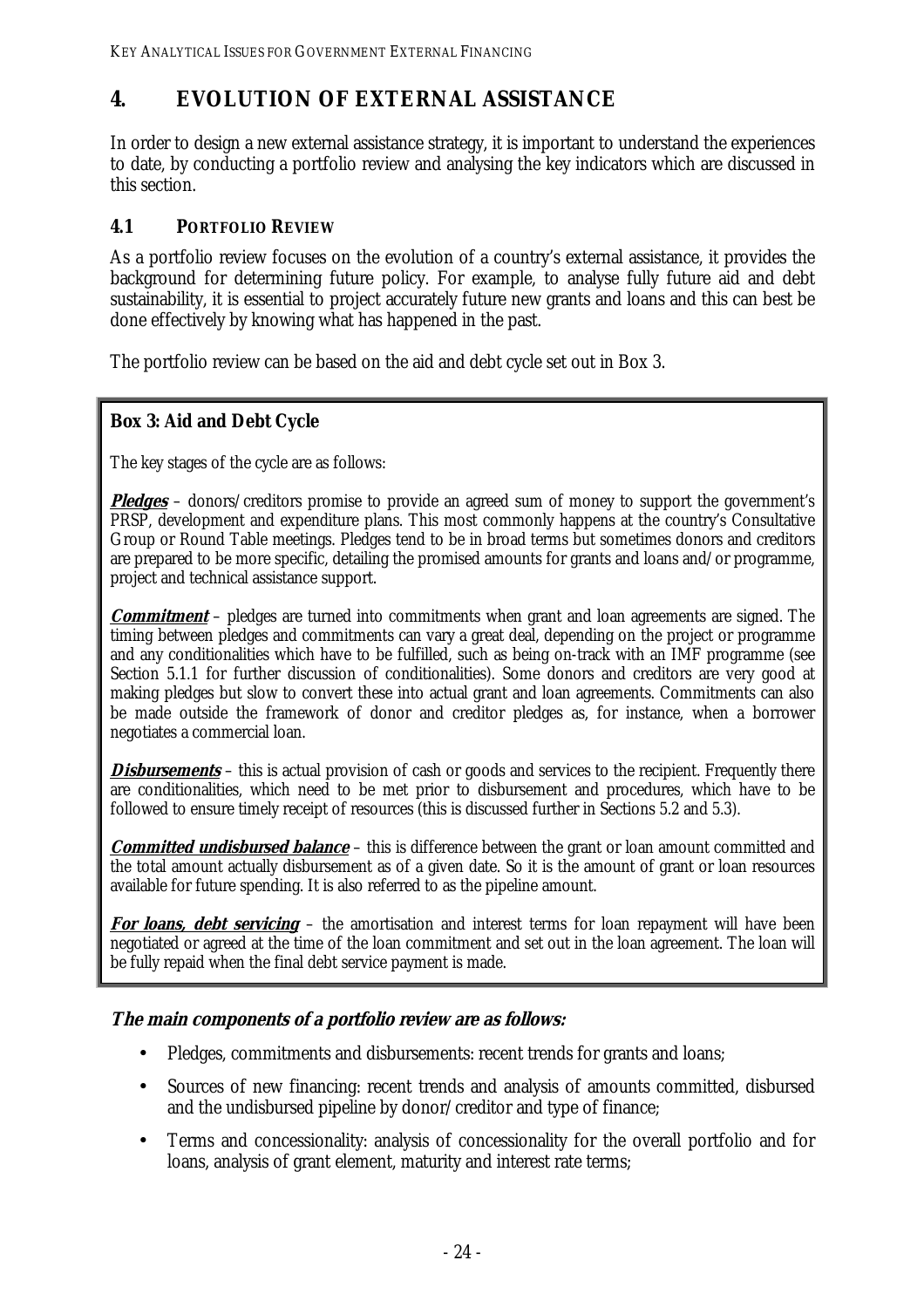## 4. EVOLUTION OF EXTERNAL ASSISTANCE

In order to design a new external assistance strategy, it is important to understand the experiences to date, by conducting a portfolio review and analysing the key indicators which are discussed in this section.

### 4.1 PORTFOLIO REVIEW

As a portfolio review focuses on the evolution of a country's external assistance, it provides the background for determining future policy. For example, to analyse fully future aid and debt sustainability, it is essential to project accurately future new grants and loans and this can best be done effectively by knowing what has happened in the past.

The portfolio review can be based on the aid and debt cycle set out in Box 3.

> **Box 3: Aid and Debt Cycle**
>
> The key stages of the cycle are as follows:
>
> ***Pledges*** – donors/creditors promise to provide an agreed sum of money to support the government's PRSP, development and expenditure plans. This most commonly happens at the country's Consultative Group or Round Table meetings. Pledges tend to be in broad terms but sometimes donors and creditors are prepared to be more specific, detailing the promised amounts for grants and loans and/or programme, project and technical assistance support.
>
> ***Commitment*** – pledges are turned into commitments when grant and loan agreements are signed. The timing between pledges and commitments can vary a great deal, depending on the project or programme and any conditionalities which have to be fulfilled, such as being on-track with an IMF programme (see Section 5.1.1 for further discussion of conditionalities). Some donors and creditors are very good at making pledges but slow to convert these into actual grant and loan agreements. Commitments can also be made outside the framework of donor and creditor pledges as, for instance, when a borrower negotiates a commercial loan.
>
> ***Disbursements*** – this is actual provision of cash or goods and services to the recipient. Frequently there are conditionalities, which need to be met prior to disbursement and procedures, which have to be followed to ensure timely receipt of resources (this is discussed further in Sections 5.2 and 5.3).
>
> ***Committed undisbursed balance*** – this is difference between the grant or loan amount committed and the total amount actually disbursement as of a given date. So it is the amount of grant or loan resources available for future spending. It is also referred to as the pipeline amount.
>
> ***For loans, debt servicing*** – the amortisation and interest terms for loan repayment will have been negotiated or agreed at the time of the loan commitment and set out in the loan agreement. The loan will be fully repaid when the final debt service payment is made.

***The main components of a portfolio review are as follows:***

- Pledges, commitments and disbursements: recent trends for grants and loans;
- Sources of new financing: recent trends and analysis of amounts committed, disbursed and the undisbursed pipeline by donor/creditor and type of finance;
- Terms and concessionality: analysis of concessionality for the overall portfolio and for loans, analysis of grant element, maturity and interest rate terms;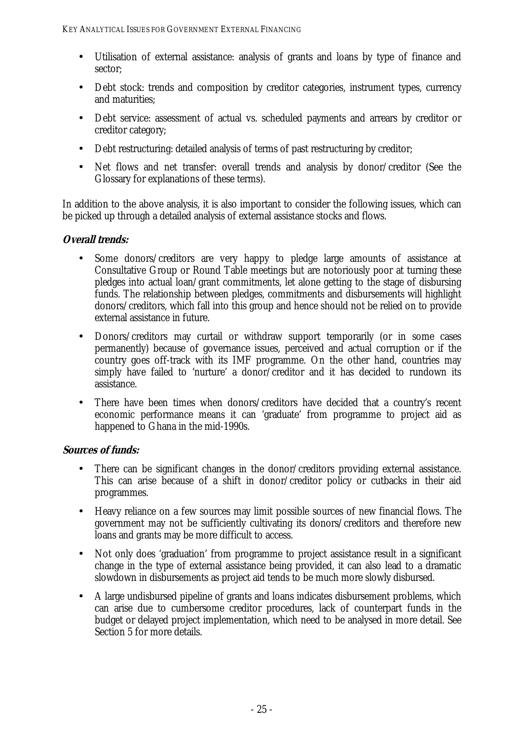- Utilisation of external assistance: analysis of grants and loans by type of finance and sector;
- Debt stock: trends and composition by creditor categories, instrument types, currency and maturities;
- Debt service: assessment of actual vs. scheduled payments and arrears by creditor or creditor category;
- Debt restructuring: detailed analysis of terms of past restructuring by creditor;
- Net flows and net transfer: overall trends and analysis by donor/creditor (See the Glossary for explanations of these terms).

In addition to the above analysis, it is also important to consider the following issues, which can be picked up through a detailed analysis of external assistance stocks and flows.

**Overall trends:**

- Some donors/creditors are very happy to pledge large amounts of assistance at Consultative Group or Round Table meetings but are notoriously poor at turning these pledges into actual loan/grant commitments, let alone getting to the stage of disbursing funds. The relationship between pledges, commitments and disbursements will highlight donors/creditors, which fall into this group and hence should not be relied on to provide external assistance in future.
- Donors/creditors may curtail or withdraw support temporarily (or in some cases permanently) because of governance issues, perceived and actual corruption or if the country goes off-track with its IMF programme. On the other hand, countries may simply have failed to 'nurture' a donor/creditor and it has decided to rundown its assistance.
- There have been times when donors/creditors have decided that a country's recent economic performance means it can 'graduate' from programme to project aid as happened to Ghana in the mid-1990s.

**Sources of funds:**

- There can be significant changes in the donor/creditors providing external assistance. This can arise because of a shift in donor/creditor policy or cutbacks in their aid programmes.
- Heavy reliance on a few sources may limit possible sources of new financial flows. The government may not be sufficiently cultivating its donors/creditors and therefore new loans and grants may be more difficult to access.
- Not only does 'graduation' from programme to project assistance result in a significant change in the type of external assistance being provided, it can also lead to a dramatic slowdown in disbursements as project aid tends to be much more slowly disbursed.
- A large undisbursed pipeline of grants and loans indicates disbursement problems, which can arise due to cumbersome creditor procedures, lack of counterpart funds in the budget or delayed project implementation, which need to be analysed in more detail. See Section 5 for more details.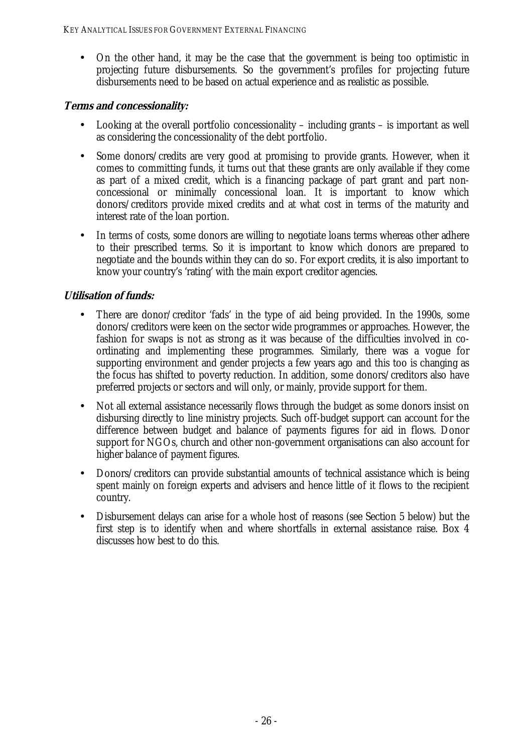- On the other hand, it may be the case that the government is being too optimistic in projecting future disbursements. So the government's profiles for projecting future disbursements need to be based on actual experience and as realistic as possible.

***Terms and concessionality:***

- Looking at the overall portfolio concessionality – including grants – is important as well as considering the concessionality of the debt portfolio.
- Some donors/credits are very good at promising to provide grants. However, when it comes to committing funds, it turns out that these grants are only available if they come as part of a mixed credit, which is a financing package of part grant and part non-concessional or minimally concessional loan. It is important to know which donors/creditors provide mixed credits and at what cost in terms of the maturity and interest rate of the loan portion.
- In terms of costs, some donors are willing to negotiate loans terms whereas other adhere to their prescribed terms. So it is important to know which donors are prepared to negotiate and the bounds within they can do so. For export credits, it is also important to know your country's 'rating' with the main export creditor agencies.

***Utilisation of funds:***

- There are donor/creditor 'fads' in the type of aid being provided. In the 1990s, some donors/creditors were keen on the sector wide programmes or approaches. However, the fashion for swaps is not as strong as it was because of the difficulties involved in co-ordinating and implementing these programmes. Similarly, there was a vogue for supporting environment and gender projects a few years ago and this too is changing as the focus has shifted to poverty reduction. In addition, some donors/creditors also have preferred projects or sectors and will only, or mainly, provide support for them.
- Not all external assistance necessarily flows through the budget as some donors insist on disbursing directly to line ministry projects. Such off-budget support can account for the difference between budget and balance of payments figures for aid in flows. Donor support for NGOs, church and other non-government organisations can also account for higher balance of payment figures.
- Donors/creditors can provide substantial amounts of technical assistance which is being spent mainly on foreign experts and advisers and hence little of it flows to the recipient country.
- Disbursement delays can arise for a whole host of reasons (see Section 5 below) but the first step is to identify when and where shortfalls in external assistance raise. Box 4 discusses how best to do this.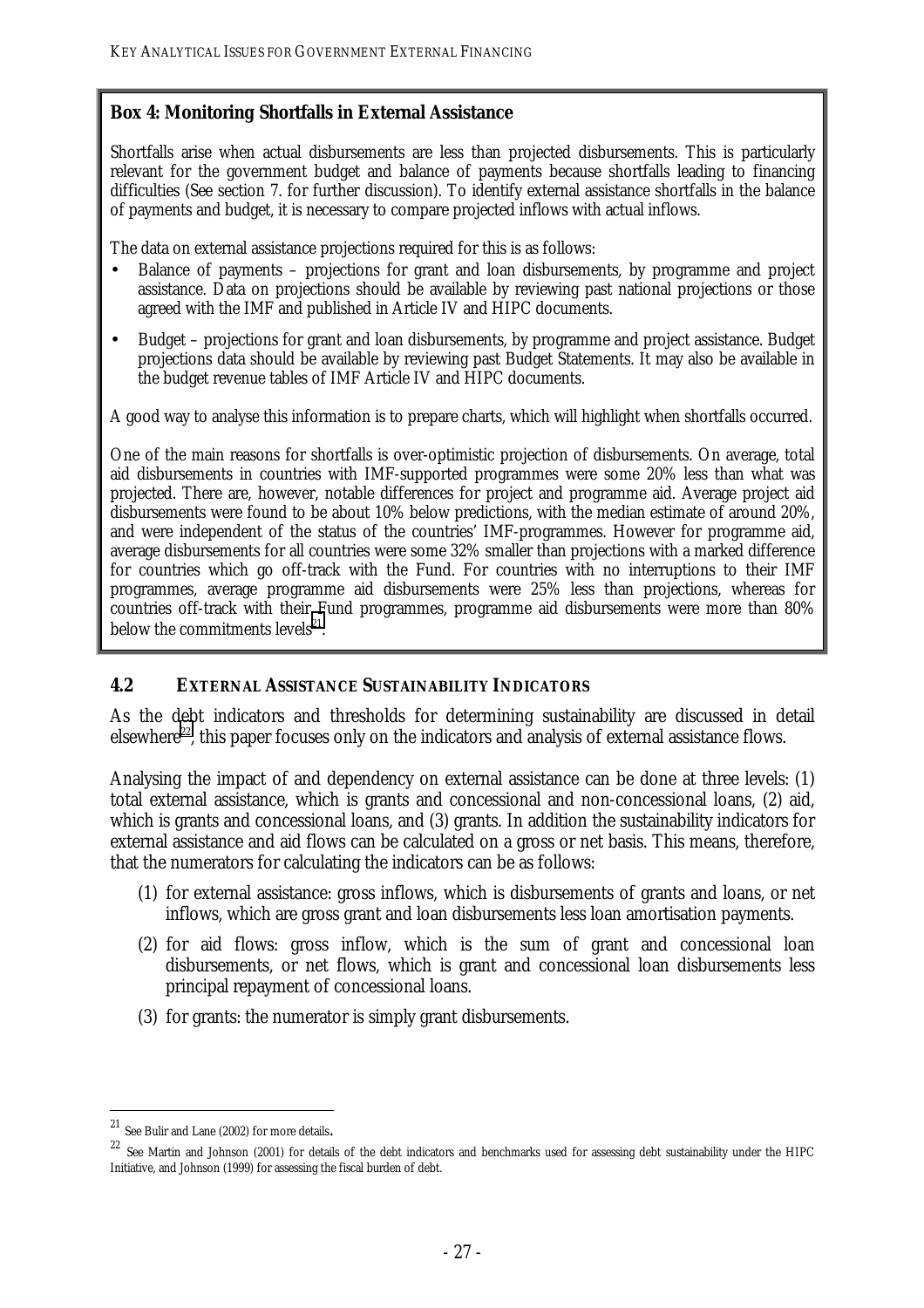**Box 4: Monitoring Shortfalls in External Assistance**

Shortfalls arise when actual disbursements are less than projected disbursements. This is particularly relevant for the government budget and balance of payments because shortfalls leading to financing difficulties (See section 7. for further discussion). To identify external assistance shortfalls in the balance of payments and budget, it is necessary to compare projected inflows with actual inflows.

The data on external assistance projections required for this is as follows:

- Balance of payments – projections for grant and loan disbursements, by programme and project assistance. Data on projections should be available by reviewing past national projections or those agreed with the IMF and published in Article IV and HIPC documents.
- Budget – projections for grant and loan disbursements, by programme and project assistance. Budget projections data should be available by reviewing past Budget Statements. It may also be available in the budget revenue tables of IMF Article IV and HIPC documents.

A good way to analyse this information is to prepare charts, which will highlight when shortfalls occurred.

One of the main reasons for shortfalls is over-optimistic projection of disbursements. On average, total aid disbursements in countries with IMF-supported programmes were some 20% less than what was projected. There are, however, notable differences for project and programme aid. Average project aid disbursements were found to be about 10% below predictions, with the median estimate of around 20%, and were independent of the status of the countries' IMF-programmes. However for programme aid, average disbursements for all countries were some 32% smaller than projections with a marked difference for countries which go off-track with the Fund. For countries with no interruptions to their IMF programmes, average programme aid disbursements were 25% less than projections, whereas for countries off-track with their Fund programmes, programme aid disbursements were more than 80% below the commitments levels[21].

## 4.2 EXTERNAL ASSISTANCE SUSTAINABILITY INDICATORS

As the debt indicators and thresholds for determining sustainability are discussed in detail elsewhere[22], this paper focuses only on the indicators and analysis of external assistance flows.

Analysing the impact of and dependency on external assistance can be done at three levels: (1) total external assistance, which is grants and concessional and non-concessional loans, (2) aid, which is grants and concessional loans, and (3) grants. In addition the sustainability indicators for external assistance and aid flows can be calculated on a gross or net basis. This means, therefore, that the numerators for calculating the indicators can be as follows:

(1) for external assistance: gross inflows, which is disbursements of grants and loans, or net inflows, which are gross grant and loan disbursements less loan amortisation payments.

(2) for aid flows: gross inflow, which is the sum of grant and concessional loan disbursements, or net flows, which is grant and concessional loan disbursements less principal repayment of concessional loans.

(3) for grants: the numerator is simply grant disbursements.

---

[21] See Bulir and Lane (2002) for more details.

[22] See Martin and Johnson (2001) for details of the debt indicators and benchmarks used for assessing debt sustainability under the HIPC Initiative, and Johnson (1999) for assessing the fiscal burden of debt.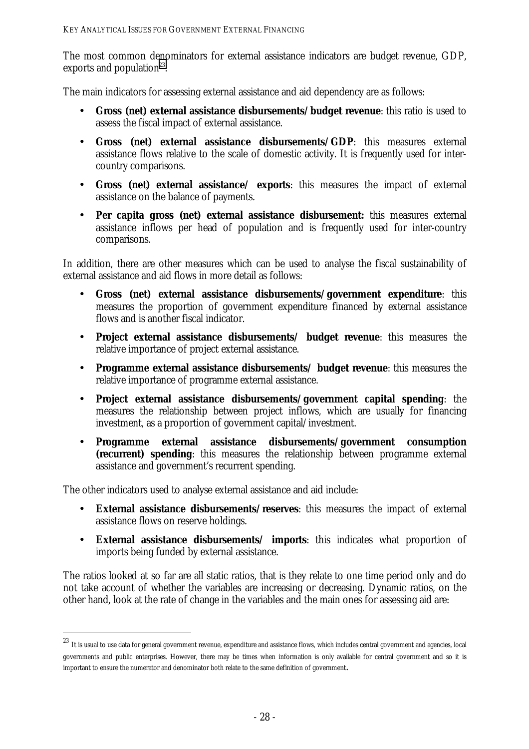The most common denominators for external assistance indicators are budget revenue, GDP, exports and population[23].

The main indicators for assessing external assistance and aid dependency are as follows:

- **Gross (net) external assistance disbursements/budget revenue**: this ratio is used to assess the fiscal impact of external assistance.
- **Gross (net) external assistance disbursements/GDP**: this measures external assistance flows relative to the scale of domestic activity. It is frequently used for inter-country comparisons.
- **Gross (net) external assistance/ exports**: this measures the impact of external assistance on the balance of payments.
- **Per capita gross (net) external assistance disbursement:** this measures external assistance inflows per head of population and is frequently used for inter-country comparisons.

In addition, there are other measures which can be used to analyse the fiscal sustainability of external assistance and aid flows in more detail as follows:

- **Gross (net) external assistance disbursements/government expenditure**: this measures the proportion of government expenditure financed by external assistance flows and is another fiscal indicator.
- **Project external assistance disbursements/ budget revenue**: this measures the relative importance of project external assistance.
- **Programme external assistance disbursements/ budget revenue**: this measures the relative importance of programme external assistance.
- **Project external assistance disbursements/government capital spending**: the measures the relationship between project inflows, which are usually for financing investment, as a proportion of government capital/investment.
- **Programme external assistance disbursements/government consumption (recurrent) spending**: this measures the relationship between programme external assistance and government's recurrent spending.

The other indicators used to analyse external assistance and aid include:

- **External assistance disbursements/reserves**: this measures the impact of external assistance flows on reserve holdings.
- **External assistance disbursements/ imports**: this indicates what proportion of imports being funded by external assistance.

The ratios looked at so far are all static ratios, that is they relate to one time period only and do not take account of whether the variables are increasing or decreasing. Dynamic ratios, on the other hand, look at the rate of change in the variables and the main ones for assessing aid are:

[23] It is usual to use data for general government revenue, expenditure and assistance flows, which includes central government and agencies, local governments and public enterprises. However, there may be times when information is only available for central government and so it is important to ensure the numerator and denominator both relate to the same definition of government.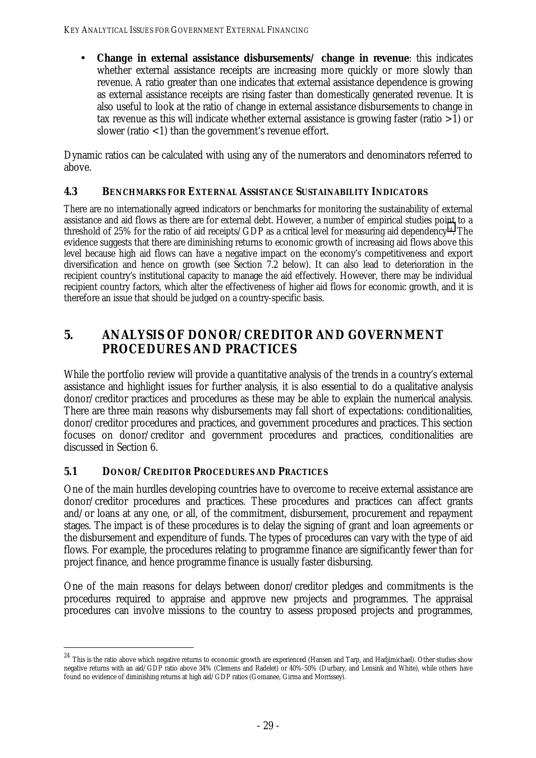- **Change in external assistance disbursements/ change in revenue**: this indicates whether external assistance receipts are increasing more quickly or more slowly than revenue. A ratio greater than one indicates that external assistance dependence is growing as external assistance receipts are rising faster than domestically generated revenue. It is also useful to look at the ratio of change in external assistance disbursements to change in tax revenue as this will indicate whether external assistance is growing faster (ratio >1) or slower (ratio <1) than the government's revenue effort.

Dynamic ratios can be calculated with using any of the numerators and denominators referred to above.

### 4.3 BENCHMARKS FOR EXTERNAL ASSISTANCE SUSTAINABILITY INDICATORS

There are no internationally agreed indicators or benchmarks for monitoring the sustainability of external assistance and aid flows as there are for external debt. However, a number of empirical studies point to a threshold of 25% for the ratio of aid receipts/GDP as a critical level for measuring aid dependency[24]. The evidence suggests that there are diminishing returns to economic growth of increasing aid flows above this level because high aid flows can have a negative impact on the economy's competitiveness and export diversification and hence on growth (see Section 7.2 below). It can also lead to deterioration in the recipient country's institutional capacity to manage the aid effectively. However, there may be individual recipient country factors, which alter the effectiveness of higher aid flows for economic growth, and it is therefore an issue that should be judged on a country-specific basis.

## 5. ANALYSIS OF DONOR/CREDITOR AND GOVERNMENT PROCEDURES AND PRACTICES

While the portfolio review will provide a quantitative analysis of the trends in a country's external assistance and highlight issues for further analysis, it is also essential to do a qualitative analysis donor/creditor practices and procedures as these may be able to explain the numerical analysis. There are three main reasons why disbursements may fall short of expectations: conditionalities, donor/creditor procedures and practices, and government procedures and practices. This section focuses on donor/creditor and government procedures and practices, conditionalities are discussed in Section 6.

### 5.1 DONOR/CREDITOR PROCEDURES AND PRACTICES

One of the main hurdles developing countries have to overcome to receive external assistance are donor/creditor procedures and practices. These procedures and practices can affect grants and/or loans at any one, or all, of the commitment, disbursement, procurement and repayment stages. The impact is of these procedures is to delay the signing of grant and loan agreements or the disbursement and expenditure of funds. The types of procedures can vary with the type of aid flows. For example, the procedures relating to programme finance are significantly fewer than for project finance, and hence programme finance is usually faster disbursing.

One of the main reasons for delays between donor/creditor pledges and commitments is the procedures required to appraise and approve new projects and programmes. The appraisal procedures can involve missions to the country to assess proposed projects and programmes,

---

[24] This is the ratio above which negative returns to economic growth are experienced (Hansen and Tarp, and Hadjimichael). Other studies show negative returns with an aid/GDP ratio above 34% (Clemens and Radelet) or 40%-50% (Durbary, and Lensink and White), while others have found no evidence of diminishing returns at high aid/GDP ratios (Gomanee, Girma and Morrissey).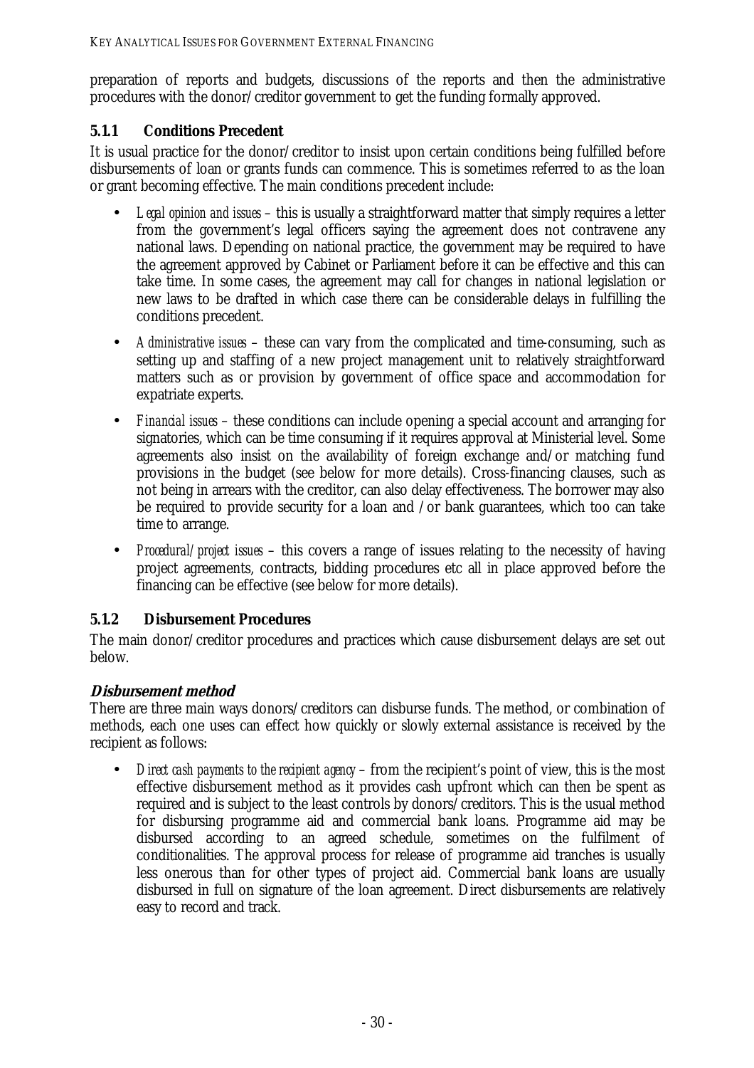preparation of reports and budgets, discussions of the reports and then the administrative procedures with the donor/creditor government to get the funding formally approved.

### 5.1.1 Conditions Precedent

It is usual practice for the donor/creditor to insist upon certain conditions being fulfilled before disbursements of loan or grants funds can commence. This is sometimes referred to as the loan or grant becoming effective. The main conditions precedent include:

- *Legal opinion and issues* – this is usually a straightforward matter that simply requires a letter from the government's legal officers saying the agreement does not contravene any national laws. Depending on national practice, the government may be required to have the agreement approved by Cabinet or Parliament before it can be effective and this can take time. In some cases, the agreement may call for changes in national legislation or new laws to be drafted in which case there can be considerable delays in fulfilling the conditions precedent.
- *Administrative issues* – these can vary from the complicated and time-consuming, such as setting up and staffing of a new project management unit to relatively straightforward matters such as or provision by government of office space and accommodation for expatriate experts.
- *Financial issues* – these conditions can include opening a special account and arranging for signatories, which can be time consuming if it requires approval at Ministerial level. Some agreements also insist on the availability of foreign exchange and/or matching fund provisions in the budget (see below for more details). Cross-financing clauses, such as not being in arrears with the creditor, can also delay effectiveness. The borrower may also be required to provide security for a loan and /or bank guarantees, which too can take time to arrange.
- *Procedural/project issues* – this covers a range of issues relating to the necessity of having project agreements, contracts, bidding procedures etc all in place approved before the financing can be effective (see below for more details).

### 5.1.2 Disbursement Procedures

The main donor/creditor procedures and practices which cause disbursement delays are set out below.

#### Disbursement method

There are three main ways donors/creditors can disburse funds. The method, or combination of methods, each one uses can effect how quickly or slowly external assistance is received by the recipient as follows:

- *Direct cash payments to the recipient agency* – from the recipient's point of view, this is the most effective disbursement method as it provides cash upfront which can then be spent as required and is subject to the least controls by donors/creditors. This is the usual method for disbursing programme aid and commercial bank loans. Programme aid may be disbursed according to an agreed schedule, sometimes on the fulfilment of conditionalities. The approval process for release of programme aid tranches is usually less onerous than for other types of project aid. Commercial bank loans are usually disbursed in full on signature of the loan agreement. Direct disbursements are relatively easy to record and track.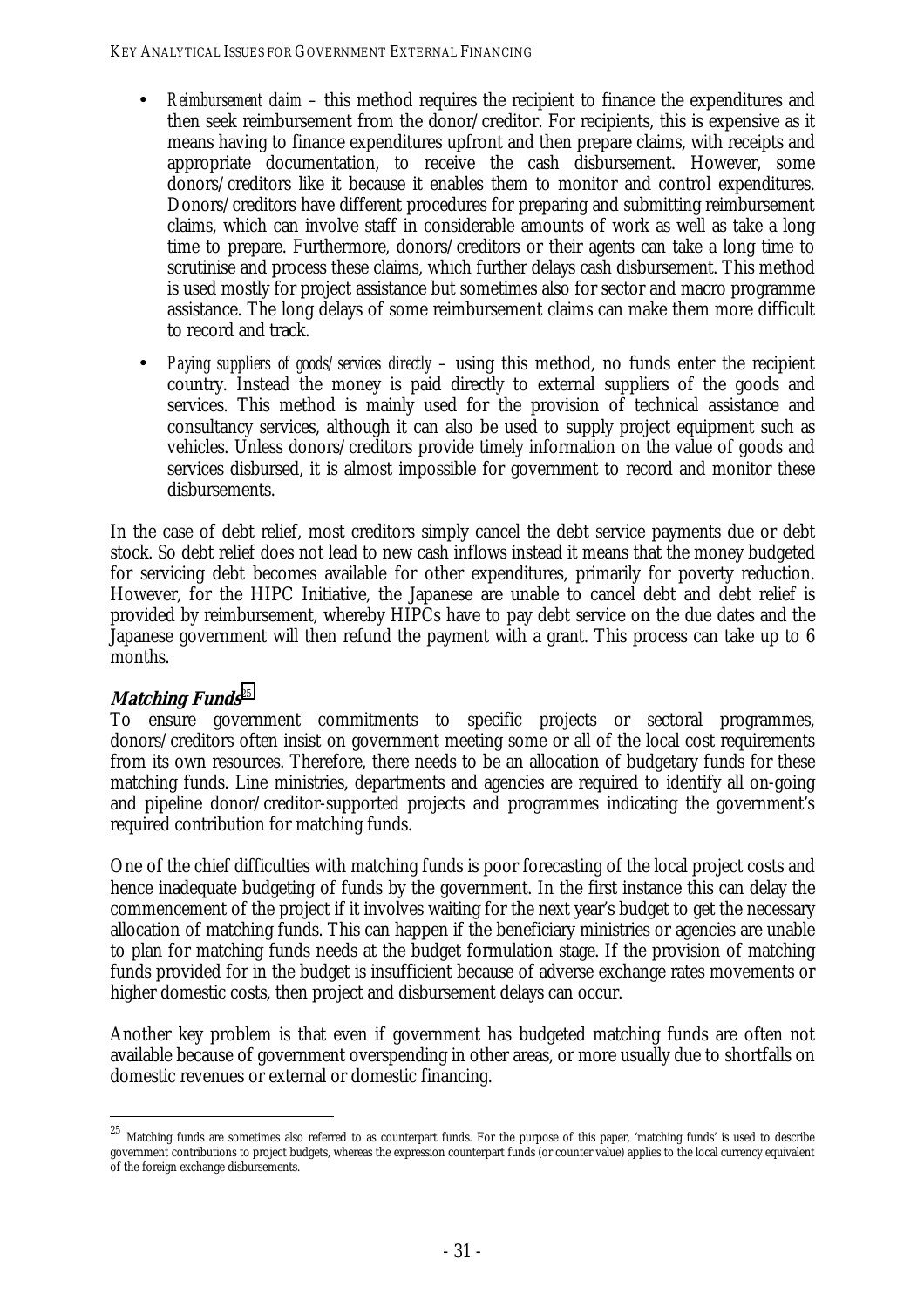- *Reimbursement claim* – this method requires the recipient to finance the expenditures and then seek reimbursement from the donor/creditor. For recipients, this is expensive as it means having to finance expenditures upfront and then prepare claims, with receipts and appropriate documentation, to receive the cash disbursement. However, some donors/creditors like it because it enables them to monitor and control expenditures. Donors/creditors have different procedures for preparing and submitting reimbursement claims, which can involve staff in considerable amounts of work as well as take a long time to prepare. Furthermore, donors/creditors or their agents can take a long time to scrutinise and process these claims, which further delays cash disbursement. This method is used mostly for project assistance but sometimes also for sector and macro programme assistance. The long delays of some reimbursement claims can make them more difficult to record and track.

- *Paying suppliers of goods/services directly* – using this method, no funds enter the recipient country. Instead the money is paid directly to external suppliers of the goods and services. This method is mainly used for the provision of technical assistance and consultancy services, although it can also be used to supply project equipment such as vehicles. Unless donors/creditors provide timely information on the value of goods and services disbursed, it is almost impossible for government to record and monitor these disbursements.

In the case of debt relief, most creditors simply cancel the debt service payments due or debt stock. So debt relief does not lead to new cash inflows instead it means that the money budgeted for servicing debt becomes available for other expenditures, primarily for poverty reduction. However, for the HIPC Initiative, the Japanese are unable to cancel debt and debt relief is provided by reimbursement, whereby HIPCs have to pay debt service on the due dates and the Japanese government will then refund the payment with a grant. This process can take up to 6 months.

### *Matching Funds*[25]

To ensure government commitments to specific projects or sectoral programmes, donors/creditors often insist on government meeting some or all of the local cost requirements from its own resources. Therefore, there needs to be an allocation of budgetary funds for these matching funds. Line ministries, departments and agencies are required to identify all on-going and pipeline donor/creditor-supported projects and programmes indicating the government's required contribution for matching funds.

One of the chief difficulties with matching funds is poor forecasting of the local project costs and hence inadequate budgeting of funds by the government. In the first instance this can delay the commencement of the project if it involves waiting for the next year's budget to get the necessary allocation of matching funds. This can happen if the beneficiary ministries or agencies are unable to plan for matching funds needs at the budget formulation stage. If the provision of matching funds provided for in the budget is insufficient because of adverse exchange rates movements or higher domestic costs, then project and disbursement delays can occur.

Another key problem is that even if government has budgeted matching funds are often not available because of government overspending in other areas, or more usually due to shortfalls on domestic revenues or external or domestic financing.

---

[25] Matching funds are sometimes also referred to as counterpart funds. For the purpose of this paper, 'matching funds' is used to describe government contributions to project budgets, whereas the expression counterpart funds (or counter value) applies to the local currency equivalent of the foreign exchange disbursements.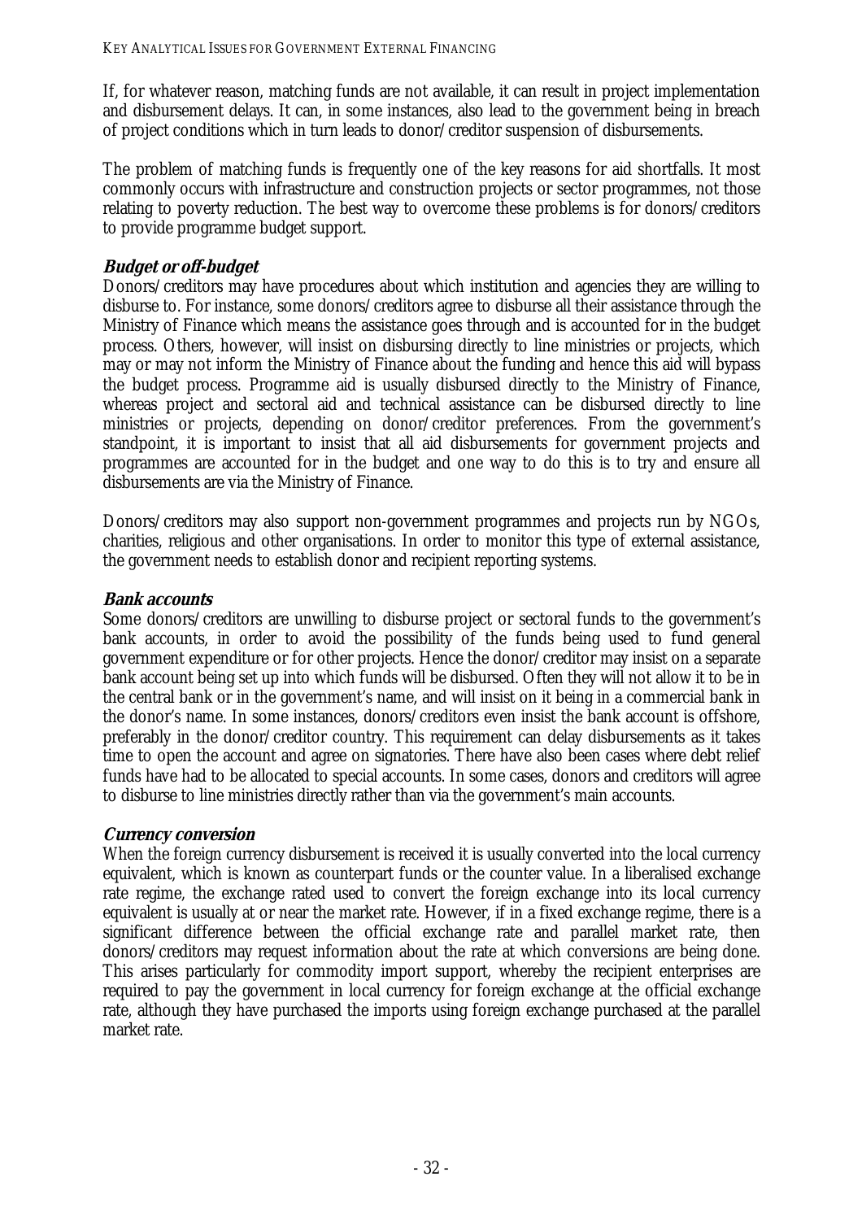If, for whatever reason, matching funds are not available, it can result in project implementation and disbursement delays. It can, in some instances, also lead to the government being in breach of project conditions which in turn leads to donor/creditor suspension of disbursements.

The problem of matching funds is frequently one of the key reasons for aid shortfalls. It most commonly occurs with infrastructure and construction projects or sector programmes, not those relating to poverty reduction. The best way to overcome these problems is for donors/creditors to provide programme budget support.

### *Budget or off-budget*

Donors/creditors may have procedures about which institution and agencies they are willing to disburse to. For instance, some donors/creditors agree to disburse all their assistance through the Ministry of Finance which means the assistance goes through and is accounted for in the budget process. Others, however, will insist on disbursing directly to line ministries or projects, which may or may not inform the Ministry of Finance about the funding and hence this aid will bypass the budget process. Programme aid is usually disbursed directly to the Ministry of Finance, whereas project and sectoral aid and technical assistance can be disbursed directly to line ministries or projects, depending on donor/creditor preferences. From the government's standpoint, it is important to insist that all aid disbursements for government projects and programmes are accounted for in the budget and one way to do this is to try and ensure all disbursements are via the Ministry of Finance.

Donors/creditors may also support non-government programmes and projects run by NGOs, charities, religious and other organisations. In order to monitor this type of external assistance, the government needs to establish donor and recipient reporting systems.

### *Bank accounts*

Some donors/creditors are unwilling to disburse project or sectoral funds to the government's bank accounts, in order to avoid the possibility of the funds being used to fund general government expenditure or for other projects. Hence the donor/creditor may insist on a separate bank account being set up into which funds will be disbursed. Often they will not allow it to be in the central bank or in the government's name, and will insist on it being in a commercial bank in the donor's name. In some instances, donors/creditors even insist the bank account is offshore, preferably in the donor/creditor country. This requirement can delay disbursements as it takes time to open the account and agree on signatories. There have also been cases where debt relief funds have had to be allocated to special accounts. In some cases, donors and creditors will agree to disburse to line ministries directly rather than via the government's main accounts.

### *Currency conversion*

When the foreign currency disbursement is received it is usually converted into the local currency equivalent, which is known as counterpart funds or the counter value. In a liberalised exchange rate regime, the exchange rated used to convert the foreign exchange into its local currency equivalent is usually at or near the market rate. However, if in a fixed exchange regime, there is a significant difference between the official exchange rate and parallel market rate, then donors/creditors may request information about the rate at which conversions are being done. This arises particularly for commodity import support, whereby the recipient enterprises are required to pay the government in local currency for foreign exchange at the official exchange rate, although they have purchased the imports using foreign exchange purchased at the parallel market rate.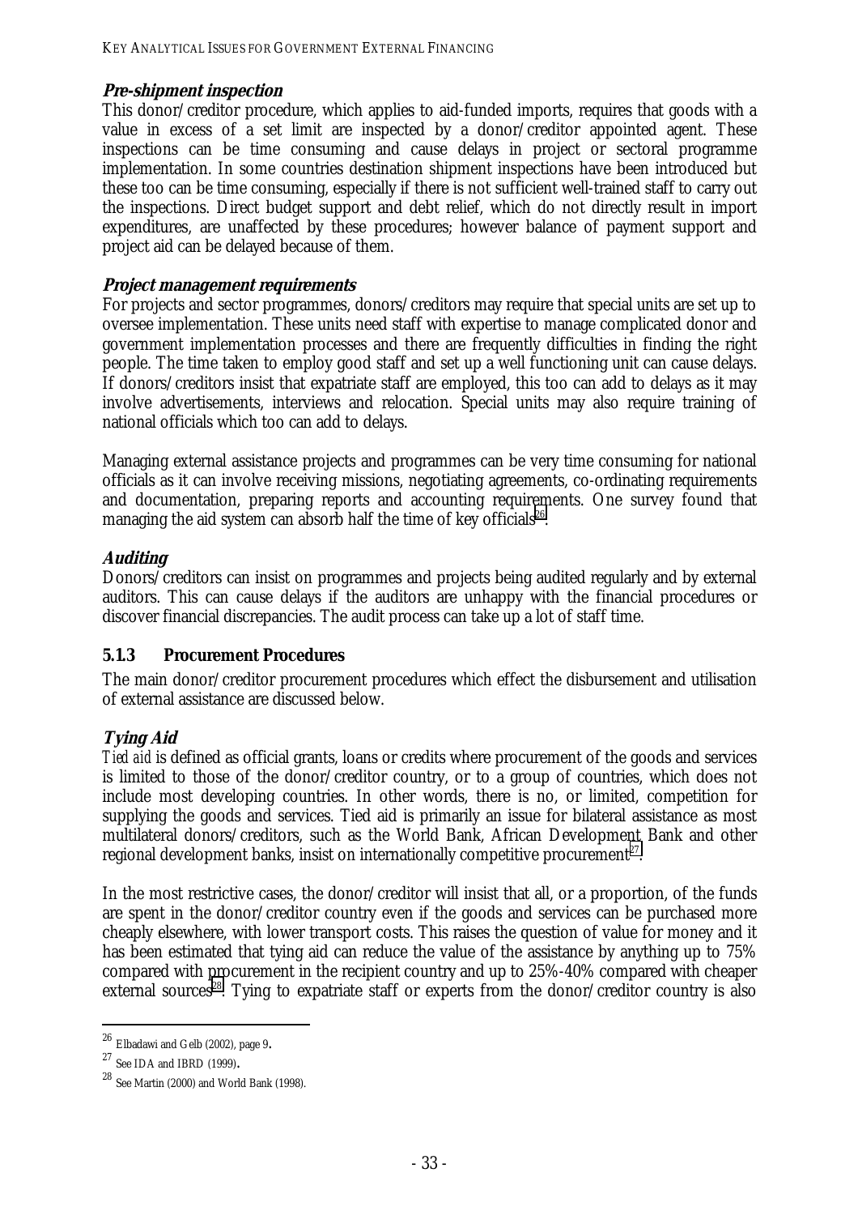### *Pre-shipment inspection*

This donor/creditor procedure, which applies to aid-funded imports, requires that goods with a value in excess of a set limit are inspected by a donor/creditor appointed agent. These inspections can be time consuming and cause delays in project or sectoral programme implementation. In some countries destination shipment inspections have been introduced but these too can be time consuming, especially if there is not sufficient well-trained staff to carry out the inspections. Direct budget support and debt relief, which do not directly result in import expenditures, are unaffected by these procedures; however balance of payment support and project aid can be delayed because of them.

### *Project management requirements*

For projects and sector programmes, donors/creditors may require that special units are set up to oversee implementation. These units need staff with expertise to manage complicated donor and government implementation processes and there are frequently difficulties in finding the right people. The time taken to employ good staff and set up a well functioning unit can cause delays. If donors/creditors insist that expatriate staff are employed, this too can add to delays as it may involve advertisements, interviews and relocation. Special units may also require training of national officials which too can add to delays.

Managing external assistance projects and programmes can be very time consuming for national officials as it can involve receiving missions, negotiating agreements, co-ordinating requirements and documentation, preparing reports and accounting requirements. One survey found that managing the aid system can absorb half the time of key officials[26].

### *Auditing*

Donors/creditors can insist on programmes and projects being audited regularly and by external auditors. This can cause delays if the auditors are unhappy with the financial procedures or discover financial discrepancies. The audit process can take up a lot of staff time.

### 5.1.3 Procurement Procedures

The main donor/creditor procurement procedures which effect the disbursement and utilisation of external assistance are discussed below.

### *Tying Aid*

*Tied aid* is defined as official grants, loans or credits where procurement of the goods and services is limited to those of the donor/creditor country, or to a group of countries, which does not include most developing countries. In other words, there is no, or limited, competition for supplying the goods and services. Tied aid is primarily an issue for bilateral assistance as most multilateral donors/creditors, such as the World Bank, African Development Bank and other regional development banks, insist on internationally competitive procurement[27].

In the most restrictive cases, the donor/creditor will insist that all, or a proportion, of the funds are spent in the donor/creditor country even if the goods and services can be purchased more cheaply elsewhere, with lower transport costs. This raises the question of value for money and it has been estimated that tying aid can reduce the value of the assistance by anything up to 75% compared with procurement in the recipient country and up to 25%-40% compared with cheaper external sources[28]. Tying to expatriate staff or experts from the donor/creditor country is also

---

[26] Elbadawi and Gelb (2002), page 9.

[27] See IDA and IBRD (1999).

[28] See Martin (2000) and World Bank (1998).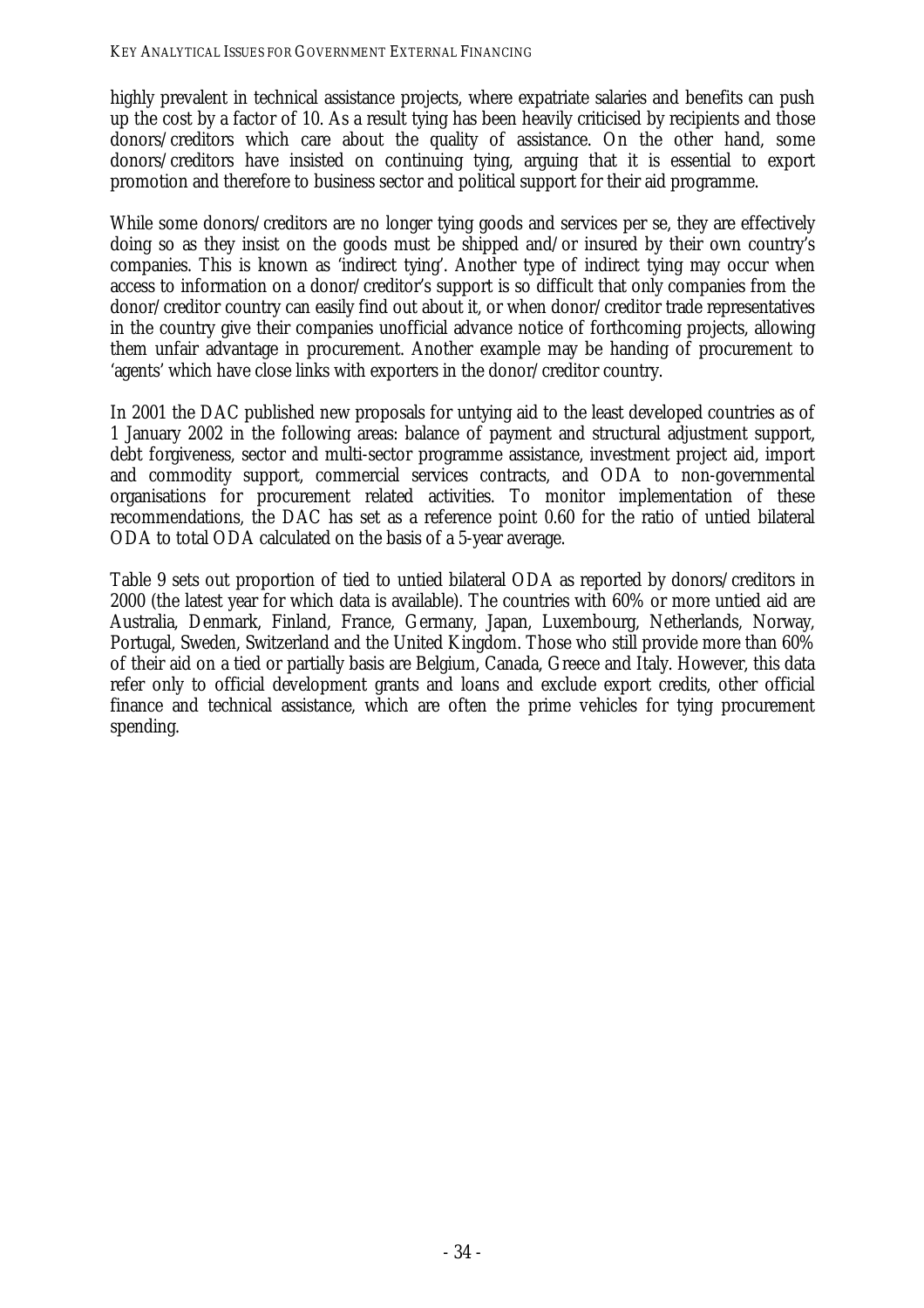highly prevalent in technical assistance projects, where expatriate salaries and benefits can push up the cost by a factor of 10. As a result tying has been heavily criticised by recipients and those donors/creditors which care about the quality of assistance. On the other hand, some donors/creditors have insisted on continuing tying, arguing that it is essential to export promotion and therefore to business sector and political support for their aid programme.

While some donors/creditors are no longer tying goods and services per se, they are effectively doing so as they insist on the goods must be shipped and/or insured by their own country's companies. This is known as 'indirect tying'. Another type of indirect tying may occur when access to information on a donor/creditor's support is so difficult that only companies from the donor/creditor country can easily find out about it, or when donor/creditor trade representatives in the country give their companies unofficial advance notice of forthcoming projects, allowing them unfair advantage in procurement. Another example may be handing of procurement to 'agents' which have close links with exporters in the donor/creditor country.

In 2001 the DAC published new proposals for untying aid to the least developed countries as of 1 January 2002 in the following areas: balance of payment and structural adjustment support, debt forgiveness, sector and multi-sector programme assistance, investment project aid, import and commodity support, commercial services contracts, and ODA to non-governmental organisations for procurement related activities. To monitor implementation of these recommendations, the DAC has set as a reference point 0.60 for the ratio of untied bilateral ODA to total ODA calculated on the basis of a 5-year average.

Table 9 sets out proportion of tied to untied bilateral ODA as reported by donors/creditors in 2000 (the latest year for which data is available). The countries with 60% or more untied aid are Australia, Denmark, Finland, France, Germany, Japan, Luxembourg, Netherlands, Norway, Portugal, Sweden, Switzerland and the United Kingdom. Those who still provide more than 60% of their aid on a tied or partially basis are Belgium, Canada, Greece and Italy. However, this data refer only to official development grants and loans and exclude export credits, other official finance and technical assistance, which are often the prime vehicles for tying procurement spending.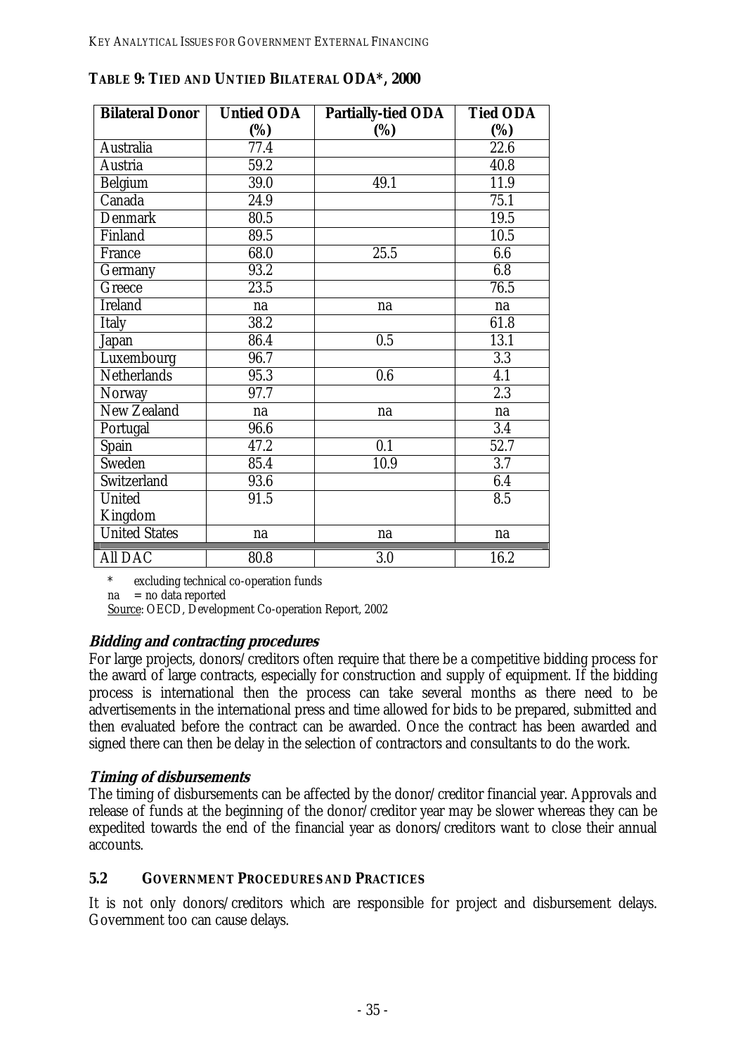**TABLE 9: TIED AND UNTIED BILATERAL ODA*, 2000**

| Bilateral Donor | Untied ODA (%) | Partially-tied ODA (%) | Tied ODA (%) |
|---|---|---|---|
| Australia | 77.4 | | 22.6 |
| Austria | 59.2 | | 40.8 |
| Belgium | 39.0 | 49.1 | 11.9 |
| Canada | 24.9 | | 75.1 |
| Denmark | 80.5 | | 19.5 |
| Finland | 89.5 | | 10.5 |
| France | 68.0 | 25.5 | 6.6 |
| Germany | 93.2 | | 6.8 |
| Greece | 23.5 | | 76.5 |
| Ireland | na | na | na |
| Italy | 38.2 | | 61.8 |
| Japan | 86.4 | 0.5 | 13.1 |
| Luxembourg | 96.7 | | 3.3 |
| Netherlands | 95.3 | 0.6 | 4.1 |
| Norway | 97.7 | | 2.3 |
| New Zealand | na | na | na |
| Portugal | 96.6 | | 3.4 |
| Spain | 47.2 | 0.1 | 52.7 |
| Sweden | 85.4 | 10.9 | 3.7 |
| Switzerland | 93.6 | | 6.4 |
| United Kingdom | 91.5 | | 8.5 |
| United States | na | na | na |
| All DAC | 80.8 | 3.0 | 16.2 |

\* excluding technical co-operation funds
na = no data reported
Source: OECD, Development Co-operation Report, 2002

### *Bidding and contracting procedures*

For large projects, donors/creditors often require that there be a competitive bidding process for the award of large contracts, especially for construction and supply of equipment. If the bidding process is international then the process can take several months as there need to be advertisements in the international press and time allowed for bids to be prepared, submitted and then evaluated before the contract can be awarded. Once the contract has been awarded and signed there can then be delay in the selection of contractors and consultants to do the work.

### *Timing of disbursements*

The timing of disbursements can be affected by the donor/creditor financial year. Approvals and release of funds at the beginning of the donor/creditor year may be slower whereas they can be expedited towards the end of the financial year as donors/creditors want to close their annual accounts.

## 5.2 GOVERNMENT PROCEDURES AND PRACTICES

It is not only donors/creditors which are responsible for project and disbursement delays. Government too can cause delays.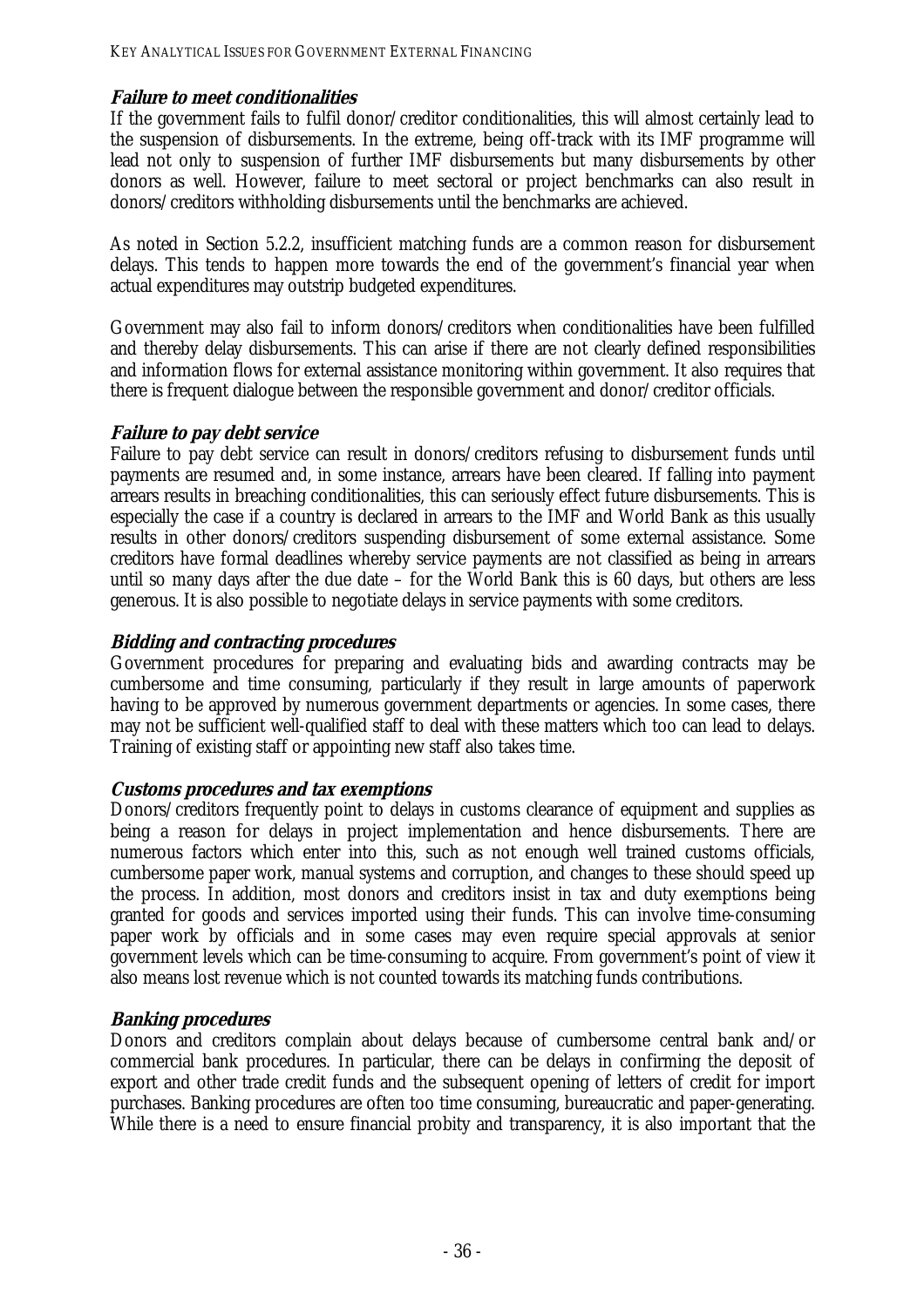#### *Failure to meet conditionalities*

If the government fails to fulfil donor/creditor conditionalities, this will almost certainly lead to the suspension of disbursements. In the extreme, being off-track with its IMF programme will lead not only to suspension of further IMF disbursements but many disbursements by other donors as well. However, failure to meet sectoral or project benchmarks can also result in donors/creditors withholding disbursements until the benchmarks are achieved.

As noted in Section 5.2.2, insufficient matching funds are a common reason for disbursement delays. This tends to happen more towards the end of the government's financial year when actual expenditures may outstrip budgeted expenditures.

Government may also fail to inform donors/creditors when conditionalities have been fulfilled and thereby delay disbursements. This can arise if there are not clearly defined responsibilities and information flows for external assistance monitoring within government. It also requires that there is frequent dialogue between the responsible government and donor/creditor officials.

#### *Failure to pay debt service*

Failure to pay debt service can result in donors/creditors refusing to disbursement funds until payments are resumed and, in some instance, arrears have been cleared. If falling into payment arrears results in breaching conditionalities, this can seriously effect future disbursements. This is especially the case if a country is declared in arrears to the IMF and World Bank as this usually results in other donors/creditors suspending disbursement of some external assistance. Some creditors have formal deadlines whereby service payments are not classified as being in arrears until so many days after the due date – for the World Bank this is 60 days, but others are less generous. It is also possible to negotiate delays in service payments with some creditors.

#### *Bidding and contracting procedures*

Government procedures for preparing and evaluating bids and awarding contracts may be cumbersome and time consuming, particularly if they result in large amounts of paperwork having to be approved by numerous government departments or agencies. In some cases, there may not be sufficient well-qualified staff to deal with these matters which too can lead to delays. Training of existing staff or appointing new staff also takes time.

#### *Customs procedures and tax exemptions*

Donors/creditors frequently point to delays in customs clearance of equipment and supplies as being a reason for delays in project implementation and hence disbursements. There are numerous factors which enter into this, such as not enough well trained customs officials, cumbersome paper work, manual systems and corruption, and changes to these should speed up the process. In addition, most donors and creditors insist in tax and duty exemptions being granted for goods and services imported using their funds. This can involve time-consuming paper work by officials and in some cases may even require special approvals at senior government levels which can be time-consuming to acquire. From government's point of view it also means lost revenue which is not counted towards its matching funds contributions.

#### *Banking procedures*

Donors and creditors complain about delays because of cumbersome central bank and/or commercial bank procedures. In particular, there can be delays in confirming the deposit of export and other trade credit funds and the subsequent opening of letters of credit for import purchases. Banking procedures are often too time consuming, bureaucratic and paper-generating. While there is a need to ensure financial probity and transparency, it is also important that the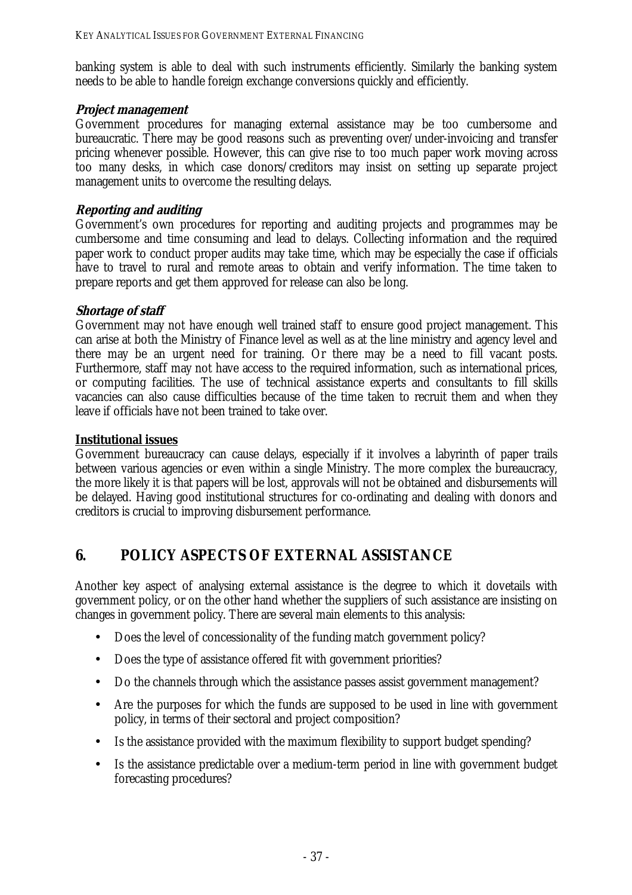banking system is able to deal with such instruments efficiently. Similarly the banking system needs to be able to handle foreign exchange conversions quickly and efficiently.

***Project management***

Government procedures for managing external assistance may be too cumbersome and bureaucratic. There may be good reasons such as preventing over/under-invoicing and transfer pricing whenever possible. However, this can give rise to too much paper work moving across too many desks, in which case donors/creditors may insist on setting up separate project management units to overcome the resulting delays.

***Reporting and auditing***

Government's own procedures for reporting and auditing projects and programmes may be cumbersome and time consuming and lead to delays. Collecting information and the required paper work to conduct proper audits may take time, which may be especially the case if officials have to travel to rural and remote areas to obtain and verify information. The time taken to prepare reports and get them approved for release can also be long.

***Shortage of staff***

Government may not have enough well trained staff to ensure good project management. This can arise at both the Ministry of Finance level as well as at the line ministry and agency level and there may be an urgent need for training. Or there may be a need to fill vacant posts. Furthermore, staff may not have access to the required information, such as international prices, or computing facilities. The use of technical assistance experts and consultants to fill skills vacancies can also cause difficulties because of the time taken to recruit them and when they leave if officials have not been trained to take over.

**Institutional issues**

Government bureaucracy can cause delays, especially if it involves a labyrinth of paper trails between various agencies or even within a single Ministry. The more complex the bureaucracy, the more likely it is that papers will be lost, approvals will not be obtained and disbursements will be delayed. Having good institutional structures for co-ordinating and dealing with donors and creditors is crucial to improving disbursement performance.

## 6. POLICY ASPECTS OF EXTERNAL ASSISTANCE

Another key aspect of analysing external assistance is the degree to which it dovetails with government policy, or on the other hand whether the suppliers of such assistance are insisting on changes in government policy. There are several main elements to this analysis:

- Does the level of concessionality of the funding match government policy?
- Does the type of assistance offered fit with government priorities?
- Do the channels through which the assistance passes assist government management?
- Are the purposes for which the funds are supposed to be used in line with government policy, in terms of their sectoral and project composition?
- Is the assistance provided with the maximum flexibility to support budget spending?
- Is the assistance predictable over a medium-term period in line with government budget forecasting procedures?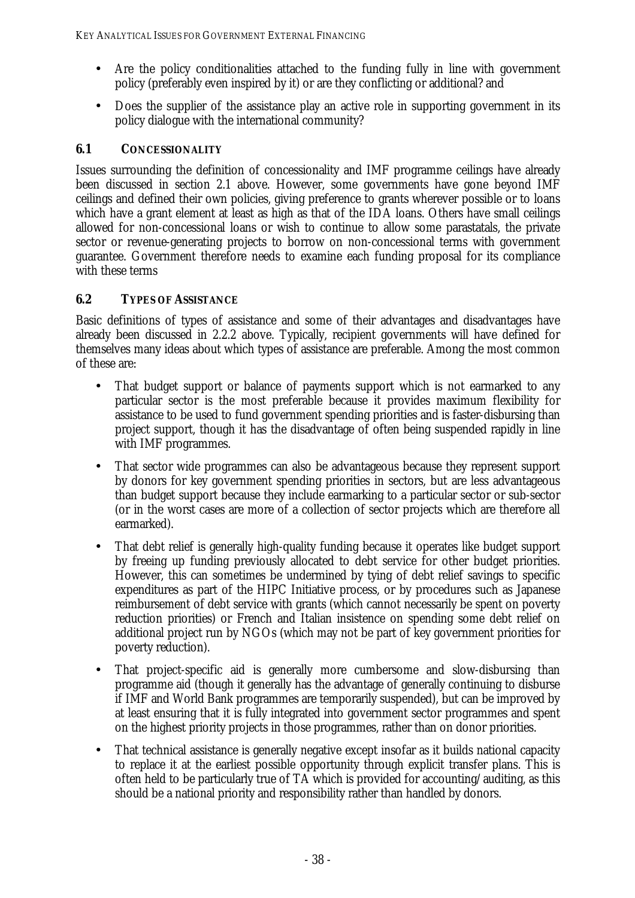- Are the policy conditionalities attached to the funding fully in line with government policy (preferably even inspired by it) or are they conflicting or additional? and
- Does the supplier of the assistance play an active role in supporting government in its policy dialogue with the international community?

## 6.1 CONCESSIONALITY

Issues surrounding the definition of concessionality and IMF programme ceilings have already been discussed in section 2.1 above. However, some governments have gone beyond IMF ceilings and defined their own policies, giving preference to grants wherever possible or to loans which have a grant element at least as high as that of the IDA loans. Others have small ceilings allowed for non-concessional loans or wish to continue to allow some parastatals, the private sector or revenue-generating projects to borrow on non-concessional terms with government guarantee. Government therefore needs to examine each funding proposal for its compliance with these terms

## 6.2 TYPES OF ASSISTANCE

Basic definitions of types of assistance and some of their advantages and disadvantages have already been discussed in 2.2.2 above. Typically, recipient governments will have defined for themselves many ideas about which types of assistance are preferable. Among the most common of these are:

- That budget support or balance of payments support which is not earmarked to any particular sector is the most preferable because it provides maximum flexibility for assistance to be used to fund government spending priorities and is faster-disbursing than project support, though it has the disadvantage of often being suspended rapidly in line with IMF programmes.
- That sector wide programmes can also be advantageous because they represent support by donors for key government spending priorities in sectors, but are less advantageous than budget support because they include earmarking to a particular sector or sub-sector (or in the worst cases are more of a collection of sector projects which are therefore all earmarked).
- That debt relief is generally high-quality funding because it operates like budget support by freeing up funding previously allocated to debt service for other budget priorities. However, this can sometimes be undermined by tying of debt relief savings to specific expenditures as part of the HIPC Initiative process, or by procedures such as Japanese reimbursement of debt service with grants (which cannot necessarily be spent on poverty reduction priorities) or French and Italian insistence on spending some debt relief on additional project run by NGOs (which may not be part of key government priorities for poverty reduction).
- That project-specific aid is generally more cumbersome and slow-disbursing than programme aid (though it generally has the advantage of generally continuing to disburse if IMF and World Bank programmes are temporarily suspended), but can be improved by at least ensuring that it is fully integrated into government sector programmes and spent on the highest priority projects in those programmes, rather than on donor priorities.
- That technical assistance is generally negative except insofar as it builds national capacity to replace it at the earliest possible opportunity through explicit transfer plans. This is often held to be particularly true of TA which is provided for accounting/auditing, as this should be a national priority and responsibility rather than handled by donors.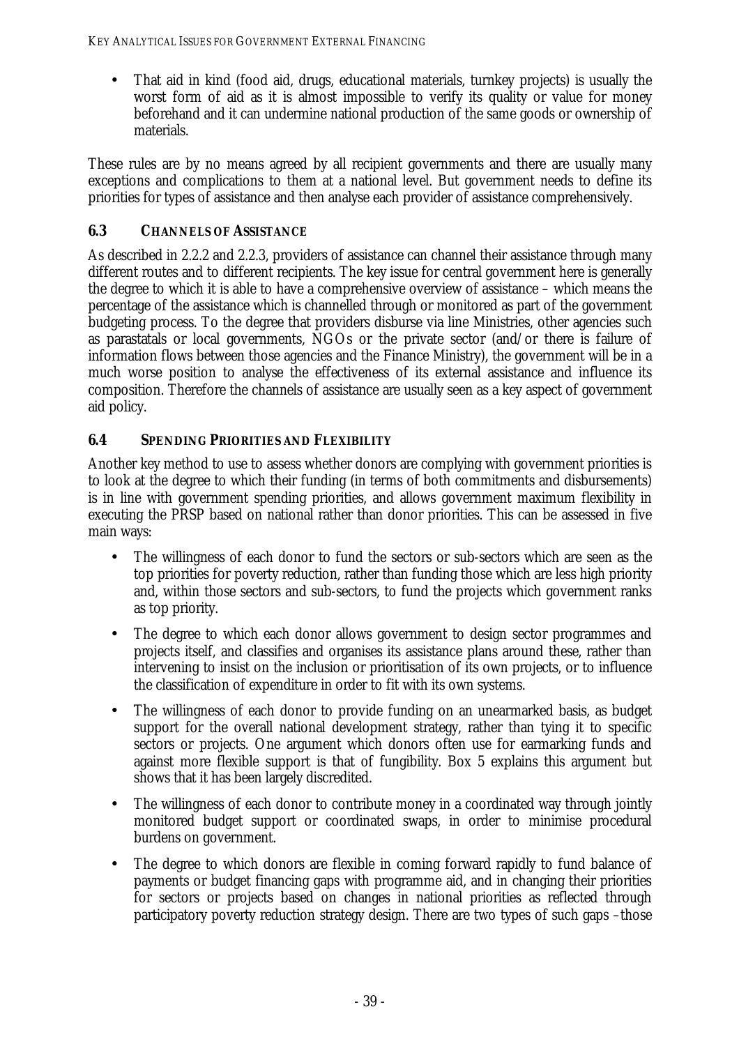- That aid in kind (food aid, drugs, educational materials, turnkey projects) is usually the worst form of aid as it is almost impossible to verify its quality or value for money beforehand and it can undermine national production of the same goods or ownership of materials.

These rules are by no means agreed by all recipient governments and there are usually many exceptions and complications to them at a national level. But government needs to define its priorities for types of assistance and then analyse each provider of assistance comprehensively.

### 6.3 CHANNELS OF ASSISTANCE

As described in 2.2.2 and 2.2.3, providers of assistance can channel their assistance through many different routes and to different recipients. The key issue for central government here is generally the degree to which it is able to have a comprehensive overview of assistance – which means the percentage of the assistance which is channelled through or monitored as part of the government budgeting process. To the degree that providers disburse via line Ministries, other agencies such as parastatals or local governments, NGOs or the private sector (and/or there is failure of information flows between those agencies and the Finance Ministry), the government will be in a much worse position to analyse the effectiveness of its external assistance and influence its composition. Therefore the channels of assistance are usually seen as a key aspect of government aid policy.

### 6.4 SPENDING PRIORITIES AND FLEXIBILITY

Another key method to use to assess whether donors are complying with government priorities is to look at the degree to which their funding (in terms of both commitments and disbursements) is in line with government spending priorities, and allows government maximum flexibility in executing the PRSP based on national rather than donor priorities. This can be assessed in five main ways:

- The willingness of each donor to fund the sectors or sub-sectors which are seen as the top priorities for poverty reduction, rather than funding those which are less high priority and, within those sectors and sub-sectors, to fund the projects which government ranks as top priority.
- The degree to which each donor allows government to design sector programmes and projects itself, and classifies and organises its assistance plans around these, rather than intervening to insist on the inclusion or prioritisation of its own projects, or to influence the classification of expenditure in order to fit with its own systems.
- The willingness of each donor to provide funding on an unearmarked basis, as budget support for the overall national development strategy, rather than tying it to specific sectors or projects. One argument which donors often use for earmarking funds and against more flexible support is that of fungibility. Box 5 explains this argument but shows that it has been largely discredited.
- The willingness of each donor to contribute money in a coordinated way through jointly monitored budget support or coordinated swaps, in order to minimise procedural burdens on government.
- The degree to which donors are flexible in coming forward rapidly to fund balance of payments or budget financing gaps with programme aid, and in changing their priorities for sectors or projects based on changes in national priorities as reflected through participatory poverty reduction strategy design. There are two types of such gaps –those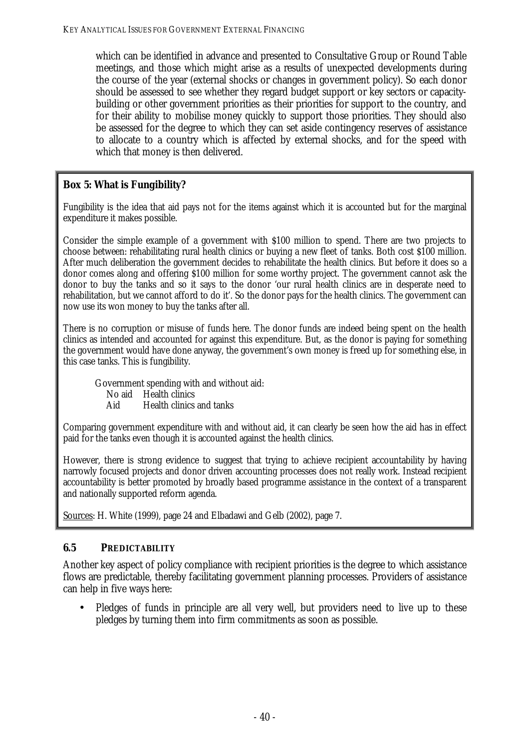which can be identified in advance and presented to Consultative Group or Round Table meetings, and those which might arise as a results of unexpected developments during the course of the year (external shocks or changes in government policy). So each donor should be assessed to see whether they regard budget support or key sectors or capacity-building or other government priorities as their priorities for support to the country, and for their ability to mobilise money quickly to support those priorities. They should also be assessed for the degree to which they can set aside contingency reserves of assistance to allocate to a country which is affected by external shocks, and for the speed with which that money is then delivered.

**Box 5: What is Fungibility?**

Fungibility is the idea that aid pays not for the items against which it is accounted but for the marginal expenditure it makes possible.

Consider the simple example of a government with $100 million to spend. There are two projects to choose between: rehabilitating rural health clinics or buying a new fleet of tanks. Both cost $100 million. After much deliberation the government decides to rehabilitate the health clinics. But before it does so a donor comes along and offering $100 million for some worthy project. The government cannot ask the donor to buy the tanks and so it says to the donor 'our rural health clinics are in desperate need to rehabilitation, but we cannot afford to do it'. So the donor pays for the health clinics. The government can now use its won money to buy the tanks after all.

There is no corruption or misuse of funds here. The donor funds are indeed being spent on the health clinics as intended and accounted for against this expenditure. But, as the donor is paying for something the government would have done anyway, the government's own money is freed up for something else, in this case tanks. This is fungibility.

Government spending with and without aid:

| | |
|---|---|
| No aid | Health clinics |
| Aid | Health clinics and tanks |

Comparing government expenditure with and without aid, it can clearly be seen how the aid has in effect paid for the tanks even though it is accounted against the health clinics.

However, there is strong evidence to suggest that trying to achieve recipient accountability by having narrowly focused projects and donor driven accounting processes does not really work. Instead recipient accountability is better promoted by broadly based programme assistance in the context of a transparent and nationally supported reform agenda.

Sources: H. White (1999), page 24 and Elbadawi and Gelb (2002), page 7.

## 6.5 PREDICTABILITY

Another key aspect of policy compliance with recipient priorities is the degree to which assistance flows are predictable, thereby facilitating government planning processes. Providers of assistance can help in five ways here:

- Pledges of funds in principle are all very well, but providers need to live up to these pledges by turning them into firm commitments as soon as possible.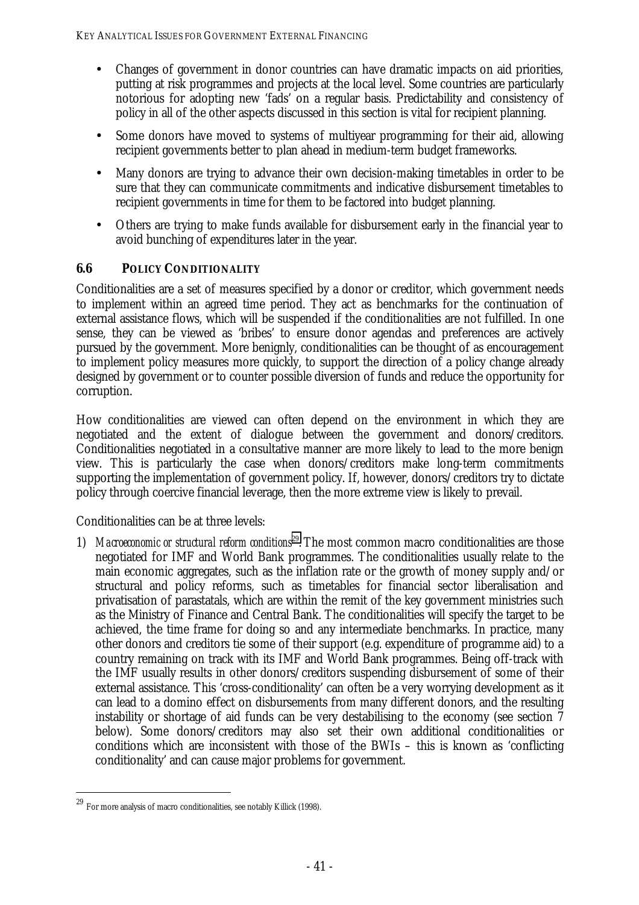- Changes of government in donor countries can have dramatic impacts on aid priorities, putting at risk programmes and projects at the local level. Some countries are particularly notorious for adopting new 'fads' on a regular basis. Predictability and consistency of policy in all of the other aspects discussed in this section is vital for recipient planning.
- Some donors have moved to systems of multiyear programming for their aid, allowing recipient governments better to plan ahead in medium-term budget frameworks.
- Many donors are trying to advance their own decision-making timetables in order to be sure that they can communicate commitments and indicative disbursement timetables to recipient governments in time for them to be factored into budget planning.
- Others are trying to make funds available for disbursement early in the financial year to avoid bunching of expenditures later in the year.

## 6.6 POLICY CONDITIONALITY

Conditionalities are a set of measures specified by a donor or creditor, which government needs to implement within an agreed time period. They act as benchmarks for the continuation of external assistance flows, which will be suspended if the conditionalities are not fulfilled. In one sense, they can be viewed as 'bribes' to ensure donor agendas and preferences are actively pursued by the government. More benignly, conditionalities can be thought of as encouragement to implement policy measures more quickly, to support the direction of a policy change already designed by government or to counter possible diversion of funds and reduce the opportunity for corruption.

How conditionalities are viewed can often depend on the environment in which they are negotiated and the extent of dialogue between the government and donors/creditors. Conditionalities negotiated in a consultative manner are more likely to lead to the more benign view. This is particularly the case when donors/creditors make long-term commitments supporting the implementation of government policy. If, however, donors/creditors try to dictate policy through coercive financial leverage, then the more extreme view is likely to prevail.

Conditionalities can be at three levels:

1) *Macroeconomic or structural reform conditions*[29]. The most common macro conditionalities are those negotiated for IMF and World Bank programmes. The conditionalities usually relate to the main economic aggregates, such as the inflation rate or the growth of money supply and/or structural and policy reforms, such as timetables for financial sector liberalisation and privatisation of parastatals, which are within the remit of the key government ministries such as the Ministry of Finance and Central Bank. The conditionalities will specify the target to be achieved, the time frame for doing so and any intermediate benchmarks. In practice, many other donors and creditors tie some of their support (e.g. expenditure of programme aid) to a country remaining on track with its IMF and World Bank programmes. Being off-track with the IMF usually results in other donors/creditors suspending disbursement of some of their external assistance. This 'cross-conditionality' can often be a very worrying development as it can lead to a domino effect on disbursements from many different donors, and the resulting instability or shortage of aid funds can be very destabilising to the economy (see section 7 below). Some donors/creditors may also set their own additional conditionalities or conditions which are inconsistent with those of the BWIs – this is known as 'conflicting conditionality' and can cause major problems for government.

---

[29] For more analysis of macro conditionalities, see notably Killick (1998).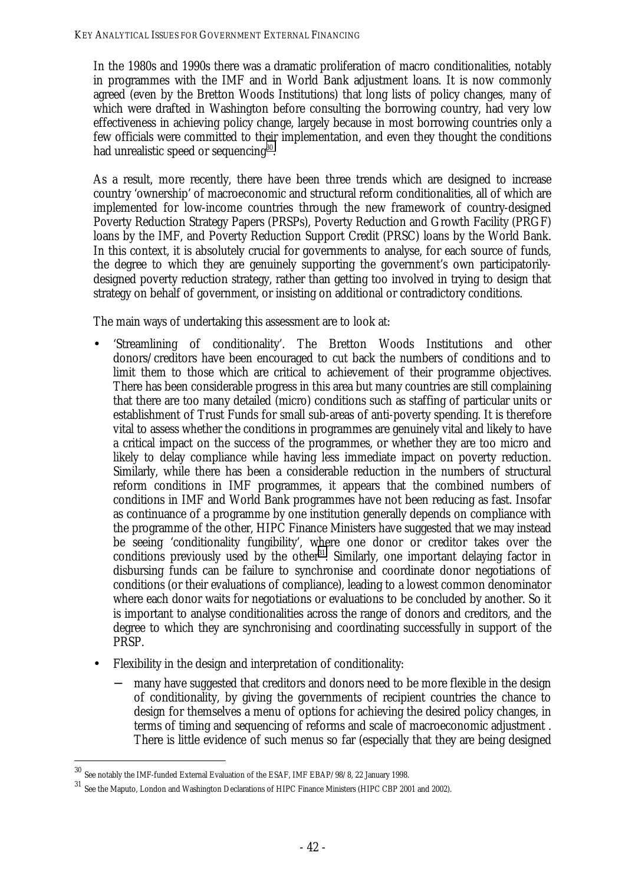In the 1980s and 1990s there was a dramatic proliferation of macro conditionalities, notably in programmes with the IMF and in World Bank adjustment loans. It is now commonly agreed (even by the Bretton Woods Institutions) that long lists of policy changes, many of which were drafted in Washington before consulting the borrowing country, had very low effectiveness in achieving policy change, largely because in most borrowing countries only a few officials were committed to their implementation, and even they thought the conditions had unrealistic speed or sequencing[30].

As a result, more recently, there have been three trends which are designed to increase country 'ownership' of macroeconomic and structural reform conditionalities, all of which are implemented for low-income countries through the new framework of country-designed Poverty Reduction Strategy Papers (PRSPs), Poverty Reduction and Growth Facility (PRGF) loans by the IMF, and Poverty Reduction Support Credit (PRSC) loans by the World Bank. In this context, it is absolutely crucial for governments to analyse, for each source of funds, the degree to which they are genuinely supporting the government's own participatorily-designed poverty reduction strategy, rather than getting too involved in trying to design that strategy on behalf of government, or insisting on additional or contradictory conditions.

The main ways of undertaking this assessment are to look at:

- 'Streamlining of conditionality'. The Bretton Woods Institutions and other donors/creditors have been encouraged to cut back the numbers of conditions and to limit them to those which are critical to achievement of their programme objectives. There has been considerable progress in this area but many countries are still complaining that there are too many detailed (micro) conditions such as staffing of particular units or establishment of Trust Funds for small sub-areas of anti-poverty spending. It is therefore vital to assess whether the conditions in programmes are genuinely vital and likely to have a critical impact on the success of the programmes, or whether they are too micro and likely to delay compliance while having less immediate impact on poverty reduction. Similarly, while there has been a considerable reduction in the numbers of structural reform conditions in IMF programmes, it appears that the combined numbers of conditions in IMF and World Bank programmes have not been reducing as fast. Insofar as continuance of a programme by one institution generally depends on compliance with the programme of the other, HIPC Finance Ministers have suggested that we may instead be seeing 'conditionality fungibility', where one donor or creditor takes over the conditions previously used by the other[31]. Similarly, one important delaying factor in disbursing funds can be failure to synchronise and coordinate donor negotiations of conditions (or their evaluations of compliance), leading to a lowest common denominator where each donor waits for negotiations or evaluations to be concluded by another. So it is important to analyse conditionalities across the range of donors and creditors, and the degree to which they are synchronising and coordinating successfully in support of the PRSP.
- Flexibility in the design and interpretation of conditionality:
  - many have suggested that creditors and donors need to be more flexible in the design of conditionality, by giving the governments of recipient countries the chance to design for themselves a menu of options for achieving the desired policy changes, in terms of timing and sequencing of reforms and scale of macroeconomic adjustment . There is little evidence of such menus so far (especially that they are being designed

[30] See notably the IMF-funded External Evaluation of the ESAF, IMF EBAP/98/8, 22 January 1998.

[31] See the Maputo, London and Washington Declarations of HIPC Finance Ministers (HIPC CBP 2001 and 2002).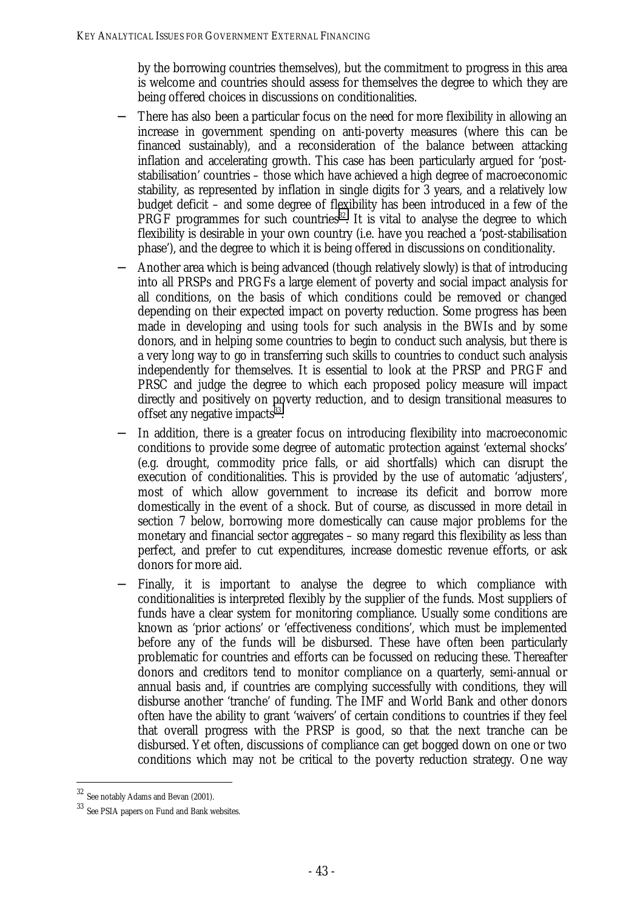by the borrowing countries themselves), but the commitment to progress in this area is welcome and countries should assess for themselves the degree to which they are being offered choices in discussions on conditionalities.

- There has also been a particular focus on the need for more flexibility in allowing an increase in government spending on anti-poverty measures (where this can be financed sustainably), and a reconsideration of the balance between attacking inflation and accelerating growth. This case has been particularly argued for 'post-stabilisation' countries – those which have achieved a high degree of macroeconomic stability, as represented by inflation in single digits for 3 years, and a relatively low budget deficit – and some degree of flexibility has been introduced in a few of the PRGF programmes for such countries[32]. It is vital to analyse the degree to which flexibility is desirable in your own country (i.e. have you reached a 'post-stabilisation phase'), and the degree to which it is being offered in discussions on conditionality.
- Another area which is being advanced (though relatively slowly) is that of introducing into all PRSPs and PRGFs a large element of poverty and social impact analysis for all conditions, on the basis of which conditions could be removed or changed depending on their expected impact on poverty reduction. Some progress has been made in developing and using tools for such analysis in the BWIs and by some donors, and in helping some countries to begin to conduct such analysis, but there is a very long way to go in transferring such skills to countries to conduct such analysis independently for themselves. It is essential to look at the PRSP and PRGF and PRSC and judge the degree to which each proposed policy measure will impact directly and positively on poverty reduction, and to design transitional measures to offset any negative impacts[33].
- In addition, there is a greater focus on introducing flexibility into macroeconomic conditions to provide some degree of automatic protection against 'external shocks' (e.g. drought, commodity price falls, or aid shortfalls) which can disrupt the execution of conditionalities. This is provided by the use of automatic 'adjusters', most of which allow government to increase its deficit and borrow more domestically in the event of a shock. But of course, as discussed in more detail in section 7 below, borrowing more domestically can cause major problems for the monetary and financial sector aggregates – so many regard this flexibility as less than perfect, and prefer to cut expenditures, increase domestic revenue efforts, or ask donors for more aid.
- Finally, it is important to analyse the degree to which compliance with conditionalities is interpreted flexibly by the supplier of the funds. Most suppliers of funds have a clear system for monitoring compliance. Usually some conditions are known as 'prior actions' or 'effectiveness conditions', which must be implemented before any of the funds will be disbursed. These have often been particularly problematic for countries and efforts can be focussed on reducing these. Thereafter donors and creditors tend to monitor compliance on a quarterly, semi-annual or annual basis and, if countries are complying successfully with conditions, they will disburse another 'tranche' of funding. The IMF and World Bank and other donors often have the ability to grant 'waivers' of certain conditions to countries if they feel that overall progress with the PRSP is good, so that the next tranche can be disbursed. Yet often, discussions of compliance can get bogged down on one or two conditions which may not be critical to the poverty reduction strategy. One way

---

[32] See notably Adams and Bevan (2001).

[33] See PSIA papers on Fund and Bank websites.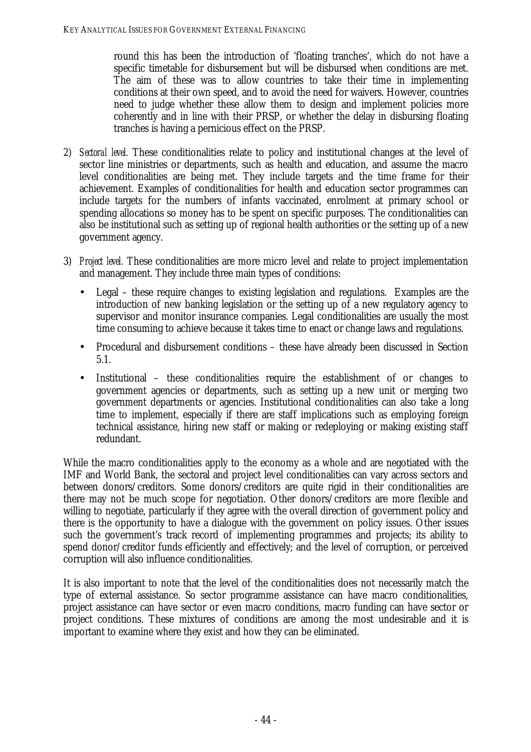round this has been the introduction of 'floating tranches', which do not have a specific timetable for disbursement but will be disbursed when conditions are met. The aim of these was to allow countries to take their time in implementing conditions at their own speed, and to avoid the need for waivers. However, countries need to judge whether these allow them to design and implement policies more coherently and in line with their PRSP, or whether the delay in disbursing floating tranches is having a pernicious effect on the PRSP.

2) *Sectoral level.* These conditionalities relate to policy and institutional changes at the level of sector line ministries or departments, such as health and education, and assume the macro level conditionalities are being met. They include targets and the time frame for their achievement. Examples of conditionalities for health and education sector programmes can include targets for the numbers of infants vaccinated, enrolment at primary school or spending allocations so money has to be spent on specific purposes. The conditionalities can also be institutional such as setting up of regional health authorities or the setting up of a new government agency.

3) *Project level.* These conditionalities are more micro level and relate to project implementation and management. They include three main types of conditions:

   - Legal – these require changes to existing legislation and regulations. Examples are the introduction of new banking legislation or the setting up of a new regulatory agency to supervisor and monitor insurance companies. Legal conditionalities are usually the most time consuming to achieve because it takes time to enact or change laws and regulations.
   - Procedural and disbursement conditions – these have already been discussed in Section 5.1.
   - Institutional – these conditionalities require the establishment of or changes to government agencies or departments, such as setting up a new unit or merging two government departments or agencies. Institutional conditionalities can also take a long time to implement, especially if there are staff implications such as employing foreign technical assistance, hiring new staff or making or redeploying or making existing staff redundant.

While the macro conditionalities apply to the economy as a whole and are negotiated with the IMF and World Bank, the sectoral and project level conditionalities can vary across sectors and between donors/creditors. Some donors/creditors are quite rigid in their conditionalities are there may not be much scope for negotiation. Other donors/creditors are more flexible and willing to negotiate, particularly if they agree with the overall direction of government policy and there is the opportunity to have a dialogue with the government on policy issues. Other issues such the government's track record of implementing programmes and projects; its ability to spend donor/creditor funds efficiently and effectively; and the level of corruption, or perceived corruption will also influence conditionalities.

It is also important to note that the level of the conditionalities does not necessarily match the type of external assistance. So sector programme assistance can have macro conditionalities, project assistance can have sector or even macro conditions, macro funding can have sector or project conditions. These mixtures of conditions are among the most undesirable and it is important to examine where they exist and how they can be eliminated.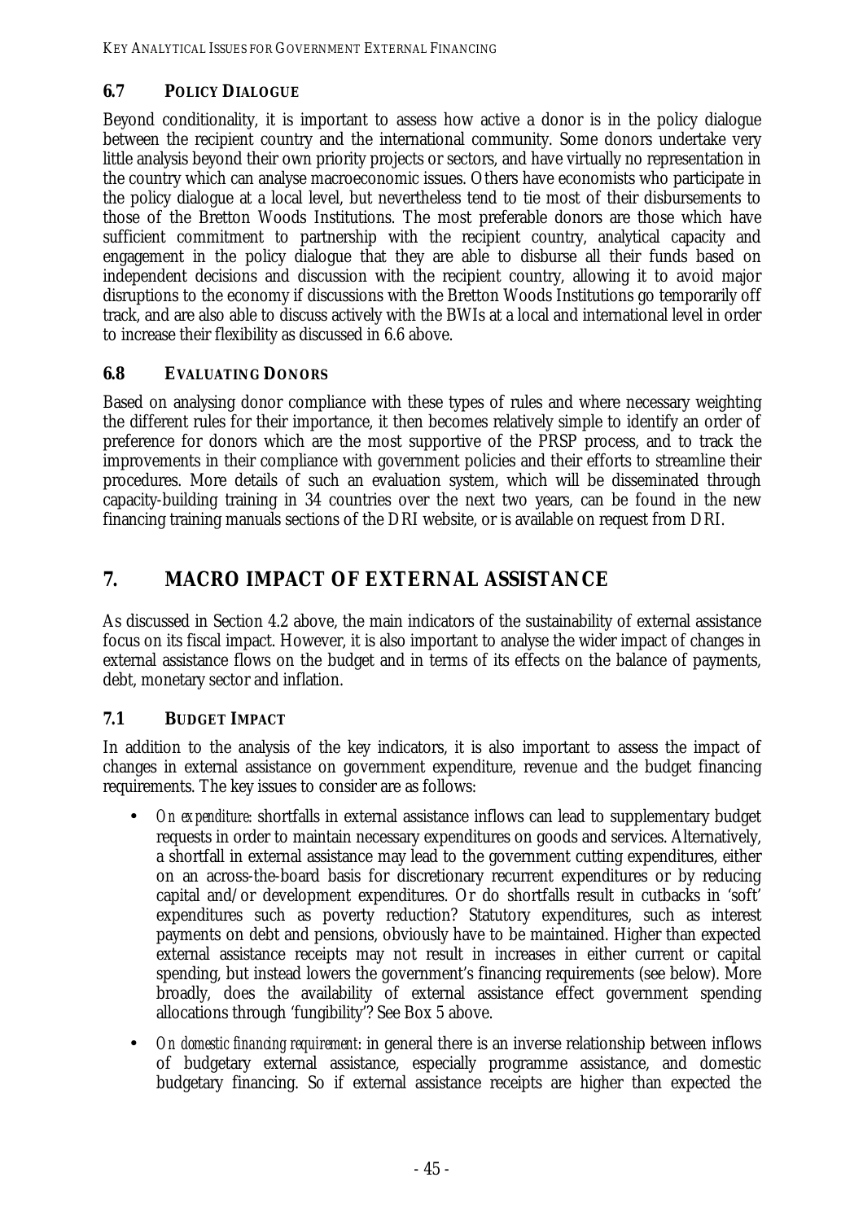## 6.7 POLICY DIALOGUE

Beyond conditionality, it is important to assess how active a donor is in the policy dialogue between the recipient country and the international community. Some donors undertake very little analysis beyond their own priority projects or sectors, and have virtually no representation in the country which can analyse macroeconomic issues. Others have economists who participate in the policy dialogue at a local level, but nevertheless tend to tie most of their disbursements to those of the Bretton Woods Institutions. The most preferable donors are those which have sufficient commitment to partnership with the recipient country, analytical capacity and engagement in the policy dialogue that they are able to disburse all their funds based on independent decisions and discussion with the recipient country, allowing it to avoid major disruptions to the economy if discussions with the Bretton Woods Institutions go temporarily off track, and are also able to discuss actively with the BWIs at a local and international level in order to increase their flexibility as discussed in 6.6 above.

## 6.8 EVALUATING DONORS

Based on analysing donor compliance with these types of rules and where necessary weighting the different rules for their importance, it then becomes relatively simple to identify an order of preference for donors which are the most supportive of the PRSP process, and to track the improvements in their compliance with government policies and their efforts to streamline their procedures. More details of such an evaluation system, which will be disseminated through capacity-building training in 34 countries over the next two years, can be found in the new financing training manuals sections of the DRI website, or is available on request from DRI.

# 7. MACRO IMPACT OF EXTERNAL ASSISTANCE

As discussed in Section 4.2 above, the main indicators of the sustainability of external assistance focus on its fiscal impact. However, it is also important to analyse the wider impact of changes in external assistance flows on the budget and in terms of its effects on the balance of payments, debt, monetary sector and inflation.

## 7.1 BUDGET IMPACT

In addition to the analysis of the key indicators, it is also important to assess the impact of changes in external assistance on government expenditure, revenue and the budget financing requirements. The key issues to consider are as follows:

- *On expenditure*: shortfalls in external assistance inflows can lead to supplementary budget requests in order to maintain necessary expenditures on goods and services. Alternatively, a shortfall in external assistance may lead to the government cutting expenditures, either on an across-the-board basis for discretionary recurrent expenditures or by reducing capital and/or development expenditures. Or do shortfalls result in cutbacks in 'soft' expenditures such as poverty reduction? Statutory expenditures, such as interest payments on debt and pensions, obviously have to be maintained. Higher than expected external assistance receipts may not result in increases in either current or capital spending, but instead lowers the government's financing requirements (see below). More broadly, does the availability of external assistance effect government spending allocations through 'fungibility'? See Box 5 above.
- *On domestic financing requirement*: in general there is an inverse relationship between inflows of budgetary external assistance, especially programme assistance, and domestic budgetary financing. So if external assistance receipts are higher than expected the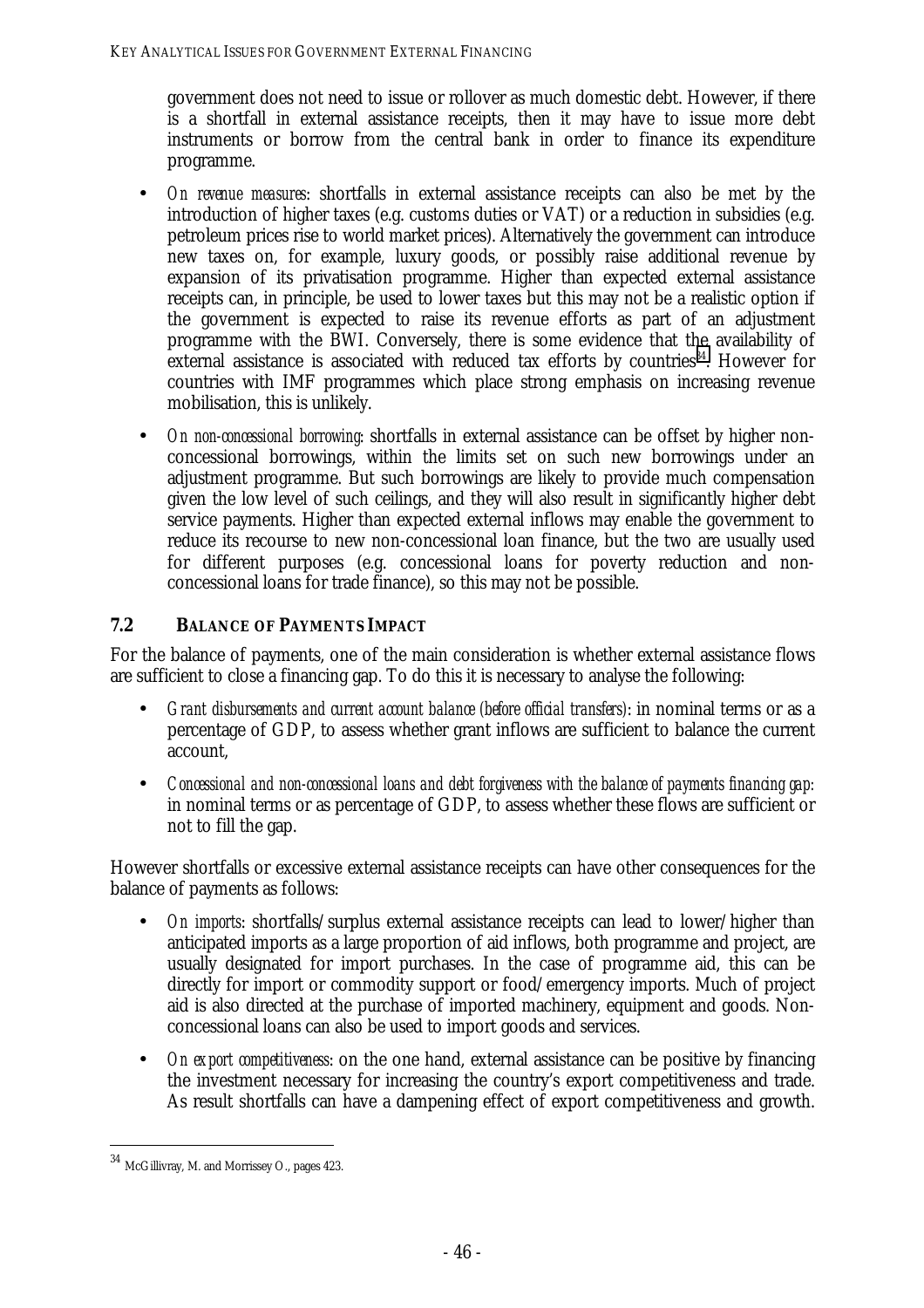government does not need to issue or rollover as much domestic debt. However, if there is a shortfall in external assistance receipts, then it may have to issue more debt instruments or borrow from the central bank in order to finance its expenditure programme.

- *On revenue measures*: shortfalls in external assistance receipts can also be met by the introduction of higher taxes (e.g. customs duties or VAT) or a reduction in subsidies (e.g. petroleum prices rise to world market prices). Alternatively the government can introduce new taxes on, for example, luxury goods, or possibly raise additional revenue by expansion of its privatisation programme. Higher than expected external assistance receipts can, in principle, be used to lower taxes but this may not be a realistic option if the government is expected to raise its revenue efforts as part of an adjustment programme with the BWI. Conversely, there is some evidence that the availability of external assistance is associated with reduced tax efforts by countries[34]. However for countries with IMF programmes which place strong emphasis on increasing revenue mobilisation, this is unlikely.
- *On non-concessional borrowing*: shortfalls in external assistance can be offset by higher non-concessional borrowings, within the limits set on such new borrowings under an adjustment programme. But such borrowings are likely to provide much compensation given the low level of such ceilings, and they will also result in significantly higher debt service payments. Higher than expected external inflows may enable the government to reduce its recourse to new non-concessional loan finance, but the two are usually used for different purposes (e.g. concessional loans for poverty reduction and non-concessional loans for trade finance), so this may not be possible.

## 7.2 BALANCE OF PAYMENTS IMPACT

For the balance of payments, one of the main consideration is whether external assistance flows are sufficient to close a financing gap. To do this it is necessary to analyse the following:

- *Grant disbursements and current account balance (before official transfers)*: in nominal terms or as a percentage of GDP, to assess whether grant inflows are sufficient to balance the current account,
- *Concessional and non-concessional loans and debt forgiveness with the balance of payments financing gap:* in nominal terms or as percentage of GDP, to assess whether these flows are sufficient or not to fill the gap.

However shortfalls or excessive external assistance receipts can have other consequences for the balance of payments as follows:

- *On imports*: shortfalls/surplus external assistance receipts can lead to lower/higher than anticipated imports as a large proportion of aid inflows, both programme and project, are usually designated for import purchases. In the case of programme aid, this can be directly for import or commodity support or food/emergency imports. Much of project aid is also directed at the purchase of imported machinery, equipment and goods. Non-concessional loans can also be used to import goods and services.
- *On export competitiveness*: on the one hand, external assistance can be positive by financing the investment necessary for increasing the country's export competitiveness and trade. As result shortfalls can have a dampening effect of export competitiveness and growth.

[34] McGillivray, M. and Morrissey O., pages 423.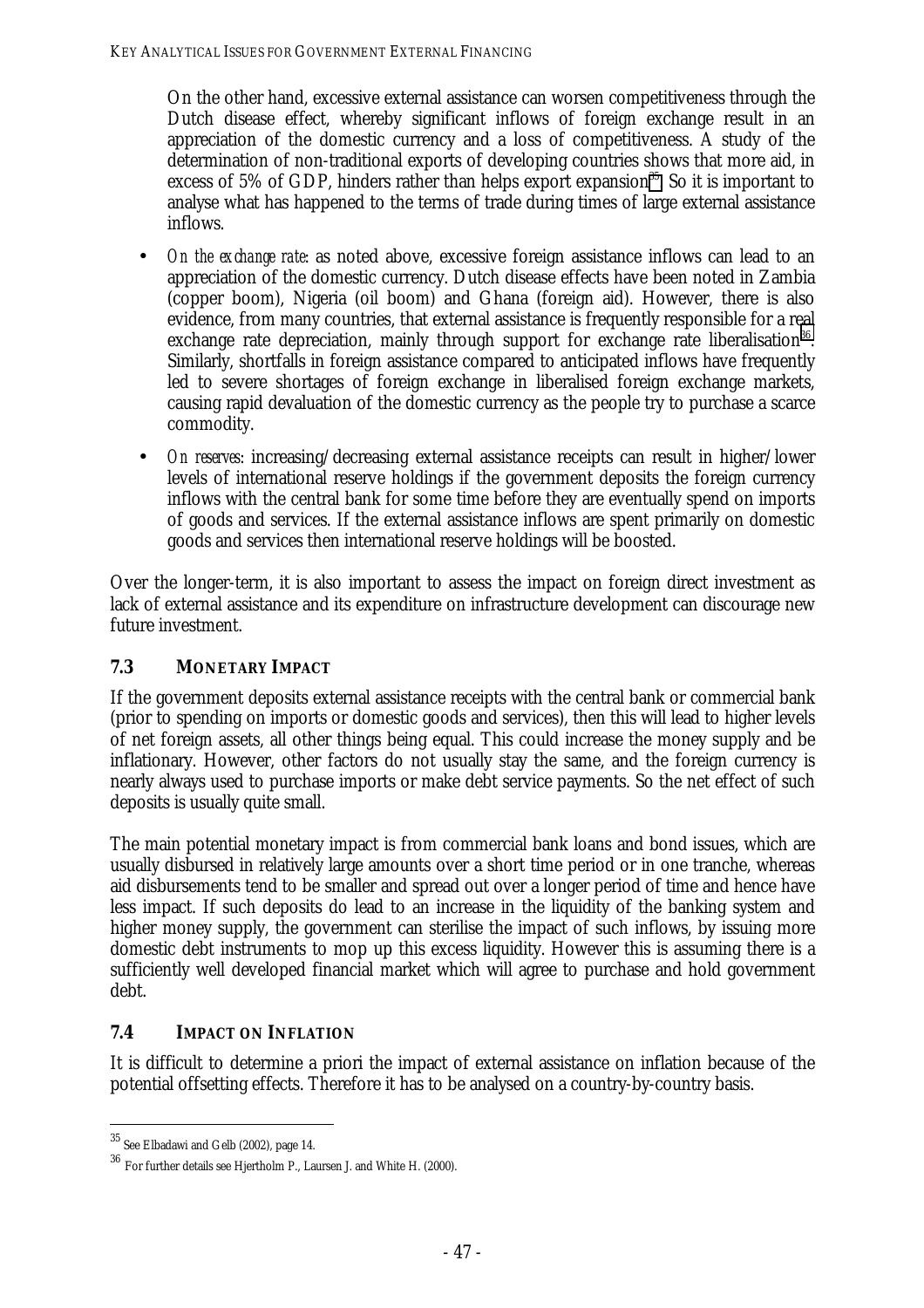On the other hand, excessive external assistance can worsen competitiveness through the Dutch disease effect, whereby significant inflows of foreign exchange result in an appreciation of the domestic currency and a loss of competitiveness. A study of the determination of non-traditional exports of developing countries shows that more aid, in excess of 5% of GDP, hinders rather than helps export expansion[35]. So it is important to analyse what has happened to the terms of trade during times of large external assistance inflows.

- *On the exchange rate*: as noted above, excessive foreign assistance inflows can lead to an appreciation of the domestic currency. Dutch disease effects have been noted in Zambia (copper boom), Nigeria (oil boom) and Ghana (foreign aid). However, there is also evidence, from many countries, that external assistance is frequently responsible for a real exchange rate depreciation, mainly through support for exchange rate liberalisation[36]. Similarly, shortfalls in foreign assistance compared to anticipated inflows have frequently led to severe shortages of foreign exchange in liberalised foreign exchange markets, causing rapid devaluation of the domestic currency as the people try to purchase a scarce commodity.
- *On reserves*: increasing/decreasing external assistance receipts can result in higher/lower levels of international reserve holdings if the government deposits the foreign currency inflows with the central bank for some time before they are eventually spend on imports of goods and services. If the external assistance inflows are spent primarily on domestic goods and services then international reserve holdings will be boosted.

Over the longer-term, it is also important to assess the impact on foreign direct investment as lack of external assistance and its expenditure on infrastructure development can discourage new future investment.

### 7.3 MONETARY IMPACT

If the government deposits external assistance receipts with the central bank or commercial bank (prior to spending on imports or domestic goods and services), then this will lead to higher levels of net foreign assets, all other things being equal. This could increase the money supply and be inflationary. However, other factors do not usually stay the same, and the foreign currency is nearly always used to purchase imports or make debt service payments. So the net effect of such deposits is usually quite small.

The main potential monetary impact is from commercial bank loans and bond issues, which are usually disbursed in relatively large amounts over a short time period or in one tranche, whereas aid disbursements tend to be smaller and spread out over a longer period of time and hence have less impact. If such deposits do lead to an increase in the liquidity of the banking system and higher money supply, the government can sterilise the impact of such inflows, by issuing more domestic debt instruments to mop up this excess liquidity. However this is assuming there is a sufficiently well developed financial market which will agree to purchase and hold government debt.

### 7.4 IMPACT ON INFLATION

It is difficult to determine a priori the impact of external assistance on inflation because of the potential offsetting effects. Therefore it has to be analysed on a country-by-country basis.

---

[35] See Elbadawi and Gelb (2002), page 14.

[36] For further details see Hjertholm P., Laursen J. and White H. (2000).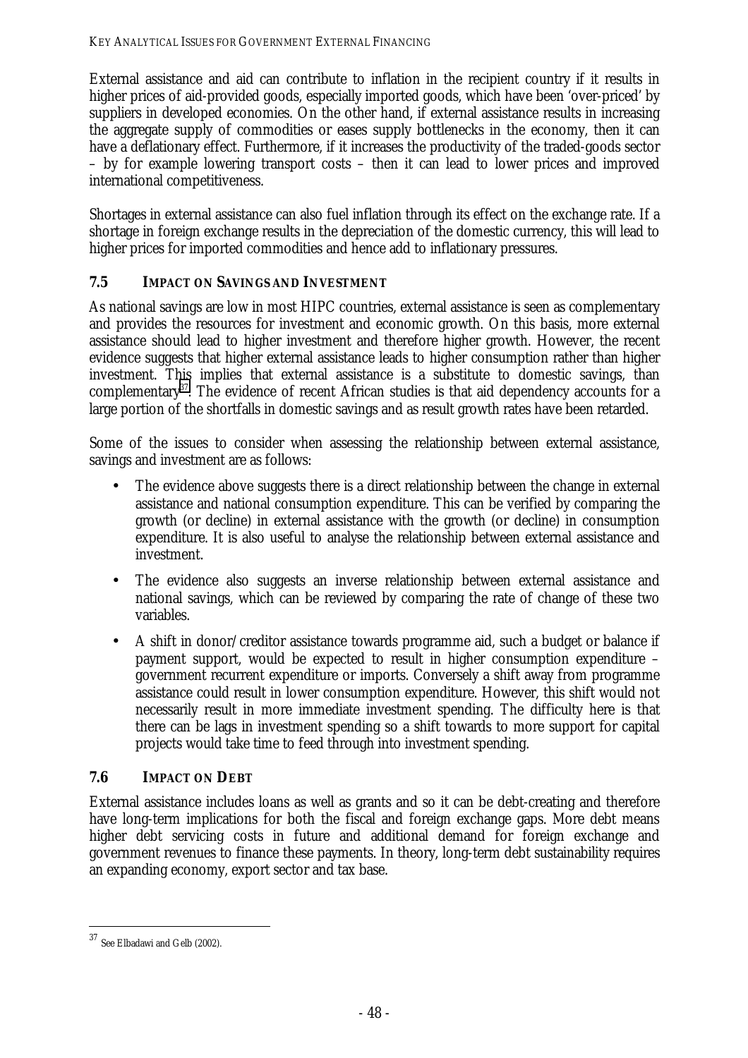External assistance and aid can contribute to inflation in the recipient country if it results in higher prices of aid-provided goods, especially imported goods, which have been 'over-priced' by suppliers in developed economies. On the other hand, if external assistance results in increasing the aggregate supply of commodities or eases supply bottlenecks in the economy, then it can have a deflationary effect. Furthermore, if it increases the productivity of the traded-goods sector – by for example lowering transport costs – then it can lead to lower prices and improved international competitiveness.

Shortages in external assistance can also fuel inflation through its effect on the exchange rate. If a shortage in foreign exchange results in the depreciation of the domestic currency, this will lead to higher prices for imported commodities and hence add to inflationary pressures.

## 7.5 IMPACT ON SAVINGS AND INVESTMENT

As national savings are low in most HIPC countries, external assistance is seen as complementary and provides the resources for investment and economic growth. On this basis, more external assistance should lead to higher investment and therefore higher growth. However, the recent evidence suggests that higher external assistance leads to higher consumption rather than higher investment. This implies that external assistance is a substitute to domestic savings, than complementary[37]. The evidence of recent African studies is that aid dependency accounts for a large portion of the shortfalls in domestic savings and as result growth rates have been retarded.

Some of the issues to consider when assessing the relationship between external assistance, savings and investment are as follows:

- The evidence above suggests there is a direct relationship between the change in external assistance and national consumption expenditure. This can be verified by comparing the growth (or decline) in external assistance with the growth (or decline) in consumption expenditure. It is also useful to analyse the relationship between external assistance and investment.
- The evidence also suggests an inverse relationship between external assistance and national savings, which can be reviewed by comparing the rate of change of these two variables.
- A shift in donor/creditor assistance towards programme aid, such a budget or balance if payment support, would be expected to result in higher consumption expenditure – government recurrent expenditure or imports. Conversely a shift away from programme assistance could result in lower consumption expenditure. However, this shift would not necessarily result in more immediate investment spending. The difficulty here is that there can be lags in investment spending so a shift towards to more support for capital projects would take time to feed through into investment spending.

## 7.6 IMPACT ON DEBT

External assistance includes loans as well as grants and so it can be debt-creating and therefore have long-term implications for both the fiscal and foreign exchange gaps. More debt means higher debt servicing costs in future and additional demand for foreign exchange and government revenues to finance these payments. In theory, long-term debt sustainability requires an expanding economy, export sector and tax base.

[37] See Elbadawi and Gelb (2002).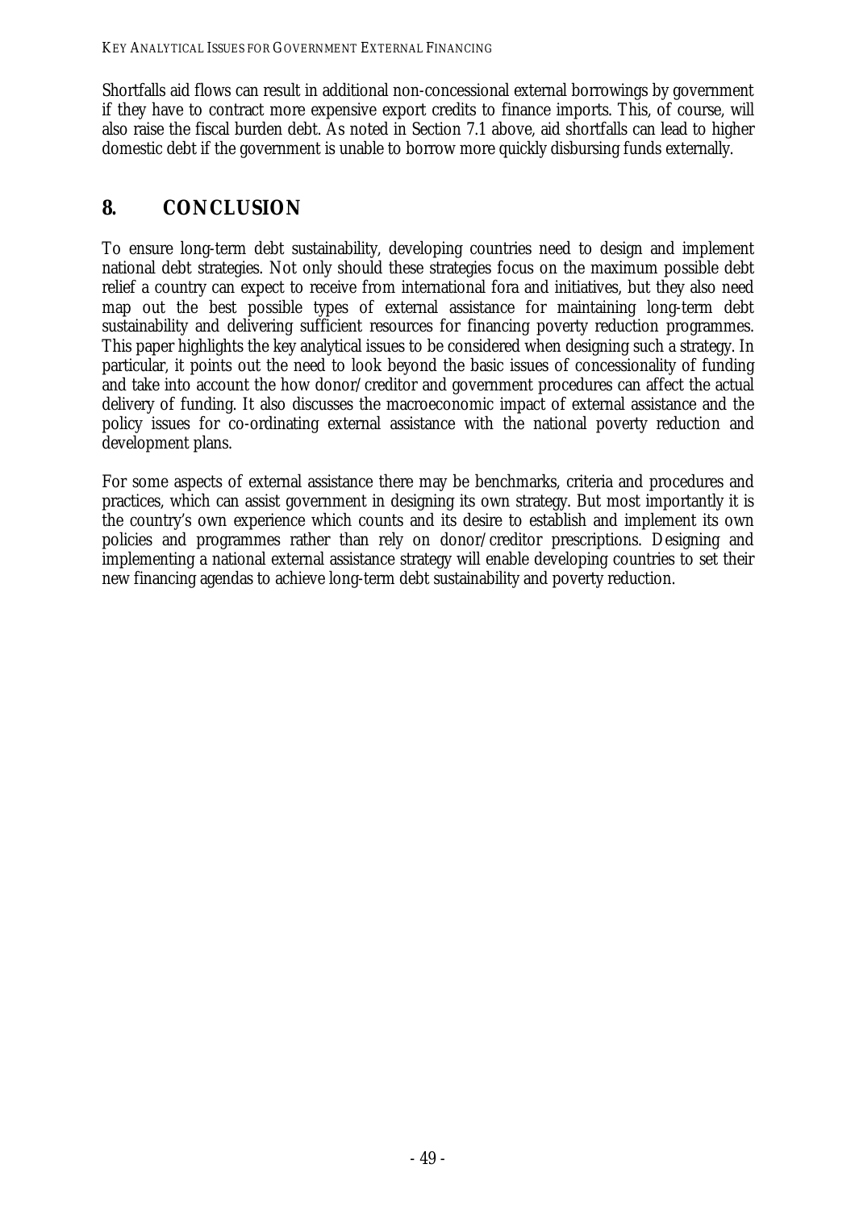Shortfalls aid flows can result in additional non-concessional external borrowings by government if they have to contract more expensive export credits to finance imports. This, of course, will also raise the fiscal burden debt. As noted in Section 7.1 above, aid shortfalls can lead to higher domestic debt if the government is unable to borrow more quickly disbursing funds externally.

## 8. CONCLUSION

To ensure long-term debt sustainability, developing countries need to design and implement national debt strategies. Not only should these strategies focus on the maximum possible debt relief a country can expect to receive from international fora and initiatives, but they also need map out the best possible types of external assistance for maintaining long-term debt sustainability and delivering sufficient resources for financing poverty reduction programmes. This paper highlights the key analytical issues to be considered when designing such a strategy. In particular, it points out the need to look beyond the basic issues of concessionality of funding and take into account the how donor/creditor and government procedures can affect the actual delivery of funding. It also discusses the macroeconomic impact of external assistance and the policy issues for co-ordinating external assistance with the national poverty reduction and development plans.

For some aspects of external assistance there may be benchmarks, criteria and procedures and practices, which can assist government in designing its own strategy. But most importantly it is the country's own experience which counts and its desire to establish and implement its own policies and programmes rather than rely on donor/creditor prescriptions. Designing and implementing a national external assistance strategy will enable developing countries to set their new financing agendas to achieve long-term debt sustainability and poverty reduction.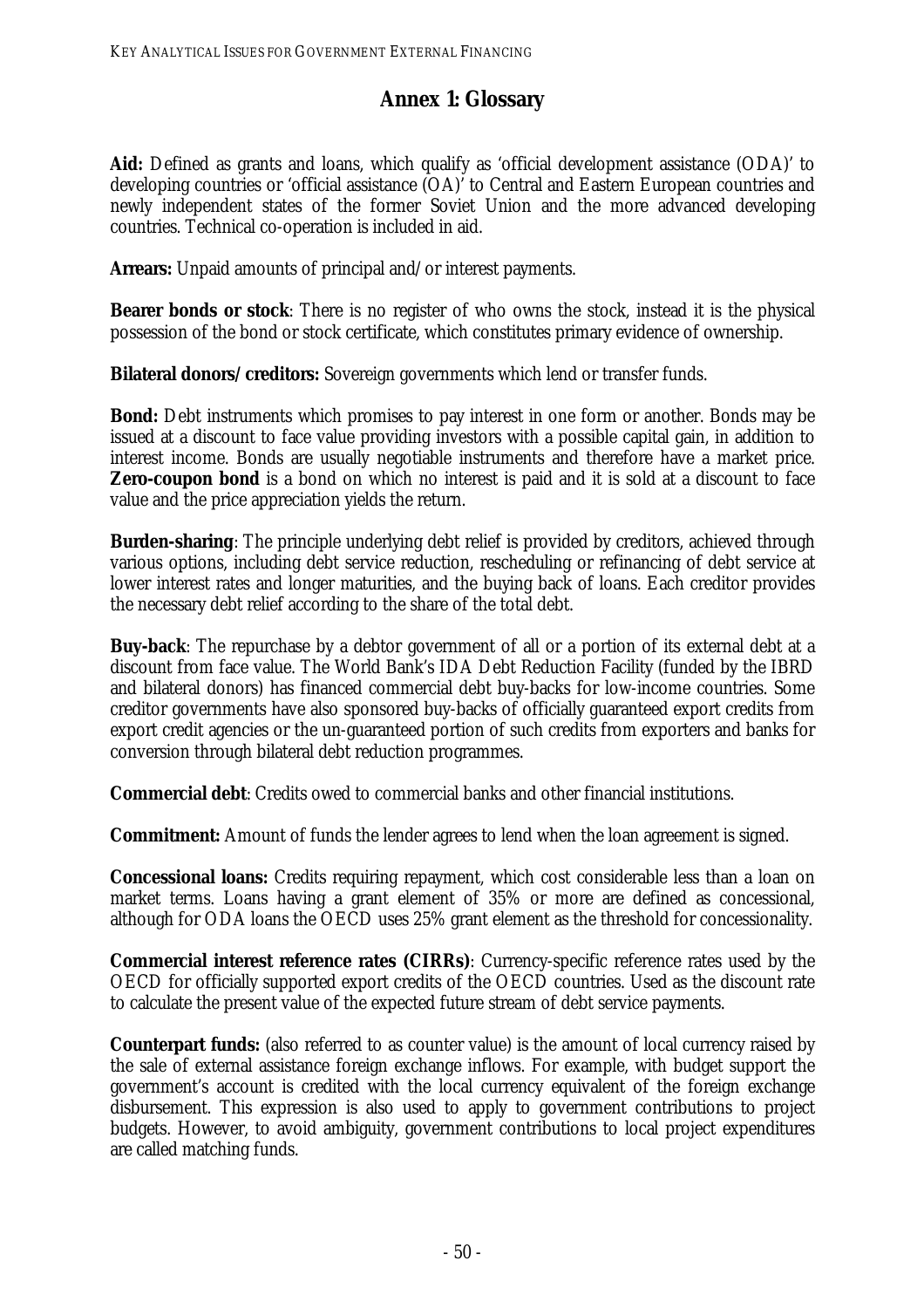# Annex 1: Glossary

**Aid:** Defined as grants and loans, which qualify as 'official development assistance (ODA)' to developing countries or 'official assistance (OA)' to Central and Eastern European countries and newly independent states of the former Soviet Union and the more advanced developing countries. Technical co-operation is included in aid.

**Arrears:** Unpaid amounts of principal and/or interest payments.

**Bearer bonds or stock**: There is no register of who owns the stock, instead it is the physical possession of the bond or stock certificate, which constitutes primary evidence of ownership.

**Bilateral donors/creditors:** Sovereign governments which lend or transfer funds.

**Bond:** Debt instruments which promises to pay interest in one form or another. Bonds may be issued at a discount to face value providing investors with a possible capital gain, in addition to interest income. Bonds are usually negotiable instruments and therefore have a market price. **Zero-coupon bond** is a bond on which no interest is paid and it is sold at a discount to face value and the price appreciation yields the return.

**Burden-sharing**: The principle underlying debt relief is provided by creditors, achieved through various options, including debt service reduction, rescheduling or refinancing of debt service at lower interest rates and longer maturities, and the buying back of loans. Each creditor provides the necessary debt relief according to the share of the total debt.

**Buy-back**: The repurchase by a debtor government of all or a portion of its external debt at a discount from face value. The World Bank's IDA Debt Reduction Facility (funded by the IBRD and bilateral donors) has financed commercial debt buy-backs for low-income countries. Some creditor governments have also sponsored buy-backs of officially guaranteed export credits from export credit agencies or the un-guaranteed portion of such credits from exporters and banks for conversion through bilateral debt reduction programmes.

**Commercial debt**: Credits owed to commercial banks and other financial institutions.

**Commitment:** Amount of funds the lender agrees to lend when the loan agreement is signed.

**Concessional loans:** Credits requiring repayment, which cost considerable less than a loan on market terms. Loans having a grant element of 35% or more are defined as concessional, although for ODA loans the OECD uses 25% grant element as the threshold for concessionality.

**Commercial interest reference rates (CIRRs)**: Currency-specific reference rates used by the OECD for officially supported export credits of the OECD countries. Used as the discount rate to calculate the present value of the expected future stream of debt service payments.

**Counterpart funds:** (also referred to as counter value) is the amount of local currency raised by the sale of external assistance foreign exchange inflows. For example, with budget support the government's account is credited with the local currency equivalent of the foreign exchange disbursement. This expression is also used to apply to government contributions to project budgets. However, to avoid ambiguity, government contributions to local project expenditures are called matching funds.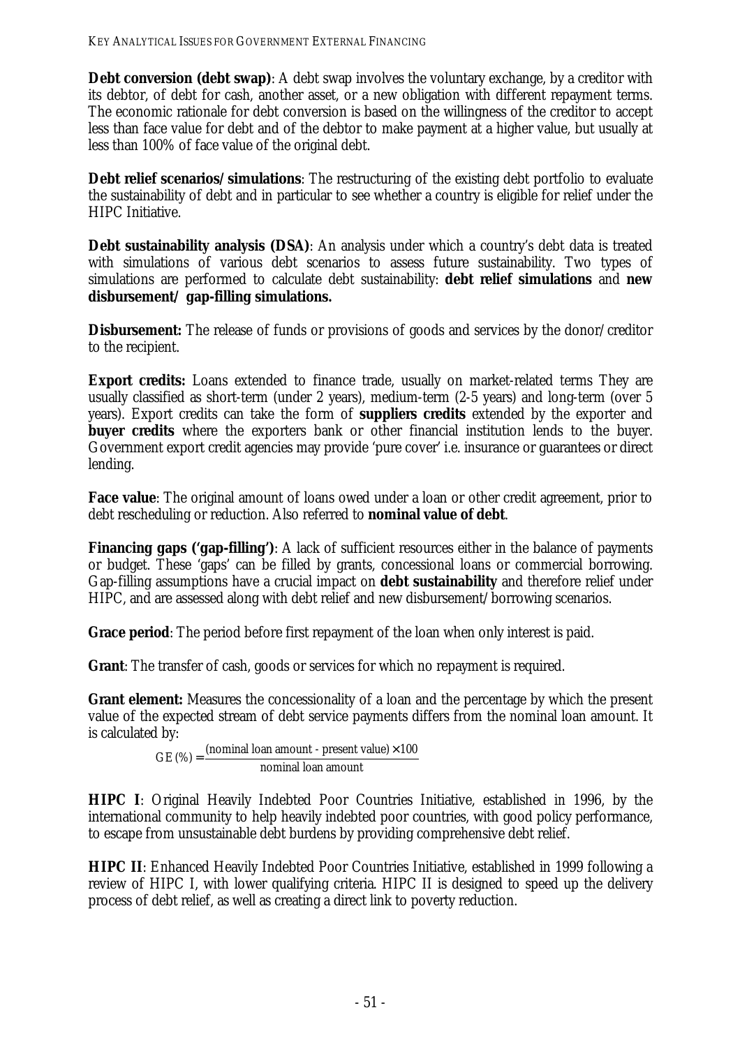**Debt conversion (debt swap)**: A debt swap involves the voluntary exchange, by a creditor with its debtor, of debt for cash, another asset, or a new obligation with different repayment terms. The economic rationale for debt conversion is based on the willingness of the creditor to accept less than face value for debt and of the debtor to make payment at a higher value, but usually at less than 100% of face value of the original debt.

**Debt relief scenarios/simulations**: The restructuring of the existing debt portfolio to evaluate the sustainability of debt and in particular to see whether a country is eligible for relief under the HIPC Initiative.

**Debt sustainability analysis (DSA)**: An analysis under which a country's debt data is treated with simulations of various debt scenarios to assess future sustainability. Two types of simulations are performed to calculate debt sustainability: **debt relief simulations** and **new disbursement/ gap-filling simulations.**

**Disbursement:** The release of funds or provisions of goods and services by the donor/creditor to the recipient.

**Export credits:** Loans extended to finance trade, usually on market-related terms They are usually classified as short-term (under 2 years), medium-term (2-5 years) and long-term (over 5 years). Export credits can take the form of **suppliers credits** extended by the exporter and **buyer credits** where the exporters bank or other financial institution lends to the buyer. Government export credit agencies may provide 'pure cover' i.e. insurance or guarantees or direct lending.

**Face value**: The original amount of loans owed under a loan or other credit agreement, prior to debt rescheduling or reduction. Also referred to **nominal value of debt**.

**Financing gaps ('gap-filling')**: A lack of sufficient resources either in the balance of payments or budget. These 'gaps' can be filled by grants, concessional loans or commercial borrowing. Gap-filling assumptions have a crucial impact on **debt sustainability** and therefore relief under HIPC, and are assessed along with debt relief and new disbursement/borrowing scenarios.

**Grace period**: The period before first repayment of the loan when only interest is paid.

**Grant**: The transfer of cash, goods or services for which no repayment is required.

**Grant element:** Measures the concessionality of a loan and the percentage by which the present value of the expected stream of debt service payments differs from the nominal loan amount. It is calculated by:

$$GE\,(\%) = \frac{(\text{nominal loan amount - present value}) \times 100}{\text{nominal loan amount}}$$

**HIPC I**: Original Heavily Indebted Poor Countries Initiative, established in 1996, by the international community to help heavily indebted poor countries, with good policy performance, to escape from unsustainable debt burdens by providing comprehensive debt relief.

**HIPC II**: Enhanced Heavily Indebted Poor Countries Initiative, established in 1999 following a review of HIPC I, with lower qualifying criteria. HIPC II is designed to speed up the delivery process of debt relief, as well as creating a direct link to poverty reduction.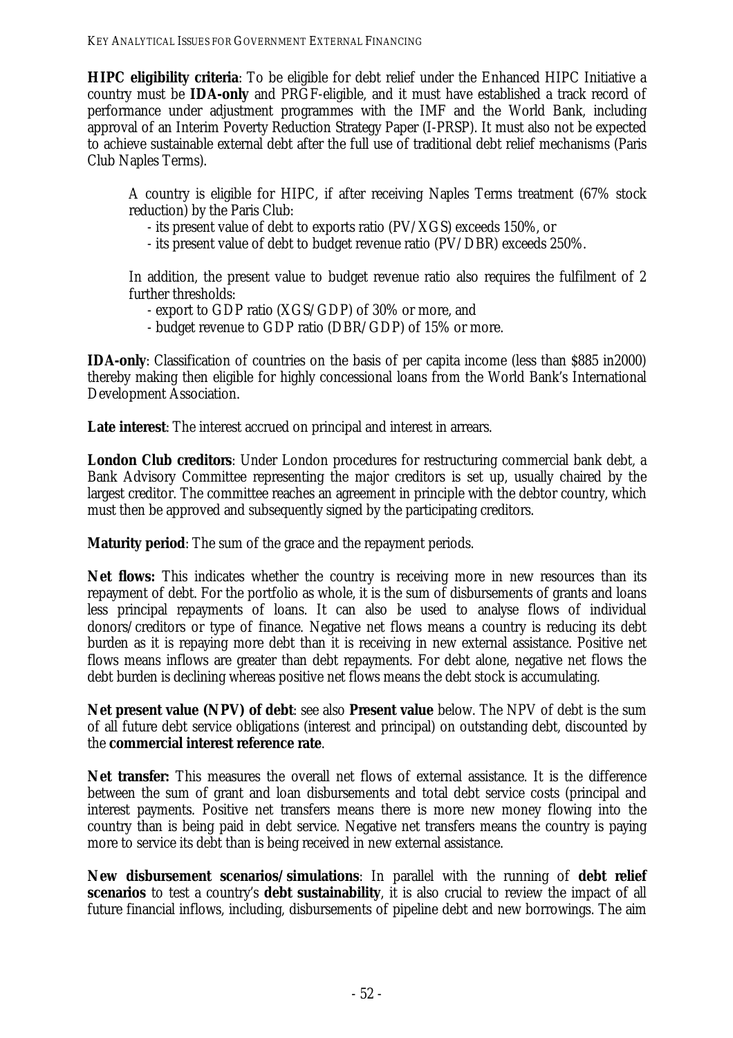**HIPC eligibility criteria**: To be eligible for debt relief under the Enhanced HIPC Initiative a country must be **IDA-only** and PRGF-eligible, and it must have established a track record of performance under adjustment programmes with the IMF and the World Bank, including approval of an Interim Poverty Reduction Strategy Paper (I-PRSP). It must also not be expected to achieve sustainable external debt after the full use of traditional debt relief mechanisms (Paris Club Naples Terms).

> A country is eligible for HIPC, if after receiving Naples Terms treatment (67% stock reduction) by the Paris Club:
>
> - its present value of debt to exports ratio (PV/XGS) exceeds 150%, or
> - its present value of debt to budget revenue ratio (PV/DBR) exceeds 250%.
>
> In addition, the present value to budget revenue ratio also requires the fulfilment of 2 further thresholds:
>
> - export to GDP ratio (XGS/GDP) of 30% or more, and
> - budget revenue to GDP ratio (DBR/GDP) of 15% or more.

**IDA-only**: Classification of countries on the basis of per capita income (less than $885 in2000) thereby making then eligible for highly concessional loans from the World Bank's International Development Association.

**Late interest**: The interest accrued on principal and interest in arrears.

**London Club creditors**: Under London procedures for restructuring commercial bank debt, a Bank Advisory Committee representing the major creditors is set up, usually chaired by the largest creditor. The committee reaches an agreement in principle with the debtor country, which must then be approved and subsequently signed by the participating creditors.

**Maturity period**: The sum of the grace and the repayment periods.

**Net flows:** This indicates whether the country is receiving more in new resources than its repayment of debt. For the portfolio as whole, it is the sum of disbursements of grants and loans less principal repayments of loans. It can also be used to analyse flows of individual donors/creditors or type of finance. Negative net flows means a country is reducing its debt burden as it is repaying more debt than it is receiving in new external assistance. Positive net flows means inflows are greater than debt repayments. For debt alone, negative net flows the debt burden is declining whereas positive net flows means the debt stock is accumulating.

**Net present value (NPV) of debt**: see also **Present value** below. The NPV of debt is the sum of all future debt service obligations (interest and principal) on outstanding debt, discounted by the **commercial interest reference rate**.

**Net transfer:** This measures the overall net flows of external assistance. It is the difference between the sum of grant and loan disbursements and total debt service costs (principal and interest payments. Positive net transfers means there is more new money flowing into the country than is being paid in debt service. Negative net transfers means the country is paying more to service its debt than is being received in new external assistance.

**New disbursement scenarios/simulations**: In parallel with the running of **debt relief scenarios** to test a country's **debt sustainability**, it is also crucial to review the impact of all future financial inflows, including, disbursements of pipeline debt and new borrowings. The aim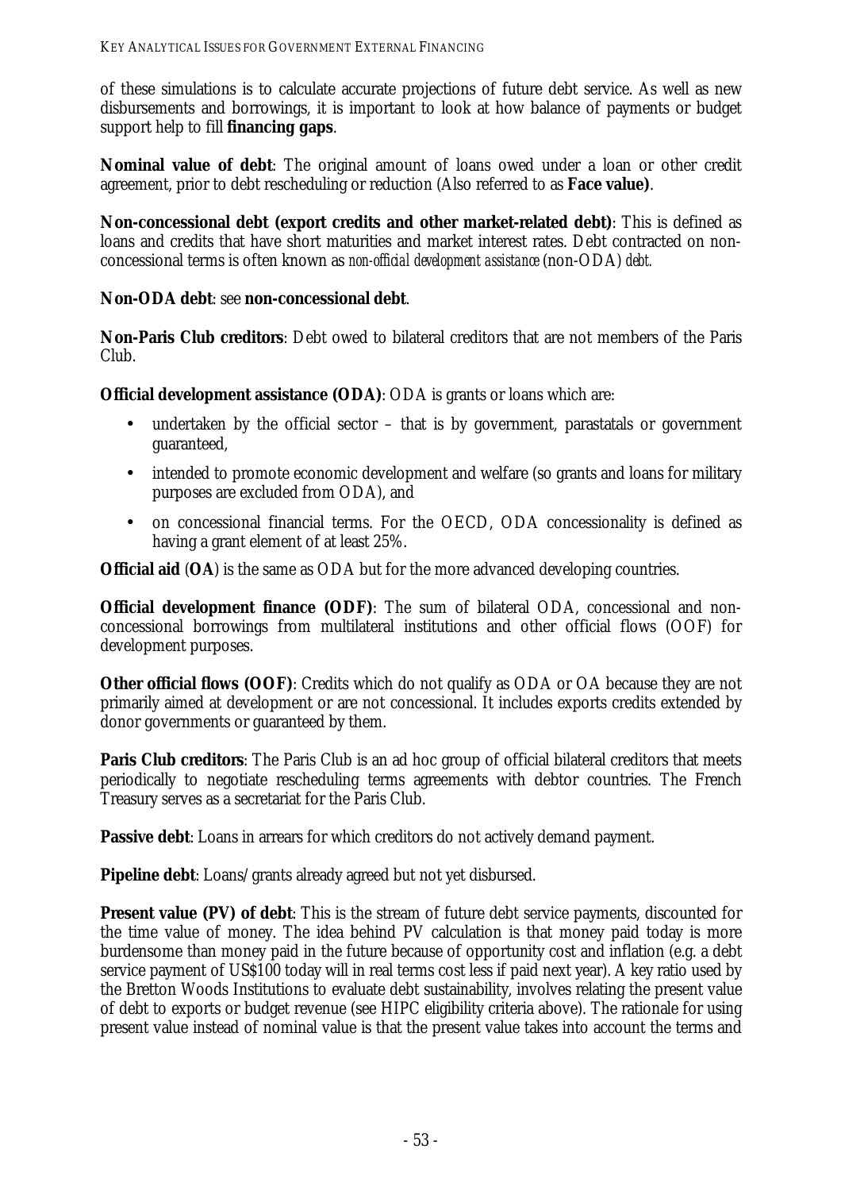of these simulations is to calculate accurate projections of future debt service. As well as new disbursements and borrowings, it is important to look at how balance of payments or budget support help to fill **financing gaps**.

**Nominal value of debt**: The original amount of loans owed under a loan or other credit agreement, prior to debt rescheduling or reduction (Also referred to as **Face value)**.

**Non-concessional debt (export credits and other market-related debt)**: This is defined as loans and credits that have short maturities and market interest rates. Debt contracted on non-concessional terms is often known as *non-official development assistance* (non-ODA) *debt.*

**Non-ODA debt**: see **non-concessional debt**.

**Non-Paris Club creditors**: Debt owed to bilateral creditors that are not members of the Paris Club.

**Official development assistance (ODA)**: ODA is grants or loans which are:

- undertaken by the official sector – that is by government, parastatals or government guaranteed,
- intended to promote economic development and welfare (so grants and loans for military purposes are excluded from ODA), and
- on concessional financial terms. For the OECD, ODA concessionality is defined as having a grant element of at least 25%.

**Official aid** (**OA**) is the same as ODA but for the more advanced developing countries.

**Official development finance (ODF)**: The sum of bilateral ODA, concessional and non-concessional borrowings from multilateral institutions and other official flows (OOF) for development purposes.

**Other official flows (OOF)**: Credits which do not qualify as ODA or OA because they are not primarily aimed at development or are not concessional. It includes exports credits extended by donor governments or guaranteed by them.

**Paris Club creditors**: The Paris Club is an ad hoc group of official bilateral creditors that meets periodically to negotiate rescheduling terms agreements with debtor countries. The French Treasury serves as a secretariat for the Paris Club.

**Passive debt**: Loans in arrears for which creditors do not actively demand payment.

**Pipeline debt**: Loans/grants already agreed but not yet disbursed.

**Present value (PV) of debt**: This is the stream of future debt service payments, discounted for the time value of money. The idea behind PV calculation is that money paid today is more burdensome than money paid in the future because of opportunity cost and inflation (e.g. a debt service payment of US$100 today will in real terms cost less if paid next year). A key ratio used by the Bretton Woods Institutions to evaluate debt sustainability, involves relating the present value of debt to exports or budget revenue (see HIPC eligibility criteria above). The rationale for using present value instead of nominal value is that the present value takes into account the terms and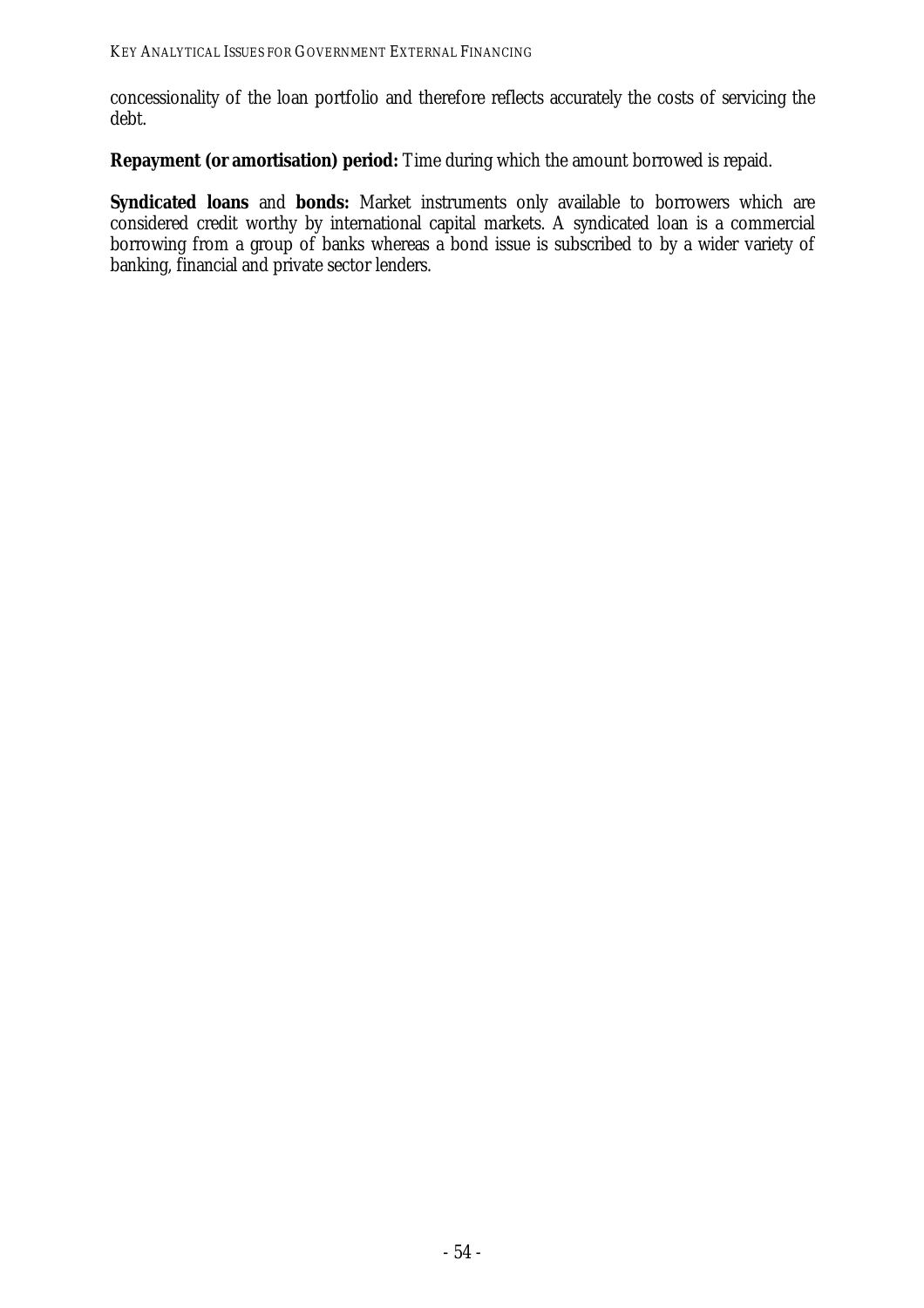concessionality of the loan portfolio and therefore reflects accurately the costs of servicing the debt.

**Repayment (or amortisation) period:** Time during which the amount borrowed is repaid.

**Syndicated loans** and **bonds:** Market instruments only available to borrowers which are considered credit worthy by international capital markets. A syndicated loan is a commercial borrowing from a group of banks whereas a bond issue is subscribed to by a wider variety of banking, financial and private sector lenders.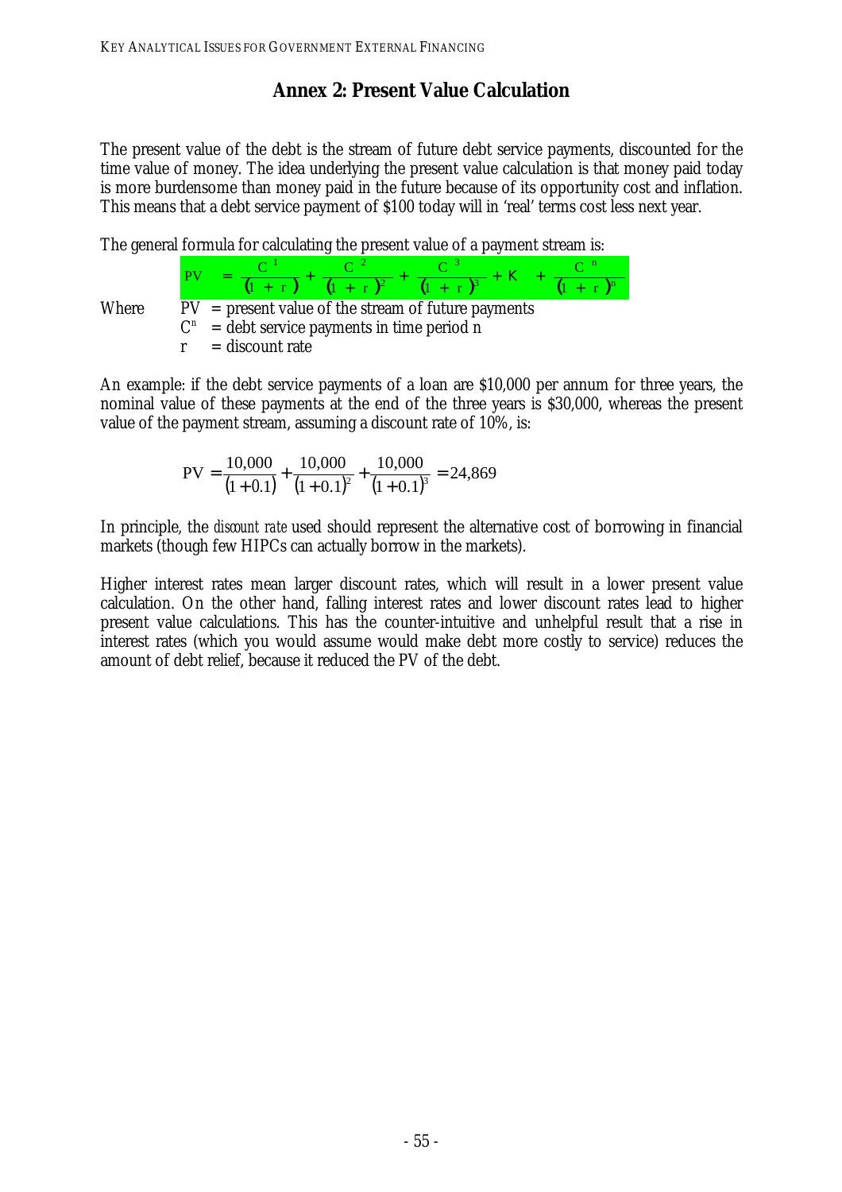## Annex 2: Present Value Calculation

The present value of the debt is the stream of future debt service payments, discounted for the time value of money. The idea underlying the present value calculation is that money paid today is more burdensome than money paid in the future because of its opportunity cost and inflation. This means that a debt service payment of $100 today will in 'real' terms cost less next year.

The general formula for calculating the present value of a payment stream is:

$$PV = \frac{C^1}{(1+r)} + \frac{C^2}{(1+r)^2} + \frac{C^3}{(1+r)^3} + K + \frac{C^n}{(1+r)^n}$$

Where
- $PV$ = present value of the stream of future payments
- $C^n$ = debt service payments in time period n
- $r$ = discount rate

An example: if the debt service payments of a loan are $10,000 per annum for three years, the nominal value of these payments at the end of the three years is $30,000, whereas the present value of the payment stream, assuming a discount rate of 10%, is:

$$PV = \frac{10{,}000}{(1+0.1)} + \frac{10{,}000}{(1+0.1)^2} + \frac{10{,}000}{(1+0.1)^3} = 24{,}869$$

In principle, the *discount rate* used should represent the alternative cost of borrowing in financial markets (though few HIPCs can actually borrow in the markets).

Higher interest rates mean larger discount rates, which will result in a lower present value calculation. On the other hand, falling interest rates and lower discount rates lead to higher present value calculations. This has the counter-intuitive and unhelpful result that a rise in interest rates (which you would assume would make debt more costly to service) reduces the amount of debt relief, because it reduced the PV of the debt.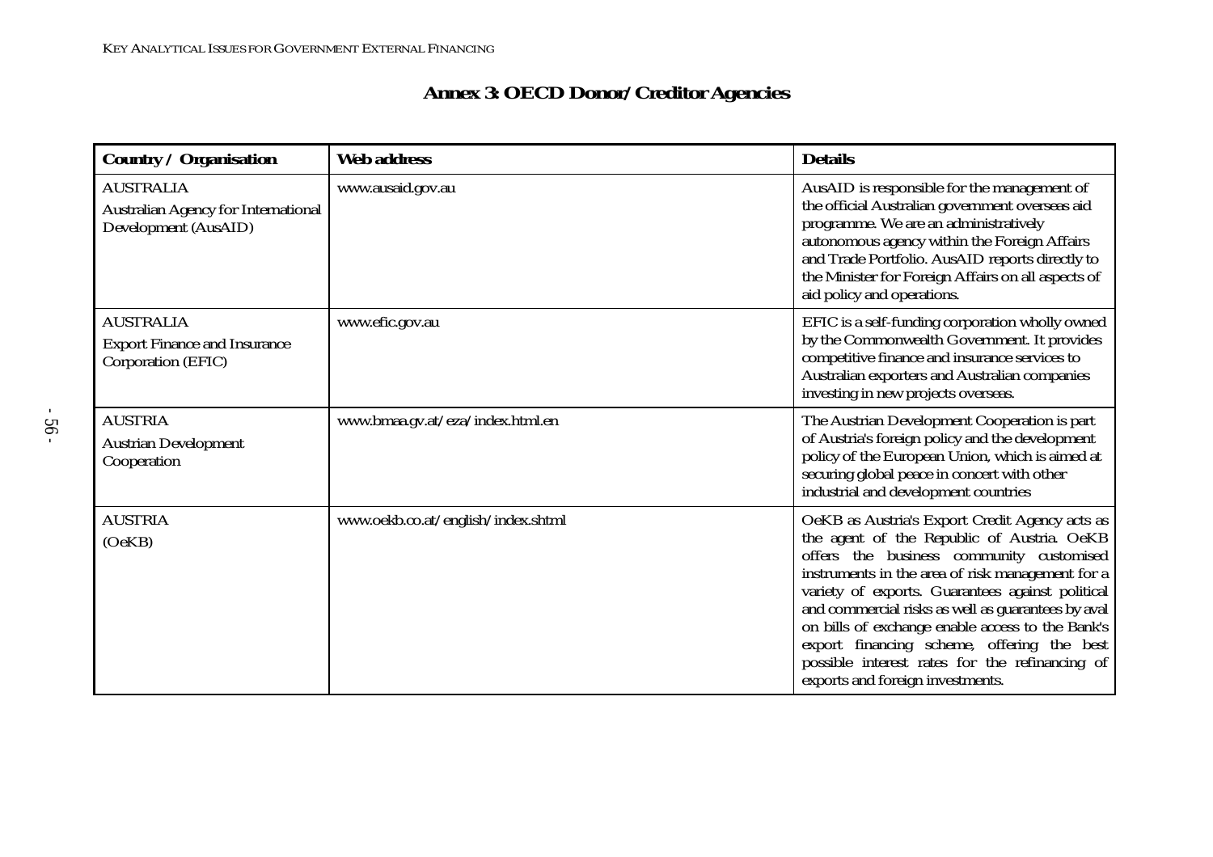# Annex 3: OECD Donor/Creditor Agencies

| Country / Organisation | Web address | Details |
| --- | --- | --- |
| AUSTRALIA<br>Australian Agency for International Development (AusAID) | www.ausaid.gov.au | AusAID is responsible for the management of the official Australian government overseas aid programme. We are an administratively autonomous agency within the Foreign Affairs and Trade Portfolio. AusAID reports directly to the Minister for Foreign Affairs on all aspects of aid policy and operations. |
| AUSTRALIA<br>Export Finance and Insurance Corporation (EFIC) | www.efic.gov.au | EFIC is a self-funding corporation wholly owned by the Commonwealth Government. It provides competitive finance and insurance services to Australian exporters and Australian companies investing in new projects overseas. |
| AUSTRIA<br>Austrian Development Cooperation | www.bmaa.gv.at/eza/index.html.en | The Austrian Development Cooperation is part of Austria's foreign policy and the development policy of the European Union, which is aimed at securing global peace in concert with other industrial and development countries |
| AUSTRIA<br>(OeKB) | www.oekb.co.at/english/index.shtml | OeKB as Austria's Export Credit Agency acts as the agent of the Republic of Austria. OeKB offers the business community customised instruments in the area of risk management for a variety of exports. Guarantees against political and commercial risks as well as guarantees by aval on bills of exchange enable access to the Bank's export financing scheme, offering the best possible interest rates for the refinancing of exports and foreign investments. |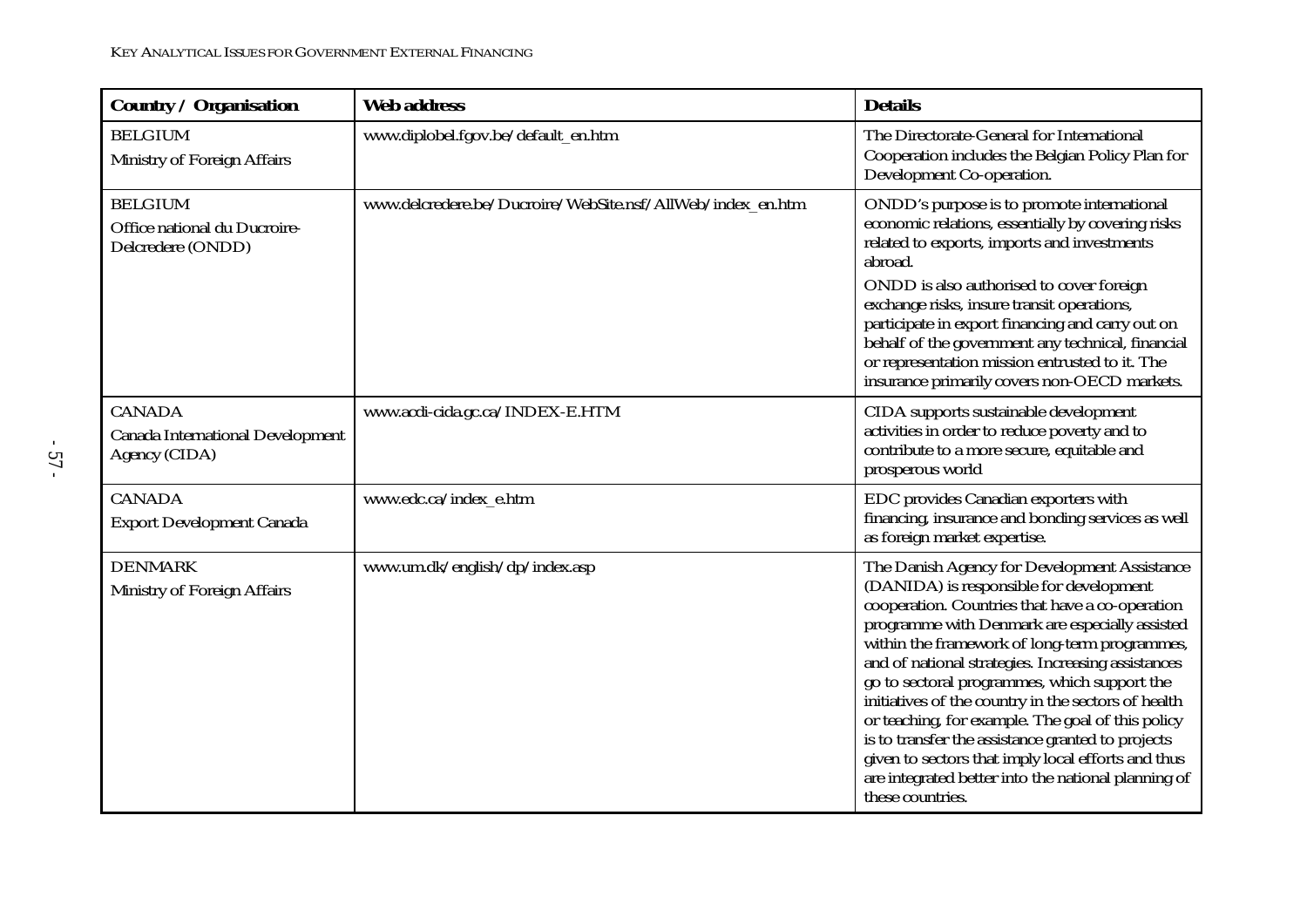| Country / Organisation | Web address | Details |
|---|---|---|
| BELGIUM<br>Ministry of Foreign Affairs | www.diplobel.fgov.be/default_en.htm | The Directorate-General for International Cooperation includes the Belgian Policy Plan for Development Co-operation. |
| BELGIUM<br>Office national du Ducroire-Delcredere (ONDD) | www.delcredere.be/Ducroire/WebSite.nsf/AllWeb/index_en.htm | ONDD's purpose is to promote international economic relations, essentially by covering risks related to exports, imports and investments abroad.<br>ONDD is also authorised to cover foreign exchange risks, insure transit operations, participate in export financing and carry out on behalf of the government any technical, financial or representation mission entrusted to it. The insurance primarily covers non-OECD markets. |
| CANADA<br>Canada International Development Agency (CIDA) | www.acdi-cida.gc.ca/INDEX-E.HTM | CIDA supports sustainable development activities in order to reduce poverty and to contribute to a more secure, equitable and prosperous world |
| CANADA<br>Export Development Canada | www.edc.ca/index_e.htm | EDC provides Canadian exporters with financing, insurance and bonding services as well as foreign market expertise. |
| DENMARK<br>Ministry of Foreign Affairs | www.um.dk/english/dp/index.asp | The Danish Agency for Development Assistance (DANIDA) is responsible for development cooperation. Countries that have a co-operation programme with Denmark are especially assisted within the framework of long-term programmes, and of national strategies. Increasing assistances go to sectoral programmes, which support the initiatives of the country in the sectors of health or teaching, for example. The goal of this policy is to transfer the assistance granted to projects given to sectors that imply local efforts and thus are integrated better into the national planning of these countries. |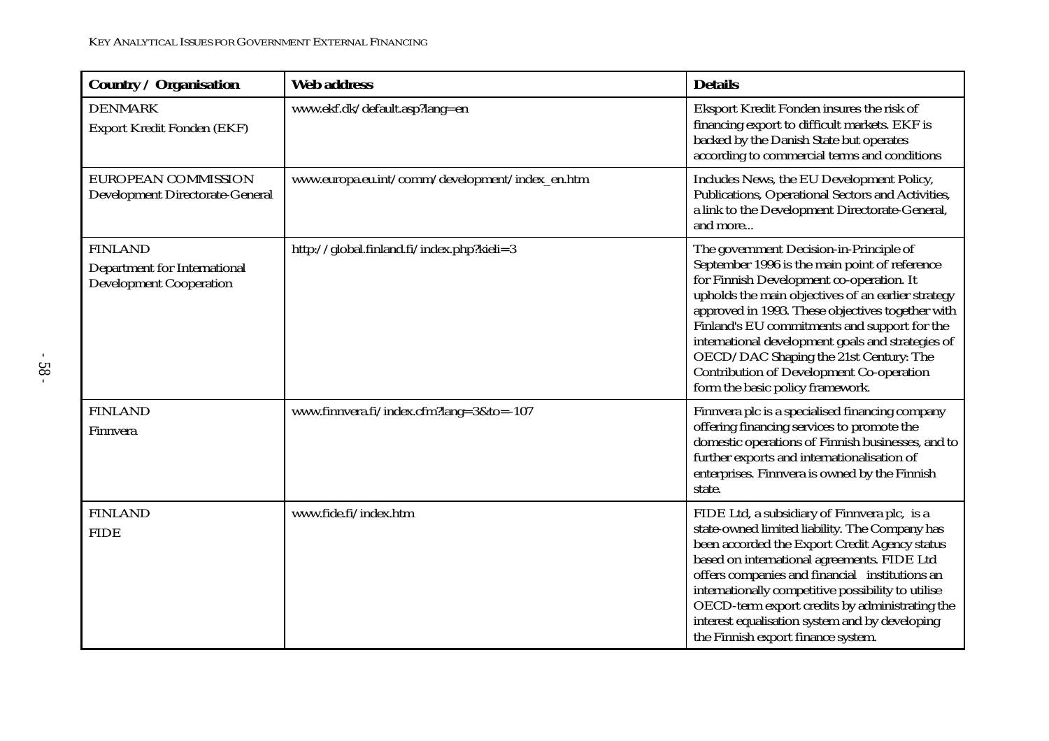| Country / Organisation | Web address | Details |
|---|---|---|
| DENMARK<br>Export Kredit Fonden (EKF) | www.ekf.dk/default.asp?lang=en | Eksport Kredit Fonden insures the risk of financing export to difficult markets. EKF is backed by the Danish State but operates according to commercial terms and conditions |
| EUROPEAN COMMISSION<br>Development Directorate-General | www.europa.eu.int/comm/development/index_en.htm | Includes News, the EU Development Policy, Publications, Operational Sectors and Activities, a link to the Development Directorate-General, and more... |
| FINLAND<br>Department for International Development Cooperation | http://global.finland.fi/index.php?kieli=3 | The government Decision-in-Principle of September 1996 is the main point of reference for Finnish Development co-operation. It upholds the main objectives of an earlier strategy approved in 1993. These objectives together with Finland's EU commitments and support for the international development goals and strategies of OECD/DAC Shaping the 21st Century: The Contribution of Development Co-operation form the basic policy framework. |
| FINLAND<br>Finnvera | www.finnvera.fi/index.cfm?lang=3&to=-107 | Finnvera plc is a specialised financing company offering financing services to promote the domestic operations of Finnish businesses, and to further exports and internationalisation of enterprises. Finnvera is owned by the Finnish state. |
| FINLAND<br>FIDE | www.fide.fi/index.htm | FIDE Ltd, a subsidiary of Finnvera plc, is a state-owned limited liability. The Company has been accorded the Export Credit Agency status based on international agreements. FIDE Ltd offers companies and financial institutions an internationally competitive possibility to utilise OECD-term export credits by administrating the interest equalisation system and by developing the Finnish export finance system. |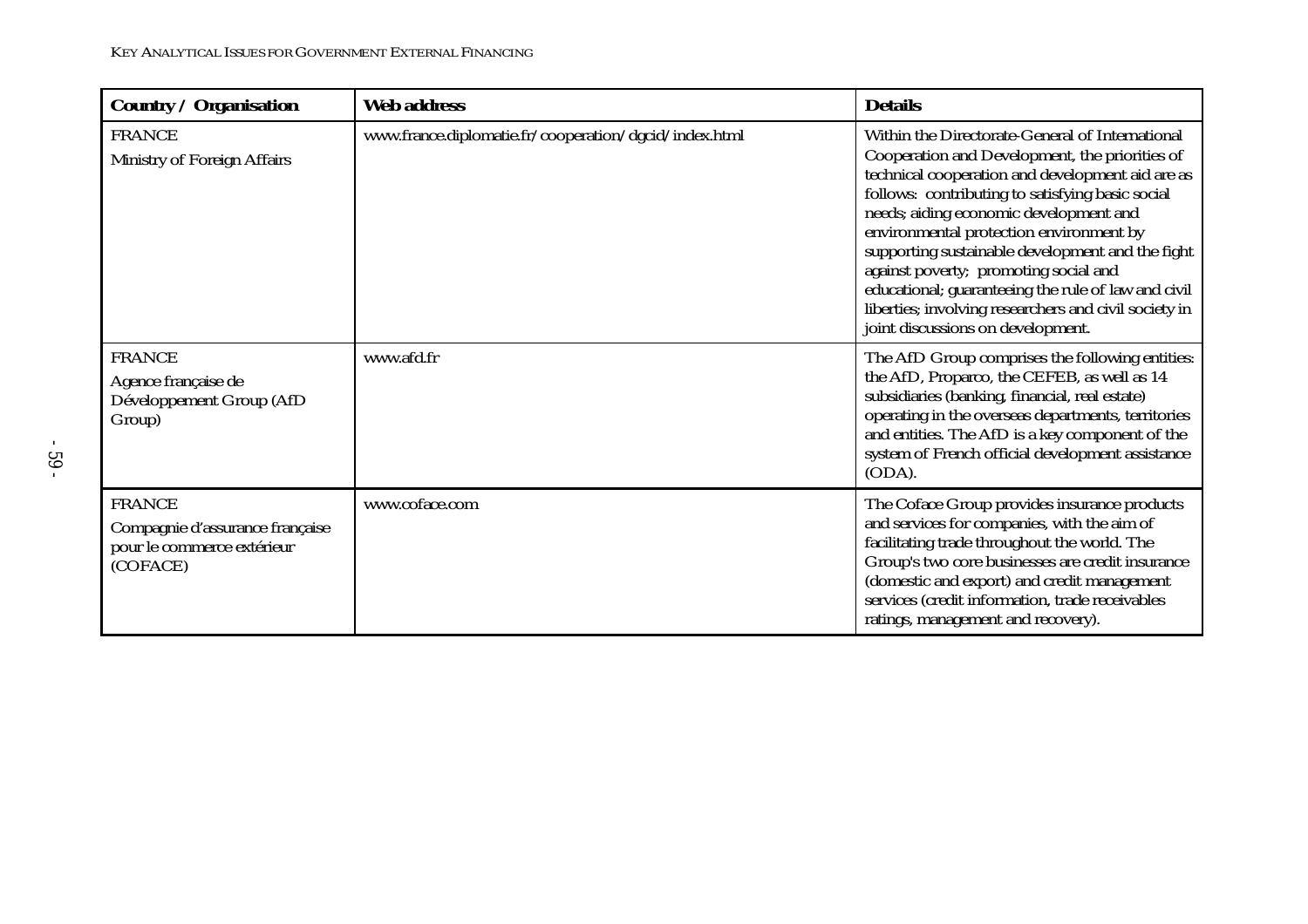| Country / Organisation | Web address | Details |
|---|---|---|
| FRANCE<br>Ministry of Foreign Affairs | www.france.diplomatie.fr/cooperation/dgcid/index.html | Within the Directorate-General of International Cooperation and Development, the priorities of technical cooperation and development aid are as follows: contributing to satisfying basic social needs; aiding economic development and environmental protection environment by supporting sustainable development and the fight against poverty; promoting social and educational; guaranteeing the rule of law and civil liberties; involving researchers and civil society in joint discussions on development. |
| FRANCE<br>Agence française de Développement Group (AfD Group) | www.afd.fr | The AfD Group comprises the following entities: the AfD, Proparco, the CEFEB, as well as 14 subsidiaries (banking, financial, real estate) operating in the overseas departments, territories and entities. The AfD is a key component of the system of French official development assistance (ODA). |
| FRANCE<br>Compagnie d'assurance française pour le commerce extérieur (COFACE) | www.coface.com | The Coface Group provides insurance products and services for companies, with the aim of facilitating trade throughout the world. The Group's two core businesses are credit insurance (domestic and export) and credit management services (credit information, trade receivables ratings, management and recovery). |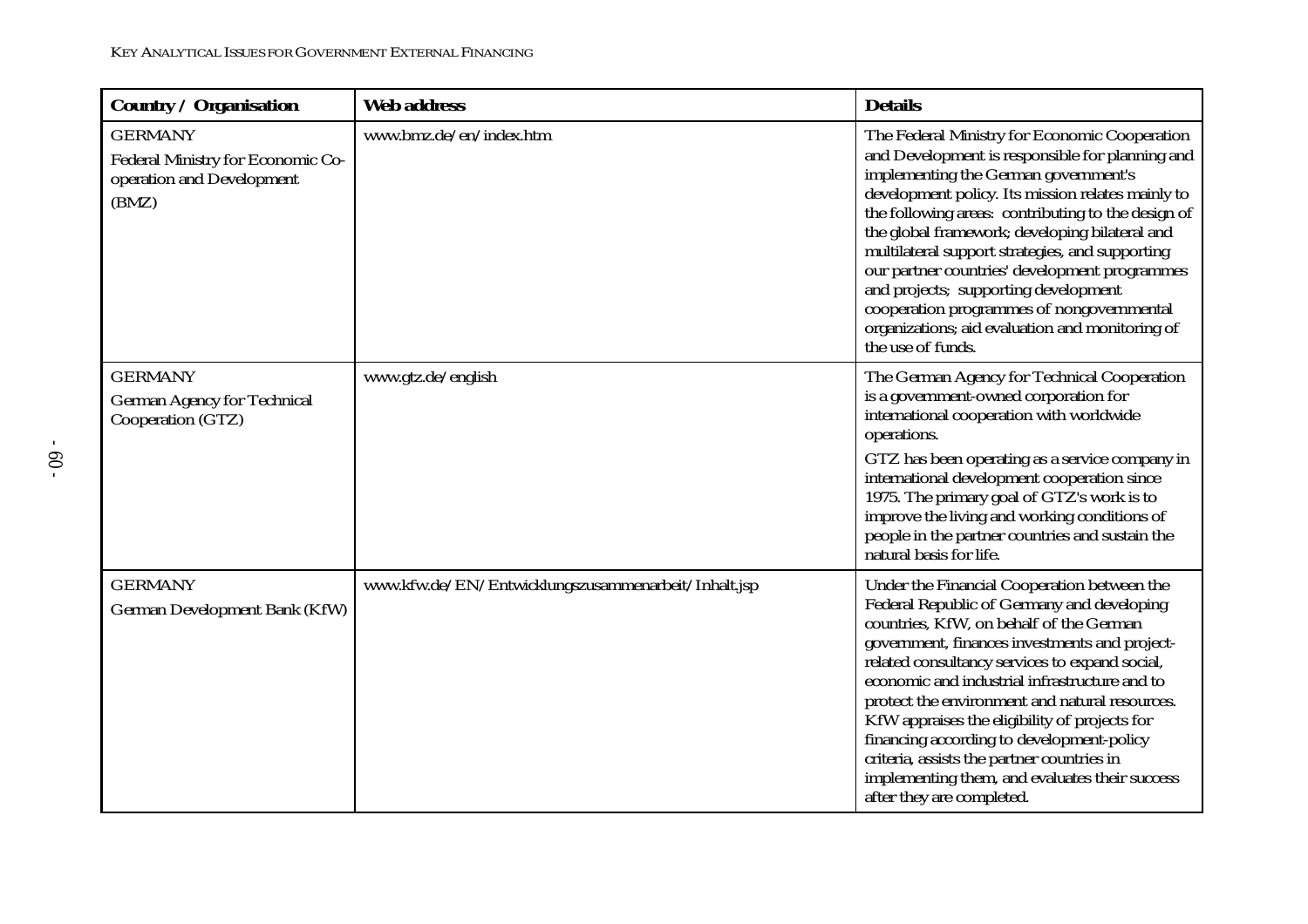| Country / Organisation | Web address | Details |
|---|---|---|
| GERMANY<br>Federal Ministry for Economic Co-operation and Development (BMZ) | www.bmz.de/en/index.htm | The Federal Ministry for Economic Cooperation and Development is responsible for planning and implementing the German government's development policy. Its mission relates mainly to the following areas: contributing to the design of the global framework; developing bilateral and multilateral support strategies, and supporting our partner countries' development programmes and projects; supporting development cooperation programmes of nongovernmental organizations; aid evaluation and monitoring of the use of funds. |
| GERMANY<br>German Agency for Technical Cooperation (GTZ) | www.gtz.de/english | The German Agency for Technical Cooperation is a government-owned corporation for international cooperation with worldwide operations.<br>GTZ has been operating as a service company in international development cooperation since 1975. The primary goal of GTZ's work is to improve the living and working conditions of people in the partner countries and sustain the natural basis for life. |
| GERMANY<br>German Development Bank (KfW) | www.kfw.de/EN/Entwicklungszusammenarbeit/Inhalt.jsp | Under the Financial Cooperation between the Federal Republic of Germany and developing countries, KfW, on behalf of the German government, finances investments and project-related consultancy services to expand social, economic and industrial infrastructure and to protect the environment and natural resources. KfW appraises the eligibility of projects for financing according to development-policy criteria, assists the partner countries in implementing them, and evaluates their success after they are completed. |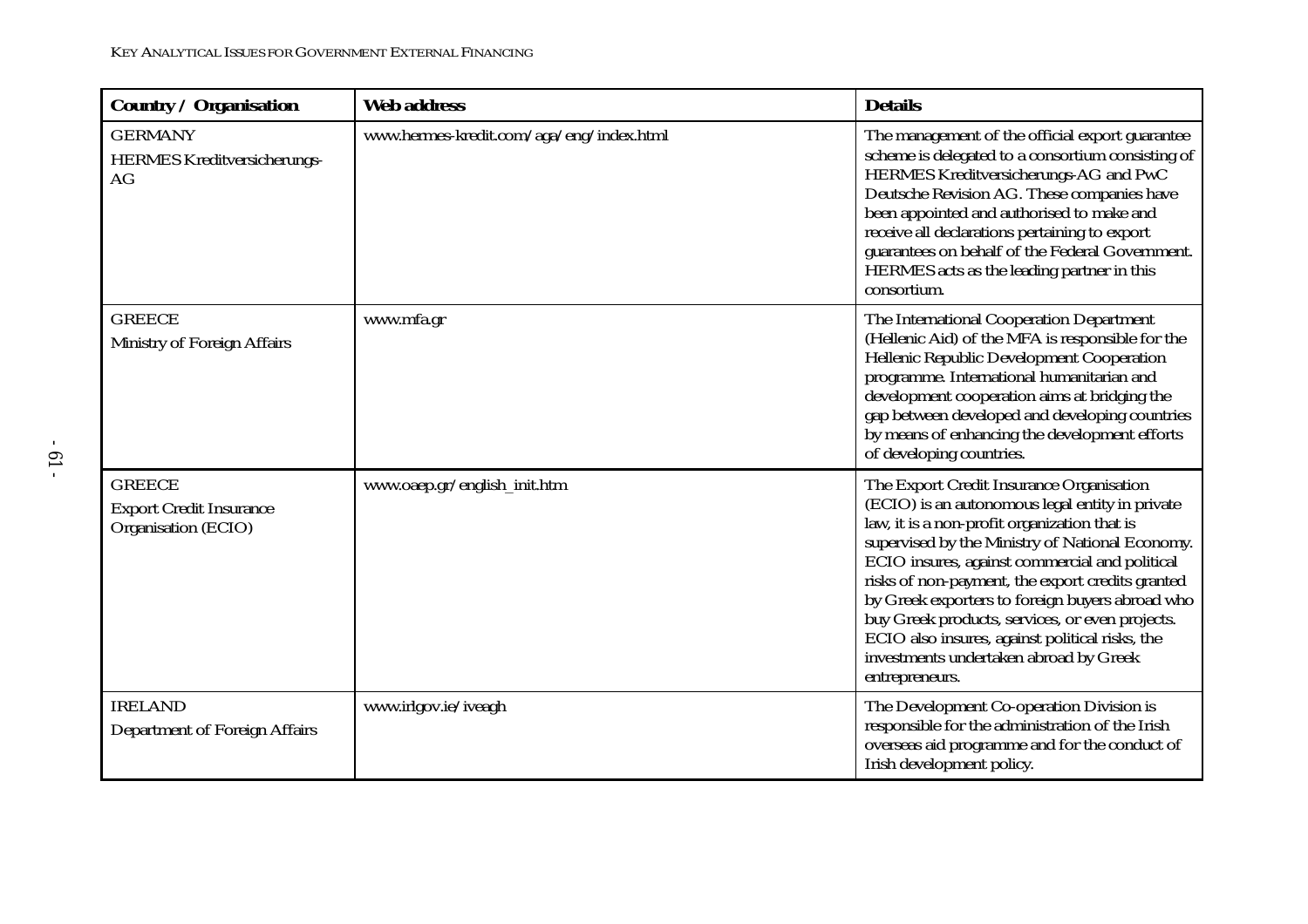| Country / Organisation | Web address | Details |
| --- | --- | --- |
| GERMANY<br>HERMES Kreditversicherungs-AG | www.hermes-kredit.com/aga/eng/index.html | The management of the official export guarantee scheme is delegated to a consortium consisting of HERMES Kreditversicherungs-AG and PwC Deutsche Revision AG. These companies have been appointed and authorised to make and receive all declarations pertaining to export guarantees on behalf of the Federal Government. HERMES acts as the leading partner in this consortium. |
| GREECE<br>Ministry of Foreign Affairs | www.mfa.gr | The International Cooperation Department (Hellenic Aid) of the MFA is responsible for the Hellenic Republic Development Cooperation programme. International humanitarian and development cooperation aims at bridging the gap between developed and developing countries by means of enhancing the development efforts of developing countries. |
| GREECE<br>Export Credit Insurance Organisation (ECIO) | www.oaep.gr/english_init.htm | The Export Credit Insurance Organisation (ECIO) is an autonomous legal entity in private law, it is a non-profit organization that is supervised by the Ministry of National Economy. ECIO insures, against commercial and political risks of non-payment, the export credits granted by Greek exporters to foreign buyers abroad who buy Greek products, services, or even projects. ECIO also insures, against political risks, the investments undertaken abroad by Greek entrepreneurs. |
| IRELAND<br>Department of Foreign Affairs | www.irlgov.ie/iveagh | The Development Co-operation Division is responsible for the administration of the Irish overseas aid programme and for the conduct of Irish development policy. |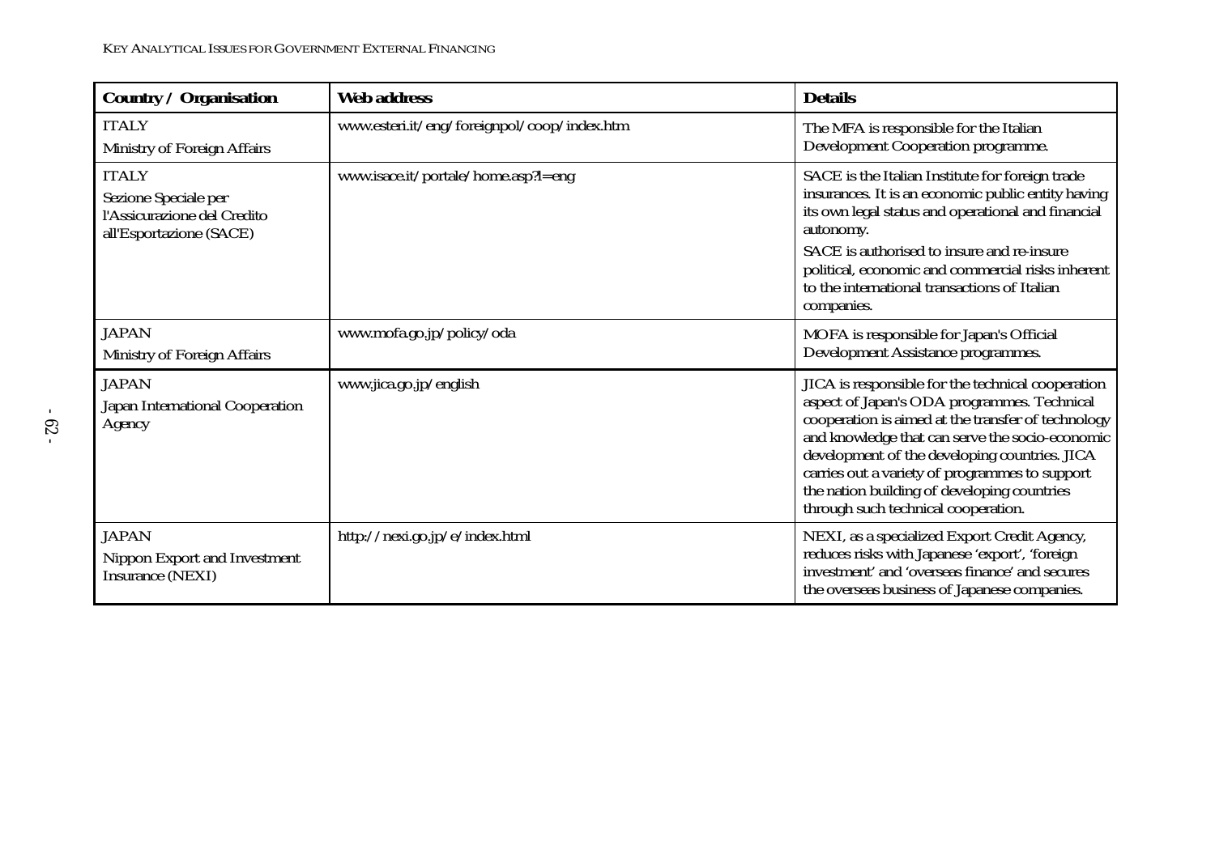| Country / Organisation | Web address | Details |
|---|---|---|
| ITALY<br>Ministry of Foreign Affairs | www.esteri.it/eng/foreignpol/coop/index.htm | The MFA is responsible for the Italian Development Cooperation programme. |
| ITALY<br>Sezione Speciale per l'Assicurazione del Credito all'Esportazione (SACE) | www.isace.it/portale/home.asp?l=eng | SACE is the Italian Institute for foreign trade insurances. It is an economic public entity having its own legal status and operational and financial autonomy.<br>SACE is authorised to insure and re-insure political, economic and commercial risks inherent to the international transactions of Italian companies. |
| JAPAN<br>Ministry of Foreign Affairs | www.mofa.go.jp/policy/oda | MOFA is responsible for Japan's Official Development Assistance programmes. |
| JAPAN<br>Japan International Cooperation Agency | www.jica.go.jp/english | JICA is responsible for the technical cooperation aspect of Japan's ODA programmes. Technical cooperation is aimed at the transfer of technology and knowledge that can serve the socio-economic development of the developing countries. JICA carries out a variety of programmes to support the nation building of developing countries through such technical cooperation. |
| JAPAN<br>Nippon Export and Investment Insurance (NEXI) | http://nexi.go.jp/e/index.html | NEXI, as a specialized Export Credit Agency, reduces risks with Japanese 'export', 'foreign investment' and 'overseas finance' and secures the overseas business of Japanese companies. |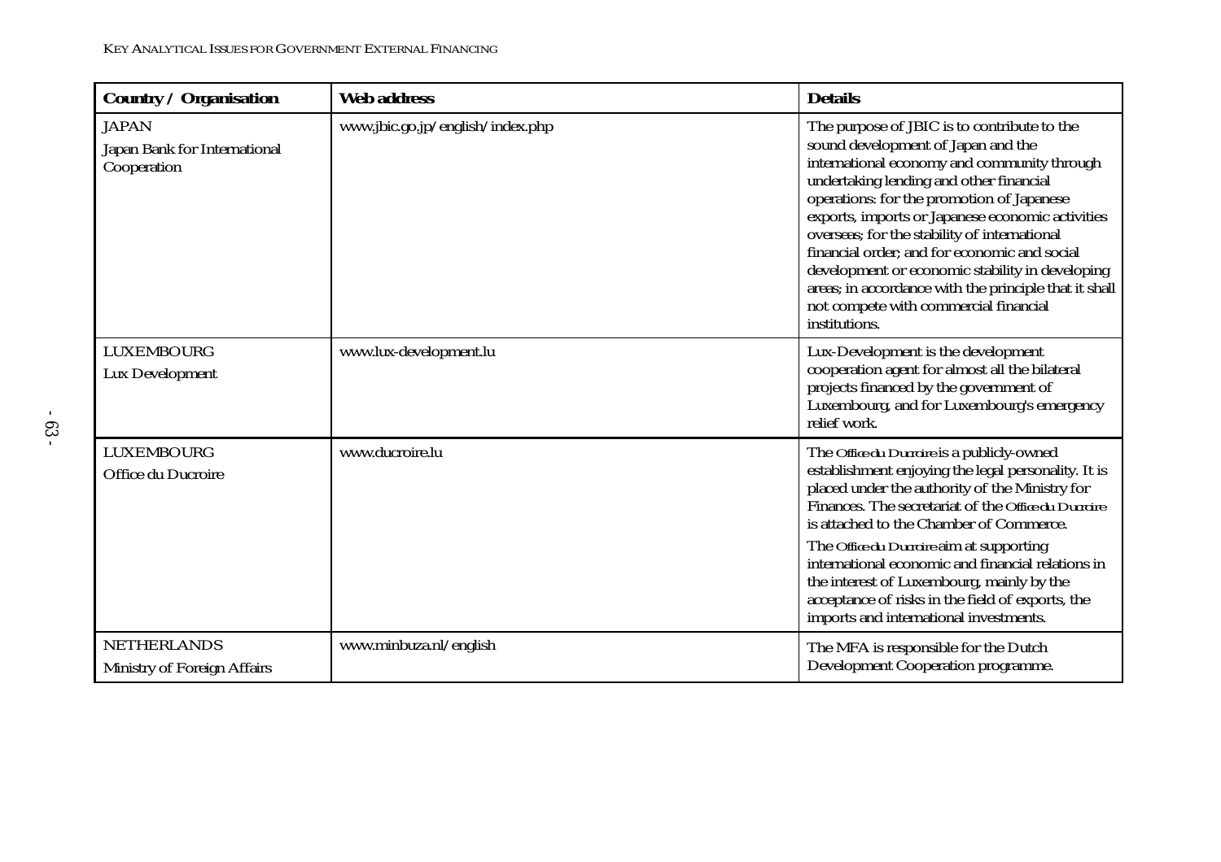| Country / Organisation | Web address | Details |
|---|---|---|
| JAPAN<br>Japan Bank for International Cooperation | www.jbic.go.jp/english/index.php | The purpose of JBIC is to contribute to the sound development of Japan and the international economy and community through undertaking lending and other financial operations: for the promotion of Japanese exports, imports or Japanese economic activities overseas; for the stability of international financial order; and for economic and social development or economic stability in developing areas; in accordance with the principle that it shall not compete with commercial financial institutions. |
| LUXEMBOURG<br>Lux Development | www.lux-development.lu | Lux-Development is the development cooperation agent for almost all the bilateral projects financed by the government of Luxembourg, and for Luxembourg's emergency relief work. |
| LUXEMBOURG<br>Office du Ducroire | www.ducroire.lu | The *Office du Ducroire* is a publicly-owned establishment enjoying the legal personality. It is placed under the authority of the Ministry for Finances. The secretariat of the *Office du Ducroire* is attached to the Chamber of Commerce.<br>The *Office du Ducroire* aim at supporting international economic and financial relations in the interest of Luxembourg, mainly by the acceptance of risks in the field of exports, the imports and international investments. |
| NETHERLANDS<br>Ministry of Foreign Affairs | www.minbuza.nl/english | The MFA is responsible for the Dutch Development Cooperation programme. |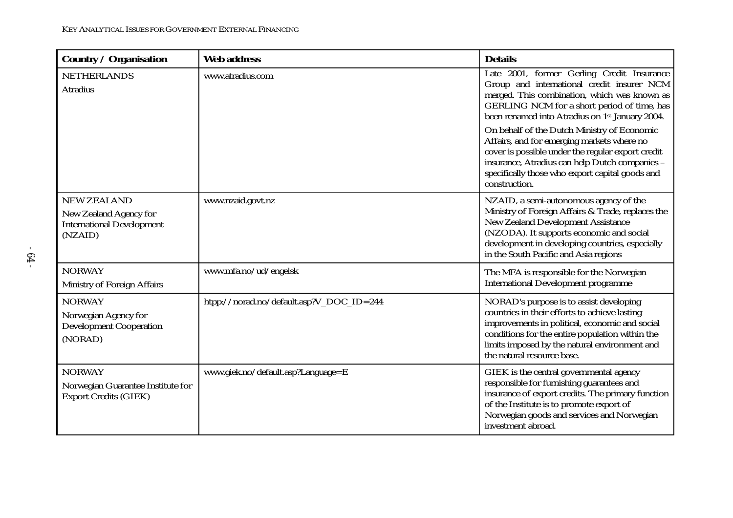| Country / Organisation | Web address | Details |
|---|---|---|
| NETHERLANDS<br>Atradius | www.atradius.com | Late 2001, former Gerling Credit Insurance Group and international credit insurer NCM merged. This combination, which was known as GERLING NCM for a short period of time, has been renamed into Atradius on 1st January 2004.<br>On behalf of the Dutch Ministry of Economic Affairs, and for emerging markets where no cover is possible under the regular export credit insurance, Atradius can help Dutch companies – specifically those who export capital goods and construction. |
| NEW ZEALAND<br>New Zealand Agency for International Development (NZAID) | www.nzaid.govt.nz | NZAID, a semi-autonomous agency of the Ministry of Foreign Affairs & Trade, replaces the New Zealand Development Assistance (NZODA). It supports economic and social development in developing countries, especially in the South Pacific and Asia regions |
| NORWAY<br>Ministry of Foreign Affairs | www.mfa.no/ud/engelsk | The MFA is responsible for the Norwegian International Development programme |
| NORWAY<br>Norwegian Agency for Development Cooperation (NORAD) | htpp://norad.no/default.asp?V_DOC_ID=244 | NORAD's purpose is to assist developing countries in their efforts to achieve lasting improvements in political, economic and social conditions for the entire population within the limits imposed by the natural environment and the natural resource base. |
| NORWAY<br>Norwegian Guarantee Institute for Export Credits (GIEK) | www.giek.no/default.asp?Language=E | GIEK is the central governmental agency responsible for furnishing guarantees and insurance of export credits. The primary function of the Institute is to promote export of Norwegian goods and services and Norwegian investment abroad. |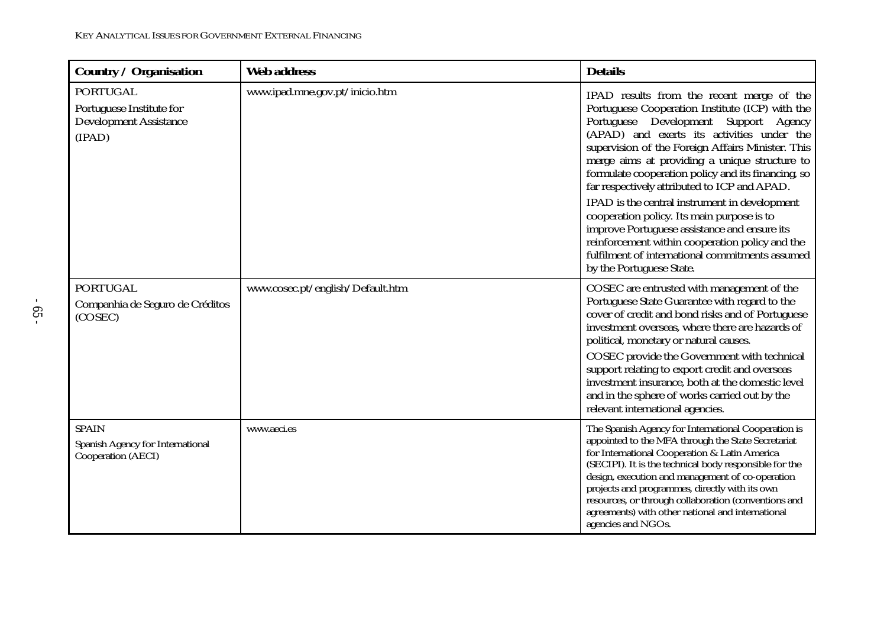| Country / Organisation | Web address | Details |
|---|---|---|
| PORTUGAL<br>Portuguese Institute for Development Assistance<br>(IPAD) | www.ipad.mne.gov.pt/inicio.htm | IPAD results from the recent merge of the Portuguese Cooperation Institute (ICP) with the Portuguese Development Support Agency (APAD) and exerts its activities under the supervision of the Foreign Affairs Minister. This merge aims at providing a unique structure to formulate cooperation policy and its financing, so far respectively attributed to ICP and APAD.<br>IPAD is the central instrument in development cooperation policy. Its main purpose is to improve Portuguese assistance and ensure its reinforcement within cooperation policy and the fulfilment of international commitments assumed by the Portuguese State. |
| PORTUGAL<br>Companhia de Seguro de Créditos (COSEC) | www.cosec.pt/english/Default.htm | COSEC are entrusted with management of the Portuguese State Guarantee with regard to the cover of credit and bond risks and of Portuguese investment overseas, where there are hazards of political, monetary or natural causes.<br>COSEC provide the Government with technical support relating to export credit and overseas investment insurance, both at the domestic level and in the sphere of works carried out by the relevant international agencies. |
| SPAIN<br>Spanish Agency for International Cooperation (AECI) | www.aeci.es | The Spanish Agency for International Cooperation is appointed to the MFA through the State Secretariat for International Cooperation & Latin America (SECIPI). It is the technical body responsible for the design, execution and management of co-operation projects and programmes, directly with its own resources, or through collaboration (conventions and agreements) with other national and international agencies and NGOs. |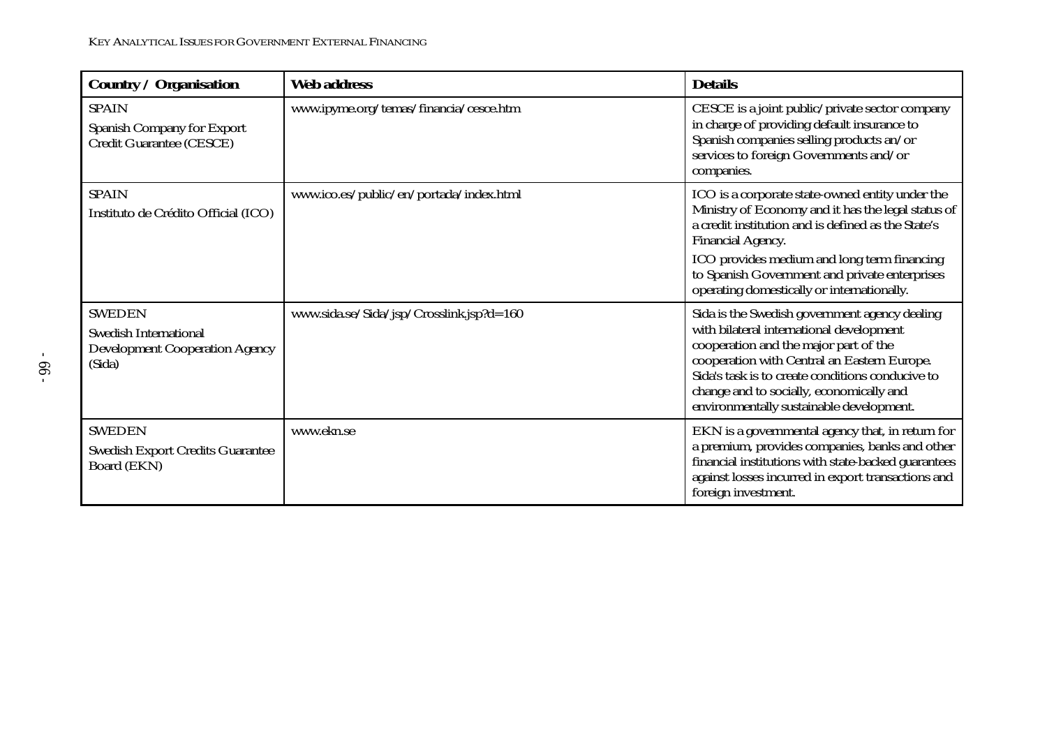| Country / Organisation | Web address | Details |
|---|---|---|
| SPAIN<br>Spanish Company for Export Credit Guarantee (CESCE) | www.ipyme.org/temas/financia/cesce.htm | CESCE is a joint public/private sector company in charge of providing default insurance to Spanish companies selling products an/or services to foreign Governments and/or companies. |
| SPAIN<br>Instituto de Crédito Official (ICO) | www.ico.es/public/en/portada/index.html | ICO is a corporate state-owned entity under the Ministry of Economy and it has the legal status of a credit institution and is defined as the State's Financial Agency.<br>ICO provides medium and long term financing to Spanish Government and private enterprises operating domestically or internationally. |
| SWEDEN<br>Swedish International Development Cooperation Agency (Sida) | www.sida.se/Sida/jsp/Crosslink.jsp?d=160 | Sida is the Swedish government agency dealing with bilateral international development cooperation and the major part of the cooperation with Central an Eastern Europe. Sida's task is to create conditions conducive to change and to socially, economically and environmentally sustainable development. |
| SWEDEN<br>Swedish Export Credits Guarantee Board (EKN) | www.ekn.se | EKN is a governmental agency that, in return for a premium, provides companies, banks and other financial institutions with state-backed guarantees against losses incurred in export transactions and foreign investment. |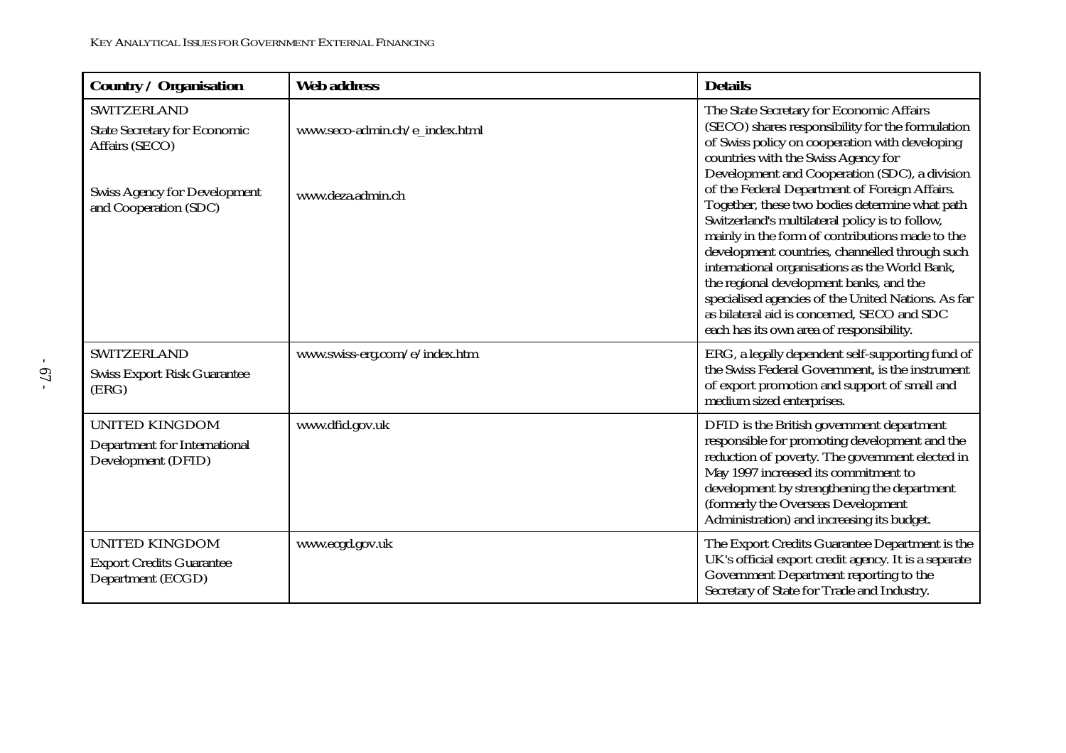| Country / Organisation | Web address | Details |
|---|---|---|
| SWITZERLAND<br>State Secretary for Economic Affairs (SECO)<br><br>Swiss Agency for Development and Cooperation (SDC) | www.seco-admin.ch/e_index.html<br><br>www.deza.admin.ch | The State Secretary for Economic Affairs (SECO) shares responsibility for the formulation of Swiss policy on cooperation with developing countries with the Swiss Agency for Development and Cooperation (SDC), a division of the Federal Department of Foreign Affairs. Together, these two bodies determine what path Switzerland's multilateral policy is to follow, mainly in the form of contributions made to the development countries, channelled through such international organisations as the World Bank, the regional development banks, and the specialised agencies of the United Nations. As far as bilateral aid is concerned, SECO and SDC each has its own area of responsibility. |
| SWITZERLAND<br>Swiss Export Risk Guarantee (ERG) | www.swiss-erg.com/e/index.htm | ERG, a legally dependent self-supporting fund of the Swiss Federal Government, is the instrument of export promotion and support of small and medium sized enterprises. |
| UNITED KINGDOM<br>Department for International Development (DFID) | www.dfid.gov.uk | DFID is the British government department responsible for promoting development and the reduction of poverty. The government elected in May 1997 increased its commitment to development by strengthening the department (formerly the Overseas Development Administration) and increasing its budget. |
| UNITED KINGDOM<br>Export Credits Guarantee Department (ECGD) | www.ecgd.gov.uk | The Export Credits Guarantee Department is the UK's official export credit agency. It is a separate Government Department reporting to the Secretary of State for Trade and Industry. |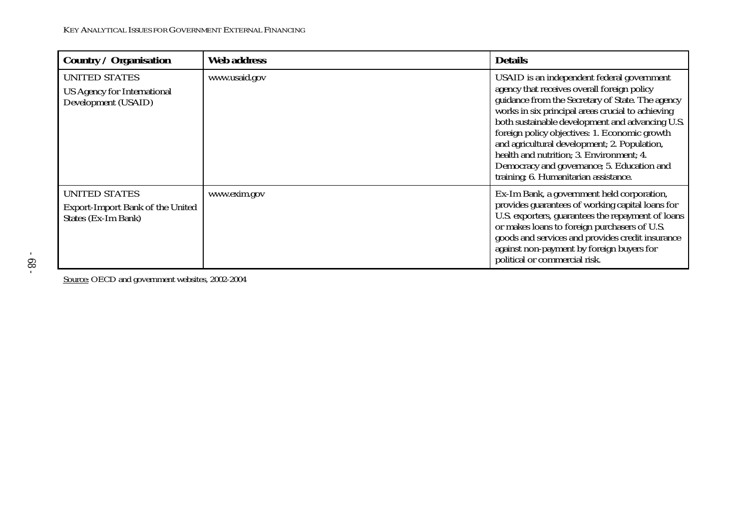| Country / Organisation | Web address | Details |
|---|---|---|
| UNITED STATES<br>US Agency for International Development (USAID) | www.usaid.gov | USAID is an independent federal government agency that receives overall foreign policy guidance from the Secretary of State. The agency works in six principal areas crucial to achieving both sustainable development and advancing U.S. foreign policy objectives: 1. Economic growth and agricultural development; 2. Population, health and nutrition; 3. Environment; 4. Democracy and governance; 5. Education and training; 6. Humanitarian assistance. |
| UNITED STATES<br>Export-Import Bank of the United States (Ex-Im Bank) | www.exim.gov | Ex-Im Bank, a government held corporation, provides guarantees of working capital loans for U.S. exporters, guarantees the repayment of loans or makes loans to foreign purchasers of U.S. goods and services and provides credit insurance against non-payment by foreign buyers for political or commercial risk. |

Source: OECD and government websites, 2002-2004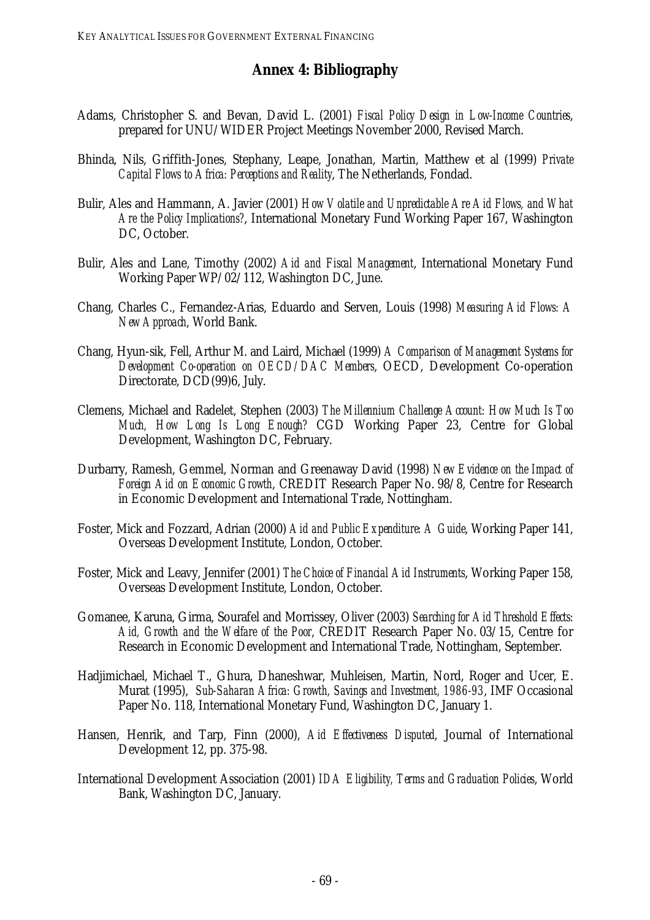## Annex 4: Bibliography

Adams, Christopher S. and Bevan, David L. (2001) *Fiscal Policy Design in Low-Income Countries*, prepared for UNU/WIDER Project Meetings November 2000, Revised March.

Bhinda, Nils, Griffith-Jones, Stephany, Leape, Jonathan, Martin, Matthew et al (1999) *Private Capital Flows to Africa: Perceptions and Reality*, The Netherlands, Fondad.

Bulir, Ales and Hammann, A. Javier (2001) *How Volatile and Unpredictable Are Aid Flows, and What Are the Policy Implications?*, International Monetary Fund Working Paper 167, Washington DC, October.

Bulir, Ales and Lane, Timothy (2002) *Aid and Fiscal Management*, International Monetary Fund Working Paper WP/02/112, Washington DC, June.

Chang, Charles C., Fernandez-Arias, Eduardo and Serven, Louis (1998) *Measuring Aid Flows: A New Approach*, World Bank.

Chang, Hyun-sik, Fell, Arthur M. and Laird, Michael (1999) *A Comparison of Management Systems for Development Co-operation on OECD/DAC Members*, OECD, Development Co-operation Directorate, DCD(99)6, July.

Clemens, Michael and Radelet, Stephen (2003) *The Millennium Challenge Account: How Much Is Too Much, How Long Is Long Enough?* CGD Working Paper 23, Centre for Global Development, Washington DC, February.

Durbarry, Ramesh, Gemmel, Norman and Greenaway David (1998) *New Evidence on the Impact of Foreign Aid on Economic Growth*, CREDIT Research Paper No. 98/8, Centre for Research in Economic Development and International Trade, Nottingham.

Foster, Mick and Fozzard, Adrian (2000) *Aid and Public Expenditure: A Guide*, Working Paper 141, Overseas Development Institute, London, October.

Foster, Mick and Leavy, Jennifer (2001) *The Choice of Financial Aid Instruments*, Working Paper 158, Overseas Development Institute, London, October.

Gomanee, Karuna, Girma, Sourafel and Morrissey, Oliver (2003) *Searching for Aid Threshold Effects: Aid, Growth and the Welfare of the Poor*, CREDIT Research Paper No. 03/15, Centre for Research in Economic Development and International Trade, Nottingham, September.

Hadjimichael, Michael T., Ghura, Dhaneshwar, Muhleisen, Martin, Nord, Roger and Ucer, E. Murat (1995), *Sub-Saharan Africa: Growth, Savings and Investment, 1986-93*, IMF Occasional Paper No. 118, International Monetary Fund, Washington DC, January 1.

Hansen, Henrik, and Tarp, Finn (2000), *Aid Effectiveness Disputed*, Journal of International Development 12, pp. 375-98.

International Development Association (2001) *IDA Eligibility, Terms and Graduation Policies*, World Bank, Washington DC, January.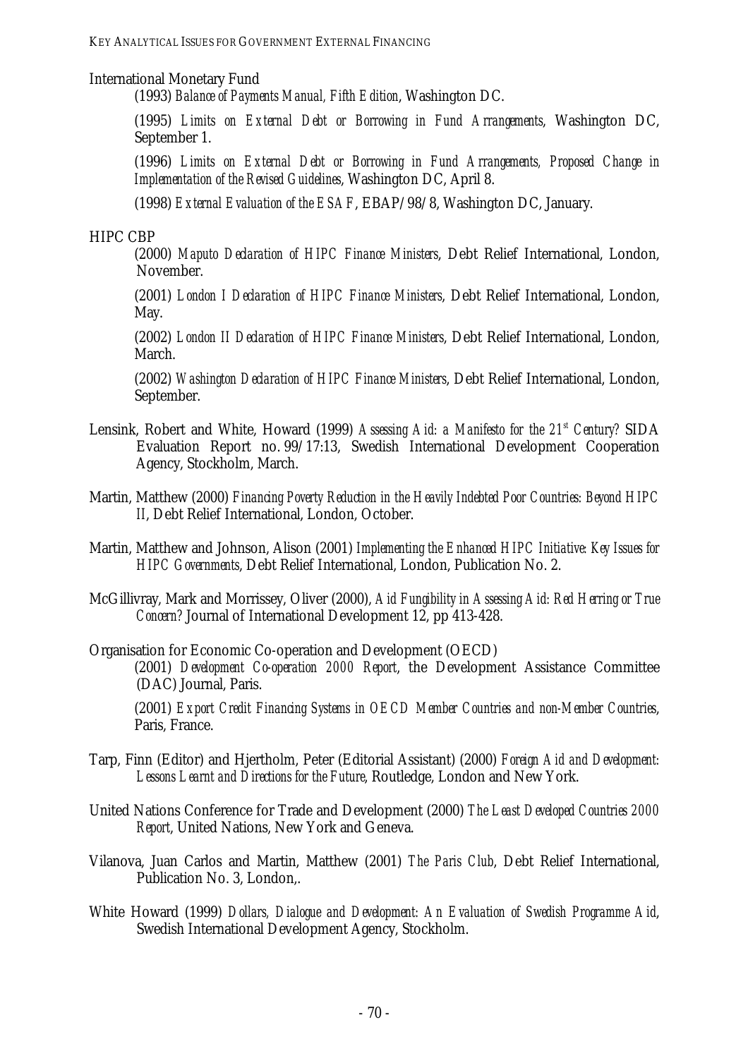International Monetary Fund

(1993) *Balance of Payments Manual, Fifth Edition*, Washington DC.

(1995) *Limits on External Debt or Borrowing in Fund Arrangements*, Washington DC, September 1.

(1996) *Limits on External Debt or Borrowing in Fund Arrangements, Proposed Change in Implementation of the Revised Guidelines*, Washington DC, April 8.

(1998) *External Evaluation of the ESAF*, EBAP/98/8, Washington DC, January.

HIPC CBP

(2000) *Maputo Declaration of HIPC Finance Ministers*, Debt Relief International, London, November.

(2001) *London I Declaration of HIPC Finance Ministers*, Debt Relief International, London, May.

(2002) *London II Declaration of HIPC Finance Ministers*, Debt Relief International, London, March.

(2002) *Washington Declaration of HIPC Finance Ministers*, Debt Relief International, London, September.

Lensink, Robert and White, Howard (1999) *Assessing Aid: a Manifesto for the 21st Century?* SIDA Evaluation Report no. 99/17:13, Swedish International Development Cooperation Agency, Stockholm, March.

Martin, Matthew (2000) *Financing Poverty Reduction in the Heavily Indebted Poor Countries: Beyond HIPC II*, Debt Relief International, London, October.

Martin, Matthew and Johnson, Alison (2001) *Implementing the Enhanced HIPC Initiative: Key Issues for HIPC Governments*, Debt Relief International, London, Publication No. 2.

McGillivray, Mark and Morrissey, Oliver (2000), *Aid Fungibility in Assessing Aid: Red Herring or True Concern?* Journal of International Development 12, pp 413-428.

Organisation for Economic Co-operation and Development (OECD)

(2001) *Development Co-operation 2000 Report*, the Development Assistance Committee (DAC) Journal, Paris.

(2001) *Export Credit Financing Systems in OECD Member Countries and non-Member Countries*, Paris, France.

Tarp, Finn (Editor) and Hjertholm, Peter (Editorial Assistant) (2000) *Foreign Aid and Development: Lessons Learnt and Directions for the Future*, Routledge, London and New York.

United Nations Conference for Trade and Development (2000) *The Least Developed Countries 2000 Report*, United Nations, New York and Geneva.

Vilanova, Juan Carlos and Martin, Matthew (2001) *The Paris Club*, Debt Relief International, Publication No. 3, London,.

White Howard (1999) *Dollars, Dialogue and Development: An Evaluation of Swedish Programme Aid*, Swedish International Development Agency, Stockholm.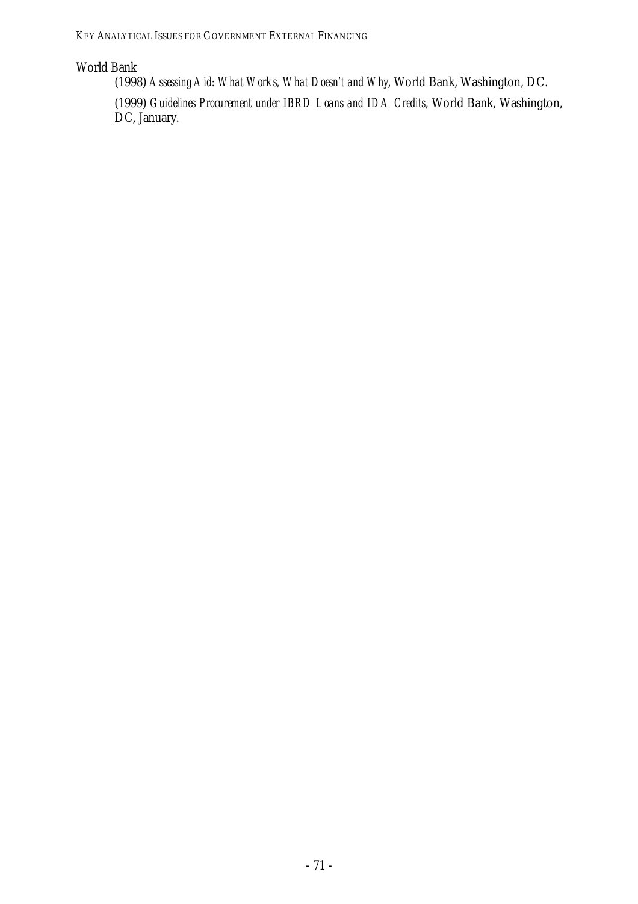World Bank

(1998) *Assessing Aid: What Works, What Doesn't and Why*, World Bank, Washington, DC.

(1999) *Guidelines Procurement under IBRD Loans and IDA Credits*, World Bank, Washington, DC, January.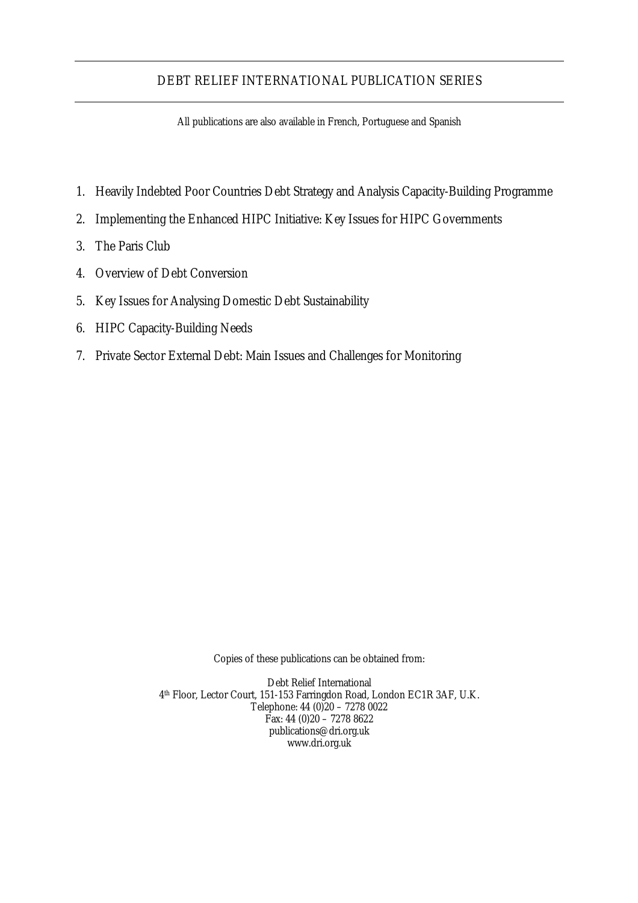# DEBT RELIEF INTERNATIONAL PUBLICATION SERIES

All publications are also available in French, Portuguese and Spanish

1. Heavily Indebted Poor Countries Debt Strategy and Analysis Capacity-Building Programme
2. Implementing the Enhanced HIPC Initiative: Key Issues for HIPC Governments
3. The Paris Club
4. Overview of Debt Conversion
5. Key Issues for Analysing Domestic Debt Sustainability
6. HIPC Capacity-Building Needs
7. Private Sector External Debt: Main Issues and Challenges for Monitoring

Copies of these publications can be obtained from:

Debt Relief International
4th Floor, Lector Court, 151-153 Farringdon Road, London EC1R 3AF, U.K.
Telephone: 44 (0)20 – 7278 0022
Fax: 44 (0)20 – 7278 8622
publications@dri.org.uk
www.dri.org.uk